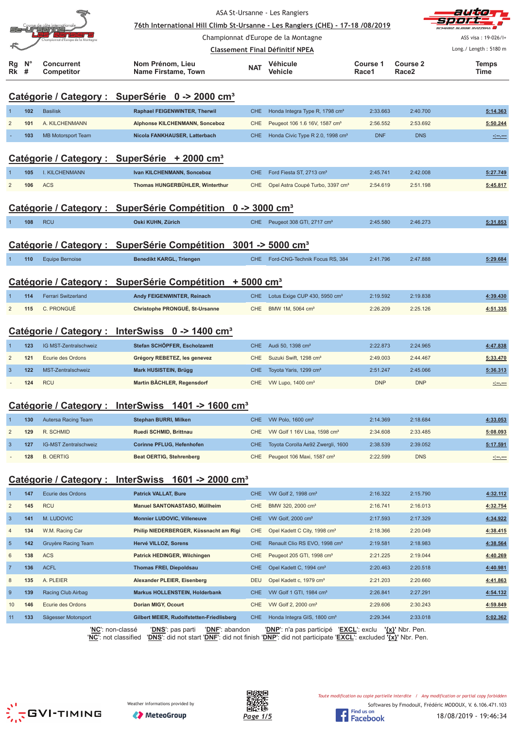ASA St-Ursanne - Les Rangiers

76th International Hill Climb St-Ursanne - Les Rangiers (CHE) - 17-18 /08/2019

Championnat d'Europe de la Montagne

Classement Final Définitif NPEA

ASS visa : 19-026/I+

Long./ Length : 5180 m

## Catégorie / Category : SuperSérie 0 -> 2000 cm³

| Rg Rk | N° # | Concurrent Competitor | Nom Prénom, Lieu Name Firstame, Town | NAT | Véhicule Vehicle | Course 1 Race1 | Course 2 Race2 | Temps Time |
|---|---|---|---|---|---|---|---|---|
| 1 | 102 | Basilisk | Raphael FEIGENWINTER, Therwil | CHE | Honda Integra Type R, 1798 cm³ | 2:33.663 | 2:40.700 | 5:14.363 |
| 2 | 101 | A. KILCHENMANN | Alphonse KILCHENMANN, Sonceboz | CHE | Peugeot 106 1.6 16V, 1587 cm³ | 2:56.552 | 2:53.692 | 5:50.244 |
| - | 103 | MB Motorsport Team | Nicola FANKHAUSER, Latterbach | CHE | Honda Civic Type R 2.0, 1998 cm³ | DNF | DNS | -:--.--- |

## Catégorie / Category : SuperSérie + 2000 cm³

| Rg Rk | N° # | Concurrent Competitor | Nom Prénom, Lieu Name Firstame, Town | NAT | Véhicule Vehicle | Course 1 Race1 | Course 2 Race2 | Temps Time |
|---|---|---|---|---|---|---|---|---|
| 1 | 105 | I. KILCHENMANN | Ivan KILCHENMANN, Sonceboz | CHE | Ford Fiesta ST, 2713 cm³ | 2:45.741 | 2:42.008 | 5:27.749 |
| 2 | 106 | ACS | Thomas HUNGERBÜHLER, Winterthur | CHE | Opel Astra Coupé Turbo, 3397 cm³ | 2:54.619 | 2:51.198 | 5:45.817 |

## Catégorie / Category : SuperSérie Compétition 0 -> 3000 cm³

| Rg Rk | N° # | Concurrent Competitor | Nom Prénom, Lieu Name Firstame, Town | NAT | Véhicule Vehicle | Course 1 Race1 | Course 2 Race2 | Temps Time |
|---|---|---|---|---|---|---|---|---|
| 1 | 108 | RCU | Oski KUHN, Zürich | CHE | Peugeot 308 GTI, 2717 cm³ | 2:45.580 | 2:46.273 | 5:31.853 |

## Catégorie / Category : SuperSérie Compétition 3001 -> 5000 cm³

| Rg Rk | N° # | Concurrent Competitor | Nom Prénom, Lieu Name Firstame, Town | NAT | Véhicule Vehicle | Course 1 Race1 | Course 2 Race2 | Temps Time |
|---|---|---|---|---|---|---|---|---|
| 1 | 110 | Equipe Bernoise | Benedikt KARGL, Triengen | CHE | Ford-CNG-Technik Focus RS, 384 | 2:41.796 | 2:47.888 | 5:29.684 |

## Catégorie / Category : SuperSérie Compétition + 5000 cm³

| Rg Rk | N° # | Concurrent Competitor | Nom Prénom, Lieu Name Firstame, Town | NAT | Véhicule Vehicle | Course 1 Race1 | Course 2 Race2 | Temps Time |
|---|---|---|---|---|---|---|---|---|
| 1 | 114 | Ferrari Switzerland | Andy FEIGENWINTER, Reinach | CHE | Lotus Exige CUP 430, 5950 cm³ | 2:19.592 | 2:19.838 | 4:39.430 |
| 2 | 115 | C. PRONGUÉ | Christophe PRONGUÉ, St-Ursanne | CHE | BMW 1M, 5064 cm³ | 2:26.209 | 2:25.126 | 4:51.335 |

## Catégorie / Category : InterSwiss 0 -> 1400 cm³

| Rg Rk | N° # | Concurrent Competitor | Nom Prénom, Lieu Name Firstame, Town | NAT | Véhicule Vehicle | Course 1 Race1 | Course 2 Race2 | Temps Time |
|---|---|---|---|---|---|---|---|---|
| 1 | 123 | IG MST-Zentralschweiz | Stefan SCHÖPFER, Escholzmatt | CHE | Audi 50, 1398 cm³ | 2:22.873 | 2:24.965 | 4:47.838 |
| 2 | 121 | Ecurie des Ordons | Grégory REBETEZ, les genevez | CHE | Suzuki Swift, 1298 cm³ | 2:49.003 | 2:44.467 | 5:33.470 |
| 3 | 122 | MST-Zentralschweiz | Mark HUSISTEIN, Brügg | CHE | Toyota Yaris, 1299 cm³ | 2:51.247 | 2:45.066 | 5:36.313 |
| - | 124 | RCU | Martin BÄCHLER, Regensdorf | CHE | VW Lupo, 1400 cm³ | DNP | DNP | -:--.--- |

## Catégorie / Category : InterSwiss 1401 -> 1600 cm³

| Rg Rk | N° # | Concurrent Competitor | Nom Prénom, Lieu Name Firstame, Town | NAT | Véhicule Vehicle | Course 1 Race1 | Course 2 Race2 | Temps Time |
|---|---|---|---|---|---|---|---|---|
| 1 | 130 | Autersa Racing Team | Stephan BURRI, Milken | CHE | VW Polo, 1600 cm³ | 2:14.369 | 2:18.684 | 4:33.053 |
| 2 | 129 | R. SCHMID | Ruedi SCHMID, Brittnau | CHE | VW Golf 1 16V Lisa, 1598 cm³ | 2:34.608 | 2:33.485 | 5:08.093 |
| 3 | 127 | IG-MST Zentralschweiz | Corinne PFLUG, Hefenhofen | CHE | Toyota Corolla Ae92 Zwergli, 1600 | 2:38.539 | 2:39.052 | 5:17.591 |
| - | 128 | B. OERTIG | Beat OERTIG, Stehrenberg | CHE | Peugeot 106 Maxi, 1587 cm³ | 2:22.599 | DNS | -:--.--- |

## Catégorie / Category : InterSwiss 1601 -> 2000 cm³

| Rg Rk | N° # | Concurrent Competitor | Nom Prénom, Lieu Name Firstame, Town | NAT | Véhicule Vehicle | Course 1 Race1 | Course 2 Race2 | Temps Time |
|---|---|---|---|---|---|---|---|---|
| 1 | 147 | Ecurie des Ordons | Patrick VALLAT, Bure | CHE | VW Golf 2, 1998 cm³ | 2:16.322 | 2:15.790 | 4:32.112 |
| 2 | 145 | RCU | Manuel SANTONASTASO, Müllheim | CHE | BMW 320, 2000 cm³ | 2:16.741 | 2:16.013 | 4:32.754 |
| 3 | 141 | M. LUDOVIC | Monnier LUDOVIC, Villeneuve | CHE | VW Golf, 2000 cm³ | 2:17.593 | 2:17.329 | 4:34.922 |
| 4 | 134 | W.M. Racing Car | Philip NIEDERBERGER, Küssnacht am Rigi | CHE | Opel Kadett C City, 1998 cm³ | 2:18.366 | 2:20.049 | 4:38.415 |
| 5 | 142 | Gruyère Racing Team | Hervé VILLOZ, Sorens | CHE | Renault Clio RS EVO, 1998 cm³ | 2:19.581 | 2:18.983 | 4:38.564 |
| 6 | 138 | ACS | Patrick HEDINGER, Wilchingen | CHE | Peugeot 205 GTI, 1998 cm³ | 2:21.225 | 2:19.044 | 4:40.269 |
| 7 | 136 | ACFL | Thomas FREI, Diepoldsau | CHE | Opel Kadett C, 1994 cm³ | 2:20.463 | 2:20.518 | 4:40.981 |
| 8 | 135 | A. PLEIER | Alexander PLEIER, Eisenberg | DEU | Opel Kadett c, 1979 cm³ | 2:21.203 | 2:20.660 | 4:41.863 |
| 9 | 139 | Racing Club Airbag | Markus HOLLENSTEIN, Holderbank | CHE | VW Golf 1 GTI, 1984 cm³ | 2:26.841 | 2:27.291 | 4:54.132 |
| 10 | 146 | Ecurie des Ordons | Dorian MIGY, Ocourt | CHE | VW Golf 2, 2000 cm³ | 2:29.606 | 2:30.243 | 4:59.849 |
| 11 | 133 | Sägesser Motorsport | Gilbert MEIER, Rudolfstetten-Friedlisberg | CHE | Honda Integra GIS, 1800 cm³ | 2:29.344 | 2:33.018 | 5:02.362 |

'NC': non-classé 'DNS': pas parti 'DNF': abandon 'DNP': n'a pas participé 'EXCL': exclu '{x}' Nbr. Pen.
'NC': not classified 'DNS': did not start 'DNF': did not finish 'DNP': did not participate 'EXCL': excluded '{x}' Nbr. Pen.

Weather informations provided by MeteoGroup

Toute modification ou copie partielle interdite / Any modification or partial copy forbidden

Softwares by FmodouX, Frédéric MODOUX, V. 6.106.471.103

18/08/2019 - 19:46:34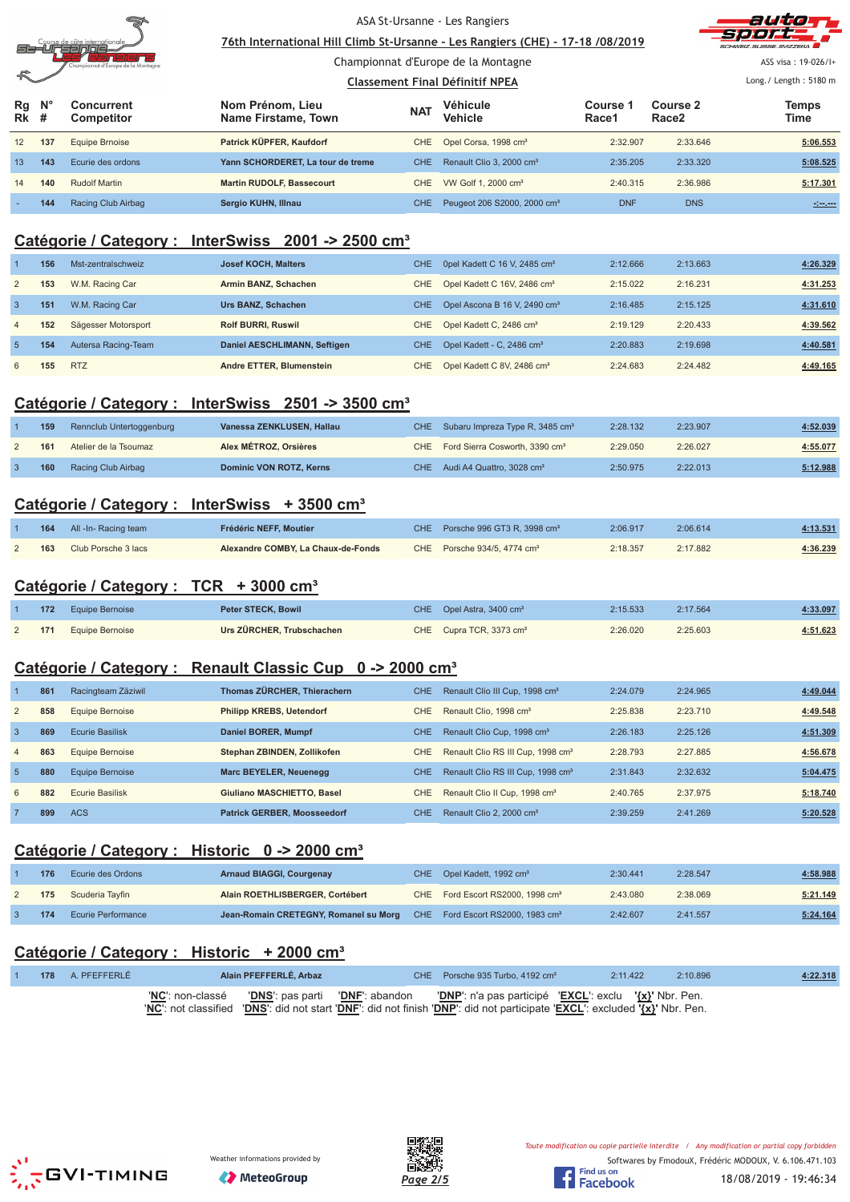ASA St-Ursanne - Les Rangiers

76th International Hill Climb St-Ursanne - Les Rangiers (CHE) - 17-18 /08/2019

Championnat d'Europe de la Montagne

Classement Final Définitif NPEA

ASS visa : 19-026/I+

Long./ Length : 5180 m

| Rg Rk | N° # | Concurrent Competitor | Nom Prénom, Lieu Name Firstame, Town | NAT | Véhicule Vehicle | Course 1 Race1 | Course 2 Race2 | Temps Time |
|---|---|---|---|---|---|---|---|---|
| 12 | 137 | Equipe Brnoise | Patrick KÜPFER, Kaufdorf | CHE | Opel Corsa, 1998 cm³ | 2:32.907 | 2:33.646 | 5:06.553 |
| 13 | 143 | Ecurie des ordons | Yann SCHORDERET, La tour de treme | CHE | Renault Clio 3, 2000 cm³ | 2:35.205 | 2:33.320 | 5:08.525 |
| 14 | 140 | Rudolf Martin | Martin RUDOLF, Bassecourt | CHE | VW Golf 1, 2000 cm³ | 2:40.315 | 2:36.986 | 5:17.301 |
| - | 144 | Racing Club Airbag | Sergio KUHN, Illnau | CHE | Peugeot 206 S2000, 2000 cm³ | DNF | DNS | -:--.--- |

## Catégorie / Category : InterSwiss 2001 -> 2500 cm³

| Rg Rk | N° # | Concurrent Competitor | Nom Prénom, Lieu Name Firstame, Town | NAT | Véhicule Vehicle | Course 1 Race1 | Course 2 Race2 | Temps Time |
|---|---|---|---|---|---|---|---|---|
| 1 | 156 | Mst-zentralschweiz | Josef KOCH, Malters | CHE | Opel Kadett C 16 V, 2485 cm³ | 2:12.666 | 2:13.663 | 4:26.329 |
| 2 | 153 | W.M. Racing Car | Armin BANZ, Schachen | CHE | Opel Kadett C 16V, 2486 cm³ | 2:15.022 | 2:16.231 | 4:31.253 |
| 3 | 151 | W.M. Racing Car | Urs BANZ, Schachen | CHE | Opel Ascona B 16 V, 2490 cm³ | 2:16.485 | 2:15.125 | 4:31.610 |
| 4 | 152 | Sägesser Motorsport | Rolf BURRI, Ruswil | CHE | Opel Kadett C, 2486 cm³ | 2:19.129 | 2:20.433 | 4:39.562 |
| 5 | 154 | Autersa Racing-Team | Daniel AESCHLIMANN, Seftigen | CHE | Opel Kadett - C, 2486 cm³ | 2:20.883 | 2:19.698 | 4:40.581 |
| 6 | 155 | RTZ | Andre ETTER, Blumenstein | CHE | Opel Kadett C 8V, 2486 cm³ | 2:24.683 | 2:24.482 | 4:49.165 |

## Catégorie / Category : InterSwiss 2501 -> 3500 cm³

| Rg Rk | N° # | Concurrent Competitor | Nom Prénom, Lieu Name Firstame, Town | NAT | Véhicule Vehicle | Course 1 Race1 | Course 2 Race2 | Temps Time |
|---|---|---|---|---|---|---|---|---|
| 1 | 159 | Rennclub Untertoggenburg | Vanessa ZENKLUSEN, Hallau | CHE | Subaru Impreza Type R, 3485 cm³ | 2:28.132 | 2:23.907 | 4:52.039 |
| 2 | 161 | Atelier de la Tsoumaz | Alex MÉTROZ, Orsières | CHE | Ford Sierra Cosworth, 3390 cm³ | 2:29.050 | 2:26.027 | 4:55.077 |
| 3 | 160 | Racing Club Airbag | Dominic VON ROTZ, Kerns | CHE | Audi A4 Quattro, 3028 cm³ | 2:50.975 | 2:22.013 | 5:12.988 |

## Catégorie / Category : InterSwiss + 3500 cm³

| Rg Rk | N° # | Concurrent Competitor | Nom Prénom, Lieu Name Firstame, Town | NAT | Véhicule Vehicle | Course 1 Race1 | Course 2 Race2 | Temps Time |
|---|---|---|---|---|---|---|---|---|
| 1 | 164 | All -In- Racing team | Frédéric NEFF, Moutier | CHE | Porsche 996 GT3 R, 3998 cm³ | 2:06.917 | 2:06.614 | 4:13.531 |
| 2 | 163 | Club Porsche 3 lacs | Alexandre COMBY, La Chaux-de-Fonds | CHE | Porsche 934/5, 4774 cm³ | 2:18.357 | 2:17.882 | 4:36.239 |

## Catégorie / Category : TCR + 3000 cm³

| Rg Rk | N° # | Concurrent Competitor | Nom Prénom, Lieu Name Firstame, Town | NAT | Véhicule Vehicle | Course 1 Race1 | Course 2 Race2 | Temps Time |
|---|---|---|---|---|---|---|---|---|
| 1 | 172 | Equipe Bernoise | Peter STECK, Bowil | CHE | Opel Astra, 3400 cm³ | 2:15.533 | 2:17.564 | 4:33.097 |
| 2 | 171 | Equipe Bernoise | Urs ZÜRCHER, Trubschachen | CHE | Cupra TCR, 3373 cm³ | 2:26.020 | 2:25.603 | 4:51.623 |

## Catégorie / Category : Renault Classic Cup 0 -> 2000 cm³

| Rg Rk | N° # | Concurrent Competitor | Nom Prénom, Lieu Name Firstame, Town | NAT | Véhicule Vehicle | Course 1 Race1 | Course 2 Race2 | Temps Time |
|---|---|---|---|---|---|---|---|---|
| 1 | 861 | Racingteam Zäziwil | Thomas ZÜRCHER, Thierachern | CHE | Renault Clio III Cup, 1998 cm³ | 2:24.079 | 2:24.965 | 4:49.044 |
| 2 | 858 | Equipe Bernoise | Philipp KREBS, Uetendorf | CHE | Renault Clio, 1998 cm³ | 2:25.838 | 2:23.710 | 4:49.548 |
| 3 | 869 | Ecurie Basilisk | Daniel BORER, Mumpf | CHE | Renault Clio Cup, 1998 cm³ | 2:26.183 | 2:25.126 | 4:51.309 |
| 4 | 863 | Equipe Bernoise | Stephan ZBINDEN, Zollikofen | CHE | Renault Clio RS III Cup, 1998 cm³ | 2:28.793 | 2:27.885 | 4:56.678 |
| 5 | 880 | Equipe Bernoise | Marc BEYELER, Neuenegg | CHE | Renault Clio RS III Cup, 1998 cm³ | 2:31.843 | 2:32.632 | 5:04.475 |
| 6 | 882 | Ecurie Basilisk | Giuliano MASCHIETTO, Basel | CHE | Renault Clio II Cup, 1998 cm³ | 2:40.765 | 2:37.975 | 5:18.740 |
| 7 | 899 | ACS | Patrick GERBER, Moosseedorf | CHE | Renault Clio 2, 2000 cm³ | 2:39.259 | 2:41.269 | 5:20.528 |

## Catégorie / Category : Historic 0 -> 2000 cm³

| Rg Rk | N° # | Concurrent Competitor | Nom Prénom, Lieu Name Firstame, Town | NAT | Véhicule Vehicle | Course 1 Race1 | Course 2 Race2 | Temps Time |
|---|---|---|---|---|---|---|---|---|
| 1 | 176 | Ecurie des Ordons | Arnaud BIAGGI, Courgenay | CHE | Opel Kadett, 1992 cm³ | 2:30.441 | 2:28.547 | 4:58.988 |
| 2 | 175 | Scuderia Tayfin | Alain ROETHLISBERGER, Cortébert | CHE | Ford Escort RS2000, 1998 cm³ | 2:43.080 | 2:38.069 | 5:21.149 |
| 3 | 174 | Ecurie Performance | Jean-Romain CRETEGNY, Romanel su Morg | CHE | Ford Escort RS2000, 1983 cm³ | 2:42.607 | 2:41.557 | 5:24.164 |

## Catégorie / Category : Historic + 2000 cm³

| Rg Rk | N° # | Concurrent Competitor | Nom Prénom, Lieu Name Firstame, Town | NAT | Véhicule Vehicle | Course 1 Race1 | Course 2 Race2 | Temps Time |
|---|---|---|---|---|---|---|---|---|
| 1 | 178 | A. PFEFFERLÉ | Alain PFEFFERLÉ, Arbaz | CHE | Porsche 935 Turbo, 4192 cm³ | 2:11.422 | 2:10.896 | 4:22.318 |

'NC': non-classé 'DNS': pas parti 'DNF': abandon 'DNP': n'a pas participé 'EXCL': exclu '{x}' Nbr. Pen.
'NC': not classified 'DNS': did not start 'DNF': did not finish 'DNP': did not participate 'EXCL': excluded '{x}' Nbr. Pen.

Weather informations provided by MeteoGroup

*Toute modification ou copie partielle interdite / Any modification or partial copy forbidden*

Softwares by FmodouX, Frédéric MODOUX, V. 6.106.471.103

18/08/2019 - 19:46:34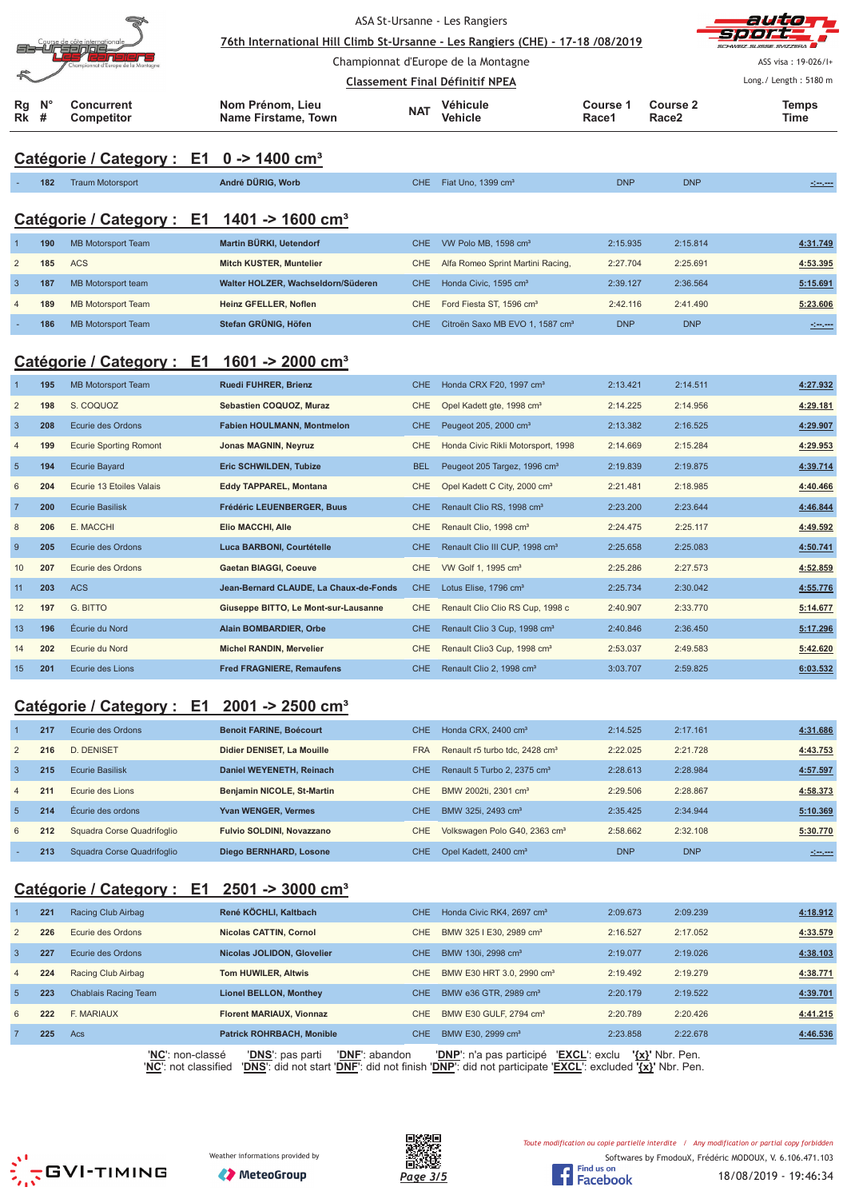ASA St-Ursanne - Les Rangiers

76th International Hill Climb St-Ursanne - Les Rangiers (CHE) - 17-18 /08/2019

Championnat d'Europe de la Montagne

Classement Final Définitif NPEA

ASS visa : 19-026/I+

Long./ Length : 5180 m

## Catégorie / Category : E1 0 -> 1400 cm³

| Rg Rk | N° # | Concurrent Competitor | Nom Prénom, Lieu Name Firstame, Town | NAT | Véhicule Vehicle | Course 1 Race1 | Course 2 Race2 | Temps Time |
|---|---|---|---|---|---|---|---|---|
| - | 182 | Traum Motorsport | André DÜRIG, Worb | CHE | Fiat Uno, 1399 cm³ | DNP | DNP | -:--.--- |

## Catégorie / Category : E1 1401 -> 1600 cm³

| Rg Rk | N° # | Concurrent Competitor | Nom Prénom, Lieu Name Firstame, Town | NAT | Véhicule Vehicle | Course 1 Race1 | Course 2 Race2 | Temps Time |
|---|---|---|---|---|---|---|---|---|
| 1 | 190 | MB Motorsport Team | Martin BÜRKI, Uetendorf | CHE | VW Polo MB, 1598 cm³ | 2:15.935 | 2:15.814 | 4:31.749 |
| 2 | 185 | ACS | Mitch KUSTER, Muntelier | CHE | Alfa Romeo Sprint Martini Racing, | 2:27.704 | 2:25.691 | 4:53.395 |
| 3 | 187 | MB Motorsport team | Walter HOLZER, Wachseldorn/Süderen | CHE | Honda Civic, 1595 cm³ | 2:39.127 | 2:36.564 | 5:15.691 |
| 4 | 189 | MB Motorsport Team | Heinz GFELLER, Noflen | CHE | Ford Fiesta ST, 1596 cm³ | 2:42.116 | 2:41.490 | 5:23.606 |
| - | 186 | MB Motorsport Team | Stefan GRÜNIG, Höfen | CHE | Citroën Saxo MB EVO 1, 1587 cm³ | DNP | DNP | -:--.--- |

## Catégorie / Category : E1 1601 -> 2000 cm³

| Rg Rk | N° # | Concurrent Competitor | Nom Prénom, Lieu Name Firstame, Town | NAT | Véhicule Vehicle | Course 1 Race1 | Course 2 Race2 | Temps Time |
|---|---|---|---|---|---|---|---|---|
| 1 | 195 | MB Motorsport Team | Ruedi FUHRER, Brienz | CHE | Honda CRX F20, 1997 cm³ | 2:13.421 | 2:14.511 | 4:27.932 |
| 2 | 198 | S. COQUOZ | Sebastien COQUOZ, Muraz | CHE | Opel Kadett gte, 1998 cm³ | 2:14.225 | 2:14.956 | 4:29.181 |
| 3 | 208 | Ecurie des Ordons | Fabien HOULMANN, Montmelon | CHE | Peugeot 205, 2000 cm³ | 2:13.382 | 2:16.525 | 4:29.907 |
| 4 | 199 | Ecurie Sporting Romont | Jonas MAGNIN, Neyruz | CHE | Honda Civic Rikli Motorsport, 1998 | 2:14.669 | 2:15.284 | 4:29.953 |
| 5 | 194 | Ecurie Bayard | Eric SCHWILDEN, Tubize | BEL | Peugeot 205 Targez, 1996 cm³ | 2:19.839 | 2:19.875 | 4:39.714 |
| 6 | 204 | Ecurie 13 Etoiles Valais | Eddy TAPPAREL, Montana | CHE | Opel Kadett C City, 2000 cm³ | 2:21.481 | 2:18.985 | 4:40.466 |
| 7 | 200 | Ecurie Basilisk | Frédéric LEUENBERGER, Buus | CHE | Renault Clio RS, 1998 cm³ | 2:23.200 | 2:23.644 | 4:46.844 |
| 8 | 206 | E. MACCHI | Elio MACCHI, Alle | CHE | Renault Clio, 1998 cm³ | 2:24.475 | 2:25.117 | 4:49.592 |
| 9 | 205 | Ecurie des Ordons | Luca BARBONI, Courtételle | CHE | Renault Clio III CUP, 1998 cm³ | 2:25.658 | 2:25.083 | 4:50.741 |
| 10 | 207 | Ecurie des Ordons | Gaetan BIAGGI, Coeuve | CHE | VW Golf 1, 1995 cm³ | 2:25.286 | 2:27.573 | 4:52.859 |
| 11 | 203 | ACS | Jean-Bernard CLAUDE, La Chaux-de-Fonds | CHE | Lotus Elise, 1796 cm³ | 2:25.734 | 2:30.042 | 4:55.776 |
| 12 | 197 | G. BITTO | Giuseppe BITTO, Le Mont-sur-Lausanne | CHE | Renault Clio Clio RS Cup, 1998 c | 2:40.907 | 2:33.770 | 5:14.677 |
| 13 | 196 | Écurie du Nord | Alain BOMBARDIER, Orbe | CHE | Renault Clio 3 Cup, 1998 cm³ | 2:40.846 | 2:36.450 | 5:17.296 |
| 14 | 202 | Ecurie du Nord | Michel RANDIN, Mervelier | CHE | Renault Clio3 Cup, 1998 cm³ | 2:53.037 | 2:49.583 | 5:42.620 |
| 15 | 201 | Ecurie des Lions | Fred FRAGNIERE, Remaufens | CHE | Renault Clio 2, 1998 cm³ | 3:03.707 | 2:59.825 | 6:03.532 |

## Catégorie / Category : E1 2001 -> 2500 cm³

| Rg Rk | N° # | Concurrent Competitor | Nom Prénom, Lieu Name Firstame, Town | NAT | Véhicule Vehicle | Course 1 Race1 | Course 2 Race2 | Temps Time |
|---|---|---|---|---|---|---|---|---|
| 1 | 217 | Ecurie des Ordons | Benoit FARINE, Boécourt | CHE | Honda CRX, 2400 cm³ | 2:14.525 | 2:17.161 | 4:31.686 |
| 2 | 216 | D. DENISET | Didier DENISET, La Mouille | FRA | Renault r5 turbo tdc, 2428 cm³ | 2:22.025 | 2:21.728 | 4:43.753 |
| 3 | 215 | Ecurie Basilisk | Daniel WEYENETH, Reinach | CHE | Renault 5 Turbo 2, 2375 cm³ | 2:28.613 | 2:28.984 | 4:57.597 |
| 4 | 211 | Ecurie des Lions | Benjamin NICOLE, St-Martin | CHE | BMW 2002ti, 2301 cm³ | 2:29.506 | 2:28.867 | 4:58.373 |
| 5 | 214 | Écurie des ordons | Yvan WENGER, Vermes | CHE | BMW 325i, 2493 cm³ | 2:35.425 | 2:34.944 | 5:10.369 |
| 6 | 212 | Squadra Corse Quadrifoglio | Fulvio SOLDINI, Novazzano | CHE | Volkswagen Polo G40, 2363 cm³ | 2:58.662 | 2:32.108 | 5:30.770 |
| - | 213 | Squadra Corse Quadrifoglio | Diego BERNHARD, Losone | CHE | Opel Kadett, 2400 cm³ | DNP | DNP | -:--.--- |

## Catégorie / Category : E1 2501 -> 3000 cm³

| Rg Rk | N° # | Concurrent Competitor | Nom Prénom, Lieu Name Firstame, Town | NAT | Véhicule Vehicle | Course 1 Race1 | Course 2 Race2 | Temps Time |
|---|---|---|---|---|---|---|---|---|
| 1 | 221 | Racing Club Airbag | René KÖCHLI, Kaltbach | CHE | Honda Civic RK4, 2697 cm³ | 2:09.673 | 2:09.239 | 4:18.912 |
| 2 | 226 | Ecurie des Ordons | Nicolas CATTIN, Cornol | CHE | BMW 325 I E30, 2989 cm³ | 2:16.527 | 2:17.052 | 4:33.579 |
| 3 | 227 | Ecurie des Ordons | Nicolas JOLIDON, Glovelier | CHE | BMW 130i, 2998 cm³ | 2:19.077 | 2:19.026 | 4:38.103 |
| 4 | 224 | Racing Club Airbag | Tom HUWILER, Altwis | CHE | BMW E30 HRT 3.0, 2990 cm³ | 2:19.492 | 2:19.279 | 4:38.771 |
| 5 | 223 | Chablais Racing Team | Lionel BELLON, Monthey | CHE | BMW e36 GTR, 2989 cm³ | 2:20.179 | 2:19.522 | 4:39.701 |
| 6 | 222 | F. MARIAUX | Florent MARIAUX, Vionnaz | CHE | BMW E30 GULF, 2794 cm³ | 2:20.789 | 2:20.426 | 4:41.215 |
| 7 | 225 | Acs | Patrick ROHRBACH, Monible | CHE | BMW E30, 2999 cm³ | 2:23.858 | 2:22.678 | 4:46.536 |

'NC': non-classé 'DNS': pas parti 'DNF': abandon 'DNP': n'a pas participé 'EXCL': exclu '{x}' Nbr. Pen.
'NC': not classified 'DNS': did not start 'DNF': did not finish 'DNP': did not participate 'EXCL': excluded '{x}' Nbr. Pen.

Weather informations provided by MeteoGroup

Toute modification ou copie partielle interdite / Any modification or partial copy forbidden

Softwares by FmodouX, Frédéric MODOUX, V. 6.106.471.103

18/08/2019 - 19:46:34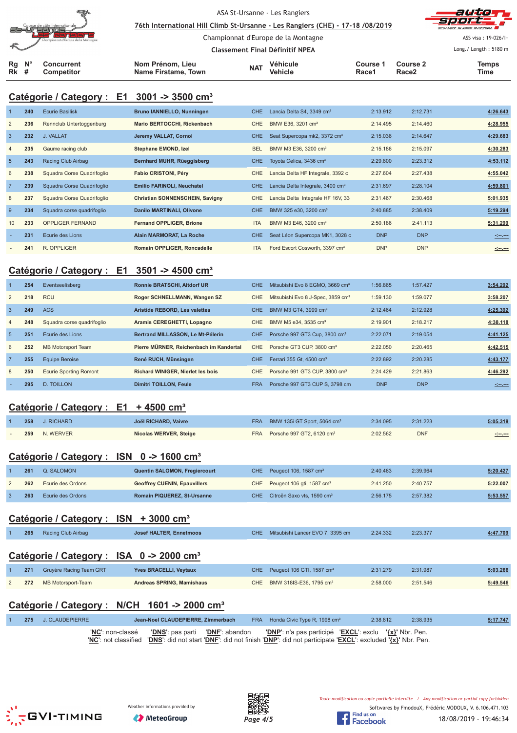ASA St-Ursanne - Les Rangiers

76th International Hill Climb St-Ursanne - Les Rangiers (CHE) - 17-18 /08/2019

Championnat d'Europe de la Montagne

Classement Final Définitif NPEA

ASS visa : 19-026/I+

Long./ Length : 5180 m

## Catégorie / Category : E1 3001 -> 3500 cm³

| Rg Rk | N° # | Concurrent Competitor | Nom Prénom, Lieu Name Firstame, Town | NAT | Véhicule Vehicle | Course 1 Race1 | Course 2 Race2 | Temps Time |
|---|---|---|---|---|---|---|---|---|
| 1 | 240 | Ecurie Basilisk | Bruno IANNIELLO, Nunningen | CHE | Lancia Delta S4, 3349 cm³ | 2:13.912 | 2:12.731 | 4:26.643 |
| 2 | 236 | Rennclub Untertoggenburg | Mario BERTOCCHI, Rickenbach | CHE | BMW E36, 3201 cm³ | 2:14.495 | 2:14.460 | 4:28.955 |
| 3 | 232 | J. VALLAT | Jeremy VALLAT, Cornol | CHE | Seat Supercopa mk2, 3372 cm³ | 2:15.036 | 2:14.647 | 4:29.683 |
| 4 | 235 | Gaume racing club | Stephane EMOND, Izel | BEL | BMW M3 E36, 3200 cm³ | 2:15.186 | 2:15.097 | 4:30.283 |
| 5 | 243 | Racing Club Airbag | Bernhard MUHR, Rüeggisberg | CHE | Toyota Celica, 3436 cm³ | 2:29.800 | 2:23.312 | 4:53.112 |
| 6 | 238 | Squadra Corse Quadrifoglio | Fabio CRISTONI, Péry | CHE | Lancia Delta HF Integrale, 3392 c | 2:27.604 | 2:27.438 | 4:55.042 |
| 7 | 239 | Squadra Corse Quadrifoglio | Emilio FARINOLI, Neuchatel | CHE | Lancia Delta Integrale, 3400 cm³ | 2:31.697 | 2:28.104 | 4:59.801 |
| 8 | 237 | Squadra Corse Quadrifoglio | Christian SONNENSCHEIN, Savigny | CHE | Lancia Delta Integrale HF 16V, 33 | 2:31.467 | 2:30.468 | 5:01.935 |
| 9 | 234 | Squadra corse quadrifoglio | Danilo MARTINALI, Olivone | CHE | BMW 325 e30, 3200 cm³ | 2:40.885 | 2:38.409 | 5:19.294 |
| 10 | 233 | OPPLIGER FERNAND | Fernand OPPLIGER, Brione | ITA | BMW M3 E46, 3200 cm³ | 2:50.186 | 2:41.113 | 5:31.299 |
| - | 231 | Ecurie des Lions | Alain MARMORAT, La Roche | CHE | Seat Léon Supercopa MK1, 3028 c | DNP | DNP | -:--.--- |
| - | 241 | R. OPPLIGER | Romain OPPLIGER, Roncadelle | ITA | Ford Escort Cosworth, 3397 cm³ | DNP | DNP | -:--.--- |

## Catégorie / Category : E1 3501 -> 4500 cm³

| Rg Rk | N° # | Concurrent Competitor | Nom Prénom, Lieu Name Firstame, Town | NAT | Véhicule Vehicle | Course 1 Race1 | Course 2 Race2 | Temps Time |
|---|---|---|---|---|---|---|---|---|
| 1 | 254 | Eventseelisberg | Ronnie BRATSCHI, Altdorf UR | CHE | Mitsubishi Evo 8 EGMO, 3669 cm³ | 1:56.865 | 1:57.427 | 3:54.292 |
| 2 | 218 | RCU | Roger SCHNELLMANN, Wangen SZ | CHE | Mitsubishi Evo 8 J-Spec, 3859 cm³ | 1:59.130 | 1:59.077 | 3:58.207 |
| 3 | 249 | ACS | Aristide REBORD, Les valettes | CHE | BMW M3 GT4, 3999 cm³ | 2:12.464 | 2:12.928 | 4:25.392 |
| 4 | 248 | Squadra corse quadrifoglio | Aramis CEREGHETTI, Lopagno | CHE | BMW M5 e34, 3535 cm³ | 2:19.901 | 2:18.217 | 4:38.118 |
| 5 | 251 | Ecurie des Lions | Bertrand MILLASSON, Le Mt-Pélerin | CHE | Porsche 997 GT3 Cup, 3800 cm³ | 2:22.071 | 2:19.054 | 4:41.125 |
| 6 | 252 | MB Motorsport Team | Pierre MÜRNER, Reichenbach im Kandertal | CHE | Porsche GT3 CUP, 3800 cm³ | 2:22.050 | 2:20.465 | 4:42.515 |
| 7 | 255 | Equipe Beroise | René RUCH, Münsingen | CHE | Ferrari 355 Gt, 4500 cm³ | 2:22.892 | 2:20.285 | 4:43.177 |
| 8 | 250 | Ecurie Sporting Romont | Richard WINIGER, Nierlet les bois | CHE | Porsche 991 GT3 CUP, 3800 cm³ | 2:24.429 | 2:21.863 | 4:46.292 |
| - | 295 | D. TOILLON | Dimitri TOILLON, Feule | FRA | Porsche 997 GT3 CUP S, 3798 cm | DNP | DNP | -:--.--- |

## Catégorie / Category : E1 + 4500 cm³

| Rg Rk | N° # | Concurrent Competitor | Nom Prénom, Lieu Name Firstame, Town | NAT | Véhicule Vehicle | Course 1 Race1 | Course 2 Race2 | Temps Time |
|---|---|---|---|---|---|---|---|---|
| 1 | 258 | J. RICHARD | Joël RICHARD, Vaivre | FRA | BMW 135i GT Sport, 5064 cm³ | 2:34.095 | 2:31.223 | 5:05.318 |
| - | 259 | N. WERVER | Nicolas WERVER, Steige | FRA | Porsche 997 GT2, 6120 cm³ | 2:02.562 | DNF | -:--.--- |

## Catégorie / Category : ISN 0 -> 1600 cm³

| Rg Rk | N° # | Concurrent Competitor | Nom Prénom, Lieu Name Firstame, Town | NAT | Véhicule Vehicle | Course 1 Race1 | Course 2 Race2 | Temps Time |
|---|---|---|---|---|---|---|---|---|
| 1 | 261 | Q. SALOMON | Quentin SALOMON, Fregiercourt | CHE | Peugeot 106, 1587 cm³ | 2:40.463 | 2:39.964 | 5:20.427 |
| 2 | 262 | Ecurie des Ordons | Geoffrey CUENIN, Epauvillers | CHE | Peugeot 106 gti, 1587 cm³ | 2:41.250 | 2:40.757 | 5:22.007 |
| 3 | 263 | Ecurie des Ordons | Romain PIQUEREZ, St-Ursanne | CHE | Citroën Saxo vts, 1590 cm³ | 2:56.175 | 2:57.382 | 5:53.557 |

## Catégorie / Category : ISN + 3000 cm³

| Rg Rk | N° # | Concurrent Competitor | Nom Prénom, Lieu Name Firstame, Town | NAT | Véhicule Vehicle | Course 1 Race1 | Course 2 Race2 | Temps Time |
|---|---|---|---|---|---|---|---|---|
| 1 | 265 | Racing Club Airbag | Josef HALTER, Ennetmoos | CHE | Mitsubishi Lancer EVO 7, 3395 cm | 2:24.332 | 2:23.377 | 4:47.709 |

## Catégorie / Category : ISA 0 -> 2000 cm³

| Rg Rk | N° # | Concurrent Competitor | Nom Prénom, Lieu Name Firstame, Town | NAT | Véhicule Vehicle | Course 1 Race1 | Course 2 Race2 | Temps Time |
|---|---|---|---|---|---|---|---|---|
| 1 | 271 | Gruyère Racing Team GRT | Yves BRACELLI, Veytaux | CHE | Peugeot 106 GTI, 1587 cm³ | 2:31.279 | 2:31.987 | 5:03.266 |
| 2 | 272 | MB Motorsport-Team | Andreas SPRING, Mamishaus | CHE | BMW 318IS-E36, 1795 cm³ | 2:58.000 | 2:51.546 | 5:49.546 |

## Catégorie / Category : N/CH 1601 -> 2000 cm³

| Rg Rk | N° # | Concurrent Competitor | Nom Prénom, Lieu Name Firstame, Town | NAT | Véhicule Vehicle | Course 1 Race1 | Course 2 Race2 | Temps Time |
|---|---|---|---|---|---|---|---|---|
| 1 | 275 | J. CLAUDEPIERRE | Jean-Noel CLAUDEPIERRE, Zimmerbach | FRA | Honda Civic Type R, 1998 cm³ | 2:38.812 | 2:38.935 | 5:17.747 |

'NC': non-classé 'DNS': pas parti 'DNF': abandon 'DNP': n'a pas participé 'EXCL': exclu '{x}' Nbr. Pen.
'NC': not classified 'DNS': did not start 'DNF': did not finish 'DNP': did not participate 'EXCL': excluded '{x}' Nbr. Pen.

Weather informations provided by MeteoGroup

*Toute modification ou copie partielle interdite / Any modification or partial copy forbidden*

Softwares by FmodouX, Frédéric MODOUX, V. 6.106.471.103

18/08/2019 - 19:46:34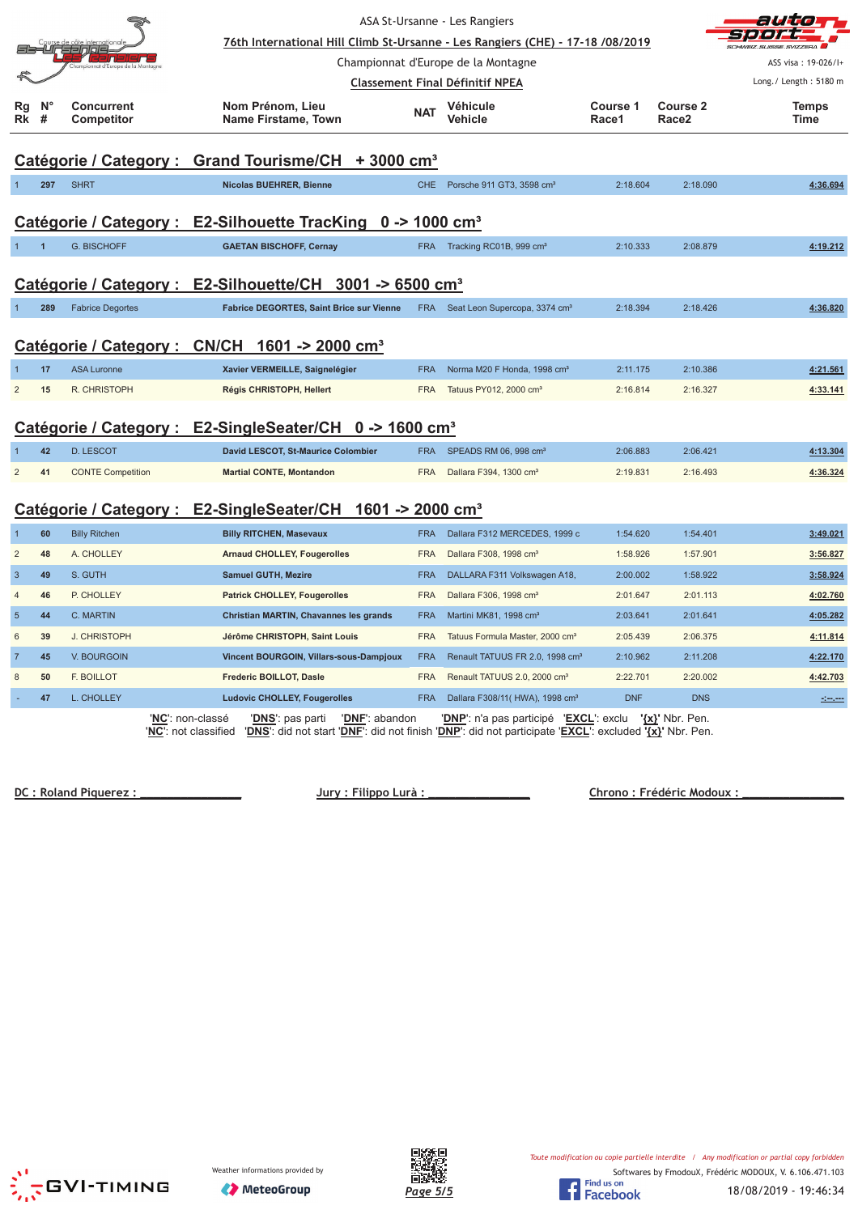ASA St-Ursanne - Les Rangiers

76th International Hill Climb St-Ursanne - Les Rangiers (CHE) - 17-18 /08/2019

Championnat d'Europe de la Montagne

Classement Final Définitif NPEA

ASS visa : 19-026/I+

Long./ Length : 5180 m

## Catégorie / Category : Grand Tourisme/CH + 3000 cm³

| Rg Rk | N° # | Concurrent Competitor | Nom Prénom, Lieu Name Firstame, Town | NAT | Véhicule Vehicle | Course 1 Race1 | Course 2 Race2 | Temps Time |
|---|---|---|---|---|---|---|---|---|
| 1 | 297 | SHRT | Nicolas BUEHRER, Bienne | CHE | Porsche 911 GT3, 3598 cm³ | 2:18.604 | 2:18.090 | 4:36.694 |

## Catégorie / Category : E2-Silhouette TracKing 0 -> 1000 cm³

| Rg Rk | N° # | Concurrent Competitor | Nom Prénom, Lieu Name Firstame, Town | NAT | Véhicule Vehicle | Course 1 Race1 | Course 2 Race2 | Temps Time |
|---|---|---|---|---|---|---|---|---|
| 1 | 1 | G. BISCHOFF | GAETAN BISCHOFF, Cernay | FRA | Tracking RC01B, 999 cm³ | 2:10.333 | 2:08.879 | 4:19.212 |

## Catégorie / Category : E2-Silhouette/CH 3001 -> 6500 cm³

| Rg Rk | N° # | Concurrent Competitor | Nom Prénom, Lieu Name Firstame, Town | NAT | Véhicule Vehicle | Course 1 Race1 | Course 2 Race2 | Temps Time |
|---|---|---|---|---|---|---|---|---|
| 1 | 289 | Fabrice Degortes | Fabrice DEGORTES, Saint Brice sur Vienne | FRA | Seat Leon Supercopa, 3374 cm³ | 2:18.394 | 2:18.426 | 4:36.820 |

## Catégorie / Category : CN/CH 1601 -> 2000 cm³

| Rg Rk | N° # | Concurrent Competitor | Nom Prénom, Lieu Name Firstame, Town | NAT | Véhicule Vehicle | Course 1 Race1 | Course 2 Race2 | Temps Time |
|---|---|---|---|---|---|---|---|---|
| 1 | 17 | ASA Luronne | Xavier VERMEILLE, Saignelégier | FRA | Norma M20 F Honda, 1998 cm³ | 2:11.175 | 2:10.386 | 4:21.561 |
| 2 | 15 | R. CHRISTOPH | Régis CHRISTOPH, Hellert | FRA | Tatuus PY012, 2000 cm³ | 2:16.814 | 2:16.327 | 4:33.141 |

## Catégorie / Category : E2-SingleSeater/CH 0 -> 1600 cm³

| Rg Rk | N° # | Concurrent Competitor | Nom Prénom, Lieu Name Firstame, Town | NAT | Véhicule Vehicle | Course 1 Race1 | Course 2 Race2 | Temps Time |
|---|---|---|---|---|---|---|---|---|
| 1 | 42 | D. LESCOT | David LESCOT, St-Maurice Colombier | FRA | SPEADS RM 06, 998 cm³ | 2:06.883 | 2:06.421 | 4:13.304 |
| 2 | 41 | CONTE Competition | Martial CONTE, Montandon | FRA | Dallara F394, 1300 cm³ | 2:19.831 | 2:16.493 | 4:36.324 |

## Catégorie / Category : E2-SingleSeater/CH 1601 -> 2000 cm³

| Rg Rk | N° # | Concurrent Competitor | Nom Prénom, Lieu Name Firstame, Town | NAT | Véhicule Vehicle | Course 1 Race1 | Course 2 Race2 | Temps Time |
|---|---|---|---|---|---|---|---|---|
| 1 | 60 | Billy Ritchen | Billy RITCHEN, Masevaux | FRA | Dallara F312 MERCEDES, 1999 c | 1:54.620 | 1:54.401 | 3:49.021 |
| 2 | 48 | A. CHOLLEY | Arnaud CHOLLEY, Fougerolles | FRA | Dallara F308, 1998 cm³ | 1:58.926 | 1:57.901 | 3:56.827 |
| 3 | 49 | S. GUTH | Samuel GUTH, Mezire | FRA | DALLARA F311 Volkswagen A18, | 2:00.002 | 1:58.922 | 3:58.924 |
| 4 | 46 | P. CHOLLEY | Patrick CHOLLEY, Fougerolles | FRA | Dallara F306, 1998 cm³ | 2:01.647 | 2:01.113 | 4:02.760 |
| 5 | 44 | C. MARTIN | Christian MARTIN, Chavannes les grands | FRA | Martini MK81, 1998 cm³ | 2:03.641 | 2:01.641 | 4:05.282 |
| 6 | 39 | J. CHRISTOPH | Jérôme CHRISTOPH, Saint Louis | FRA | Tatuus Formula Master, 2000 cm³ | 2:05.439 | 2:06.375 | 4:11.814 |
| 7 | 45 | V. BOURGOIN | Vincent BOURGOIN, Villars-sous-Dampjoux | FRA | Renault TATUUS FR 2.0, 1998 cm³ | 2:10.962 | 2:11.208 | 4:22.170 |
| 8 | 50 | F. BOILLOT | Frederic BOILLOT, Dasle | FRA | Renault TATUUS 2.0, 2000 cm³ | 2:22.701 | 2:20.002 | 4:42.703 |
| - | 47 | L. CHOLLEY | Ludovic CHOLLEY, Fougerolles | FRA | Dallara F308/11( HWA), 1998 cm³ | DNF | DNS | -:--.--- |

'NC': non-classé 'DNS': pas parti 'DNF': abandon 'DNP': n'a pas participé 'EXCL': exclu '{x}' Nbr. Pen.
'NC': not classified 'DNS': did not start 'DNF': did not finish 'DNP': did not participate 'EXCL': excluded '{x}' Nbr. Pen.

DC : Roland Piquerez : _______________ Jury : Filippo Lurà : _______________ Chrono : Frédéric Modoux : _______________

Weather informations provided by MeteoGroup

Toute modification ou copie partielle interdite / Any modification or partial copy forbidden

Softwares by FmodouX, Frédéric MODOUX, V. 6.106.471.103

18/08/2019 - 19:46:34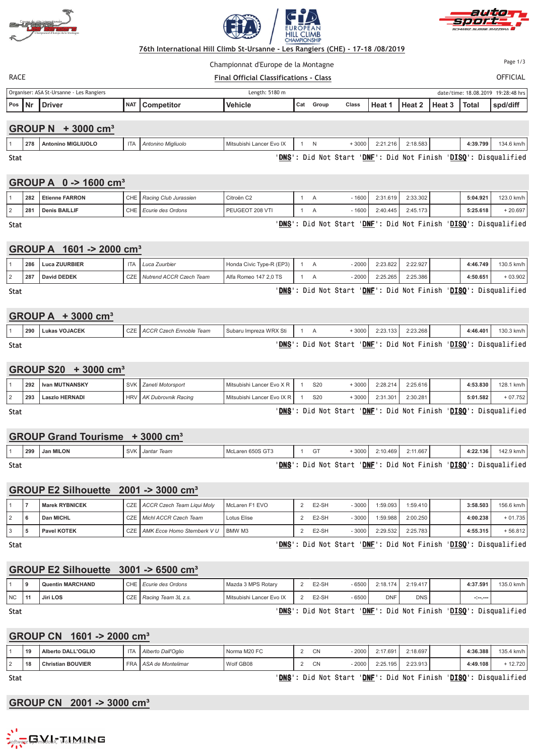76th International Hill Climb St-Ursanne - Les Rangiers (CHE) - 17-18 /08/2019

Championnat d'Europe de la Montagne

RACE

**Final Official Classifications - Class**

OFFICIAL

Organiser: ASA St-Ursanne - Les Rangiers | Length: 5180 m | date/time: 18.08.2019 19:28:48 hrs

## GROUP N + 3000 cm³

| Pos | Nr | Driver | NAT | Competitor | Vehicle | Cat | Group | Class | Heat 1 | Heat 2 | Heat 3 | Total | spd/diff |
|---|---|---|---|---|---|---|---|---|---|---|---|---|---|
| 1 | 278 | **Antonino MIGLIUOLO** | ITA | *Antonino Migliuolo* | Mitsubishi Lancer Evo IX | 1 | N | + 3000 | 2:21.216 | 2:18.583 | | **4:39.799** | 134.6 km/h |

Stat — 'DNS': Did Not Start 'DNF': Did Not Finish 'DISQ': Disqualified

## GROUP A 0 -> 1600 cm³

| Pos | Nr | Driver | NAT | Competitor | Vehicle | Cat | Group | Class | Heat 1 | Heat 2 | Heat 3 | Total | spd/diff |
|---|---|---|---|---|---|---|---|---|---|---|---|---|---|
| 1 | 282 | **Etienne FARRON** | CHE | *Racing Club Jurassien* | Citroën C2 | 1 | A | - 1600 | 2:31.619 | 2:33.302 | | **5:04.921** | 123.0 km/h |
| 2 | 281 | **Denis BAILLIF** | CHE | *Ecurie des Ordons* | PEUGEOT 208 VTI | 1 | A | - 1600 | 2:40.445 | 2:45.173 | | **5:25.618** | + 20.697 |

Stat — 'DNS': Did Not Start 'DNF': Did Not Finish 'DISQ': Disqualified

## GROUP A 1601 -> 2000 cm³

| Pos | Nr | Driver | NAT | Competitor | Vehicle | Cat | Group | Class | Heat 1 | Heat 2 | Heat 3 | Total | spd/diff |
|---|---|---|---|---|---|---|---|---|---|---|---|---|---|
| 1 | 286 | **Luca ZUURBIER** | ITA | *Luca Zuurbier* | Honda Civic Type-R (EP3) | 1 | A | - 2000 | 2:23.822 | 2:22.927 | | **4:46.749** | 130.5 km/h |
| 2 | 287 | **David DEDEK** | CZE | *Nutrend ACCR Czech Team* | Alfa Romeo 147 2,0 TS | 1 | A | - 2000 | 2:25.265 | 2:25.386 | | **4:50.651** | + 03.902 |

Stat — 'DNS': Did Not Start 'DNF': Did Not Finish 'DISQ': Disqualified

## GROUP A + 3000 cm³

| Pos | Nr | Driver | NAT | Competitor | Vehicle | Cat | Group | Class | Heat 1 | Heat 2 | Heat 3 | Total | spd/diff |
|---|---|---|---|---|---|---|---|---|---|---|---|---|---|
| 1 | 290 | **Lukas VOJACEK** | CZE | *ACCR Czech Ennoble Team* | Subaru Impreza WRX Sti | 1 | A | + 3000 | 2:23.133 | 2:23.268 | | **4:46.401** | 130.3 km/h |

Stat — 'DNS': Did Not Start 'DNF': Did Not Finish 'DISQ': Disqualified

## GROUP S20 + 3000 cm³

| Pos | Nr | Driver | NAT | Competitor | Vehicle | Cat | Group | Class | Heat 1 | Heat 2 | Heat 3 | Total | spd/diff |
|---|---|---|---|---|---|---|---|---|---|---|---|---|---|
| 1 | 292 | **Ivan MUTNANSKY** | SVK | *Zaneti Motorsport* | Mitsubishi Lancer Evo X R | 1 | S20 | + 3000 | 2:28.214 | 2:25.616 | | **4:53.830** | 128.1 km/h |
| 2 | 293 | **Laszlo HERNADI** | HRV | *AK Dubrovnik Racing* | Mitsubishi Lancer Evo IX R | 1 | S20 | + 3000 | 2:31.301 | 2:30.281 | | **5:01.582** | + 07.752 |

Stat — 'DNS': Did Not Start 'DNF': Did Not Finish 'DISQ': Disqualified

## GROUP Grand Tourisme + 3000 cm³

| Pos | Nr | Driver | NAT | Competitor | Vehicle | Cat | Group | Class | Heat 1 | Heat 2 | Heat 3 | Total | spd/diff |
|---|---|---|---|---|---|---|---|---|---|---|---|---|---|
| 1 | 299 | **Jan MILON** | SVK | *Jantar Team* | McLaren 650S GT3 | 1 | GT | + 3000 | 2:10.469 | 2:11.667 | | **4:22.136** | 142.9 km/h |

Stat — 'DNS': Did Not Start 'DNF': Did Not Finish 'DISQ': Disqualified

## GROUP E2 Silhouette 2001 -> 3000 cm³

| Pos | Nr | Driver | NAT | Competitor | Vehicle | Cat | Group | Class | Heat 1 | Heat 2 | Heat 3 | Total | spd/diff |
|---|---|---|---|---|---|---|---|---|---|---|---|---|---|
| 1 | 7 | **Marek RYBNICEK** | CZE | *ACCR Czech Team Liqui Moly* | McLaren F1 EVO | 2 | E2-SH | - 3000 | 1:59.093 | 1:59.410 | | **3:58.503** | 156.6 km/h |
| 2 | 6 | **Dan MICHL** | CZE | *Michl ACCR Czech Team* | Lotus Elise | 2 | E2-SH | - 3000 | 1:59.988 | 2:00.250 | | **4:00.238** | + 01.735 |
| 3 | 5 | **Pavel KOTEK** | CZE | *AMK Ecce Homo Sternberk V U* | BMW M3 | 2 | E2-SH | - 3000 | 2:29.532 | 2:25.783 | | **4:55.315** | + 56.812 |

Stat — 'DNS': Did Not Start 'DNF': Did Not Finish 'DISQ': Disqualified

## GROUP E2 Silhouette 3001 -> 6500 cm³

| Pos | Nr | Driver | NAT | Competitor | Vehicle | Cat | Group | Class | Heat 1 | Heat 2 | Heat 3 | Total | spd/diff |
|---|---|---|---|---|---|---|---|---|---|---|---|---|---|
| 1 | 9 | **Quentin MARCHAND** | CHE | *Ecurie des Ordons* | Mazda 3 MPS Rotary | 2 | E2-SH | - 6500 | 2:18.174 | 2:19.417 | | **4:37.591** | 135.0 km/h |
| NC | 11 | **Jiri LOS** | CZE | *Racing Team 3L z.s.* | Mitsubishi Lancer Evo IX | 2 | E2-SH | - 6500 | DNF | DNS | | **-:--.---** | |

Stat — 'DNS': Did Not Start 'DNF': Did Not Finish 'DISQ': Disqualified

## GROUP CN 1601 -> 2000 cm³

| Pos | Nr | Driver | NAT | Competitor | Vehicle | Cat | Group | Class | Heat 1 | Heat 2 | Heat 3 | Total | spd/diff |
|---|---|---|---|---|---|---|---|---|---|---|---|---|---|
| 1 | 19 | **Alberto DALL'OGLIO** | ITA | *Alberto Dall'Oglio* | Norma M20 FC | 2 | CN | - 2000 | 2:17.691 | 2:18.697 | | **4:36.388** | 135.4 km/h |
| 2 | 18 | **Christian BOUVIER** | FRA | *ASA de Montelimar* | Wolf GB08 | 2 | CN | - 2000 | 2:25.195 | 2:23.913 | | **4:49.108** | + 12.720 |

Stat — 'DNS': Did Not Start 'DNF': Did Not Finish 'DISQ': Disqualified

## GROUP CN 2001 -> 3000 cm³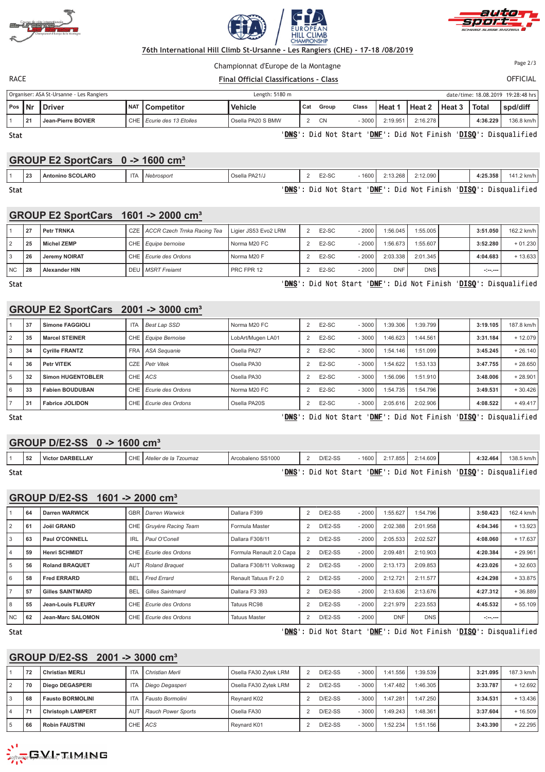76th International Hill Climb St-Ursanne - Les Rangiers (CHE) - 17-18 /08/2019

Championnat d'Europe de la Montagne

RACE

**Final Official Classifications - Class**

OFFICIAL

Organiser: ASA St-Ursanne - Les Rangiers | Length: 5180 m | date/time: 18.08.2019 19:28:48 hrs

| Pos | Nr | Driver | NAT | Competitor | Vehicle | Cat | Group | Class | Heat 1 | Heat 2 | Heat 3 | Total | spd/diff |
|---|---|---|---|---|---|---|---|---|---|---|---|---|---|
| 1 | 21 | Jean-Pierre BOVIER | CHE | Ecurie des 13 Etoiles | Osella PA20 S BMW | 2 | CN | - 3000 | 2:19.951 | 2:16.278 | | 4:36.229 | 136.8 km/h |

Stat — 'DNS': Did Not Start 'DNF': Did Not Finish 'DISQ': Disqualified

## GROUP E2 SportCars 0 -> 1600 cm³

| Pos | Nr | Driver | NAT | Competitor | Vehicle | Cat | Group | Class | Heat 1 | Heat 2 | Heat 3 | Total | spd/diff |
|---|---|---|---|---|---|---|---|---|---|---|---|---|---|
| 1 | 23 | Antonino SCOLARO | ITA | Nebrosport | Osella PA21/J | 2 | E2-SC | - 1600 | 2:13.268 | 2:12.090 | | 4:25.358 | 141.2 km/h |

Stat — 'DNS': Did Not Start 'DNF': Did Not Finish 'DISQ': Disqualified

## GROUP E2 SportCars 1601 -> 2000 cm³

| Pos | Nr | Driver | NAT | Competitor | Vehicle | Cat | Group | Class | Heat 1 | Heat 2 | Heat 3 | Total | spd/diff |
|---|---|---|---|---|---|---|---|---|---|---|---|---|---|
| 1 | 27 | Petr TRNKA | CZE | ACCR Czech Trnka Racing Tea | Ligier JS53 Evo2 LRM | 2 | E2-SC | - 2000 | 1:56.045 | 1:55.005 | | 3:51.050 | 162.2 km/h |
| 2 | 25 | Michel ZEMP | CHE | Equipe bernoise | Norma M20 FC | 2 | E2-SC | - 2000 | 1:56.673 | 1:55.607 | | 3:52.280 | + 01.230 |
| 3 | 26 | Jeremy NOIRAT | CHE | Ecurie des Ordons | Norma M20 F | 2 | E2-SC | - 2000 | 2:03.338 | 2:01.345 | | 4:04.683 | + 13.633 |
| NC | 28 | Alexander HIN | DEU | MSRT Freiamt | PRC FPR 12 | 2 | E2-SC | - 2000 | DNF | DNS | | -:--.--- | |

Stat — 'DNS': Did Not Start 'DNF': Did Not Finish 'DISQ': Disqualified

## GROUP E2 SportCars 2001 -> 3000 cm³

| Pos | Nr | Driver | NAT | Competitor | Vehicle | Cat | Group | Class | Heat 1 | Heat 2 | Heat 3 | Total | spd/diff |
|---|---|---|---|---|---|---|---|---|---|---|---|---|---|
| 1 | 37 | Simone FAGGIOLI | ITA | Best Lap SSD | Norma M20 FC | 2 | E2-SC | - 3000 | 1:39.306 | 1:39.799 | | 3:19.105 | 187.8 km/h |
| 2 | 35 | Marcel STEINER | CHE | Equipe Bernoise | LobArt/Mugen LA01 | 2 | E2-SC | - 3000 | 1:46.623 | 1:44.561 | | 3:31.184 | + 12.079 |
| 3 | 34 | Cyrille FRANTZ | FRA | ASA Sequanie | Osella PA27 | 2 | E2-SC | - 3000 | 1:54.146 | 1:51.099 | | 3:45.245 | + 26.140 |
| 4 | 36 | Petr VITEK | CZE | Petr Vitek | Osella PA30 | 2 | E2-SC | - 3000 | 1:54.622 | 1:53.133 | | 3:47.755 | + 28.650 |
| 5 | 32 | Simon HUGENTOBLER | CHE | ACS | Osella PA30 | 2 | E2-SC | - 3000 | 1:56.096 | 1:51.910 | | 3:48.006 | + 28.901 |
| 6 | 33 | Fabien BOUDUBAN | CHE | Ecurie des Ordons | Norma M20 FC | 2 | E2-SC | - 3000 | 1:54.735 | 1:54.796 | | 3:49.531 | + 30.426 |
| 7 | 31 | Fabrice JOLIDON | CHE | Ecurie des Ordons | Osella PA20S | 2 | E2-SC | - 3000 | 2:05.616 | 2:02.906 | | 4:08.522 | + 49.417 |

Stat — 'DNS': Did Not Start 'DNF': Did Not Finish 'DISQ': Disqualified

## GROUP D/E2-SS 0 -> 1600 cm³

| Pos | Nr | Driver | NAT | Competitor | Vehicle | Cat | Group | Class | Heat 1 | Heat 2 | Heat 3 | Total | spd/diff |
|---|---|---|---|---|---|---|---|---|---|---|---|---|---|
| 1 | 52 | Victor DARBELLAY | CHE | Atelier de la Tzoumaz | Arcobaleno SS1000 | 2 | D/E2-SS | - 1600 | 2:17.855 | 2:14.609 | | 4:32.464 | 138.5 km/h |

Stat — 'DNS': Did Not Start 'DNF': Did Not Finish 'DISQ': Disqualified

## GROUP D/E2-SS 1601 -> 2000 cm³

| Pos | Nr | Driver | NAT | Competitor | Vehicle | Cat | Group | Class | Heat 1 | Heat 2 | Heat 3 | Total | spd/diff |
|---|---|---|---|---|---|---|---|---|---|---|---|---|---|
| 1 | 64 | Darren WARWICK | GBR | Darren Warwick | Dallara F399 | 2 | D/E2-SS | - 2000 | 1:55.627 | 1:54.796 | | 3:50.423 | 162.4 km/h |
| 2 | 61 | Joël GRAND | CHE | Gruyère Racing Team | Formula Master | 2 | D/E2-SS | - 2000 | 2:02.388 | 2:01.958 | | 4:04.346 | + 13.923 |
| 3 | 63 | Paul O'CONNELL | IRL | Paul O'Conell | Dallara F308/11 | 2 | D/E2-SS | - 2000 | 2:05.533 | 2:02.527 | | 4:08.060 | + 17.637 |
| 4 | 59 | Henri SCHMIDT | CHE | Ecurie des Ordons | Formula Renault 2.0 Capa | 2 | D/E2-SS | - 2000 | 2:09.481 | 2:10.903 | | 4:20.384 | + 29.961 |
| 5 | 56 | Roland BRAQUET | AUT | Roland Braquet | Dallara F308/11 Volkswag | 2 | D/E2-SS | - 2000 | 2:13.173 | 2:09.853 | | 4:23.026 | + 32.603 |
| 6 | 58 | Fred ERRARD | BEL | Fred Errard | Renault Tatuus Fr 2.0 | 2 | D/E2-SS | - 2000 | 2:12.721 | 2:11.577 | | 4:24.298 | + 33.875 |
| 7 | 57 | Gilles SAINTMARD | BEL | Gilles Saintmard | Dallara F3 393 | 2 | D/E2-SS | - 2000 | 2:13.636 | 2:13.676 | | 4:27.312 | + 36.889 |
| 8 | 55 | Jean-Louis FLEURY | CHE | Ecurie des Ordons | Tatuus RC98 | 2 | D/E2-SS | - 2000 | 2:21.979 | 2:23.553 | | 4:45.532 | + 55.109 |
| NC | 62 | Jean-Marc SALOMON | CHE | Ecurie des Ordons | Tatuus Master | 2 | D/E2-SS | - 2000 | DNF | DNS | | -:--.--- | |

Stat — 'DNS': Did Not Start 'DNF': Did Not Finish 'DISQ': Disqualified

## GROUP D/E2-SS 2001 -> 3000 cm³

| Pos | Nr | Driver | NAT | Competitor | Vehicle | Cat | Group | Class | Heat 1 | Heat 2 | Heat 3 | Total | spd/diff |
|---|---|---|---|---|---|---|---|---|---|---|---|---|---|
| 1 | 72 | Christian MERLI | ITA | Christian Merli | Osella FA30 Zytek LRM | 2 | D/E2-SS | - 3000 | 1:41.556 | 1:39.539 | | 3:21.095 | 187.3 km/h |
| 2 | 70 | Diego DEGASPERI | ITA | Diego Degasperi | Osella FA30 Zytek LRM | 2 | D/E2-SS | - 3000 | 1:47.482 | 1:46.305 | | 3:33.787 | + 12.692 |
| 3 | 68 | Fausto BORMOLINI | ITA | Fausto Bormolini | Reynard K02 | 2 | D/E2-SS | - 3000 | 1:47.281 | 1:47.250 | | 3:34.531 | + 13.436 |
| 4 | 71 | Christoph LAMPERT | AUT | Rauch Power Sports | Osella FA30 | 2 | D/E2-SS | - 3000 | 1:49.243 | 1:48.361 | | 3:37.604 | + 16.509 |
| 5 | 66 | Robin FAUSTINI | CHE | ACS | Reynard K01 | 2 | D/E2-SS | - 3000 | 1:52.234 | 1:51.156 | | 3:43.390 | + 22.295 |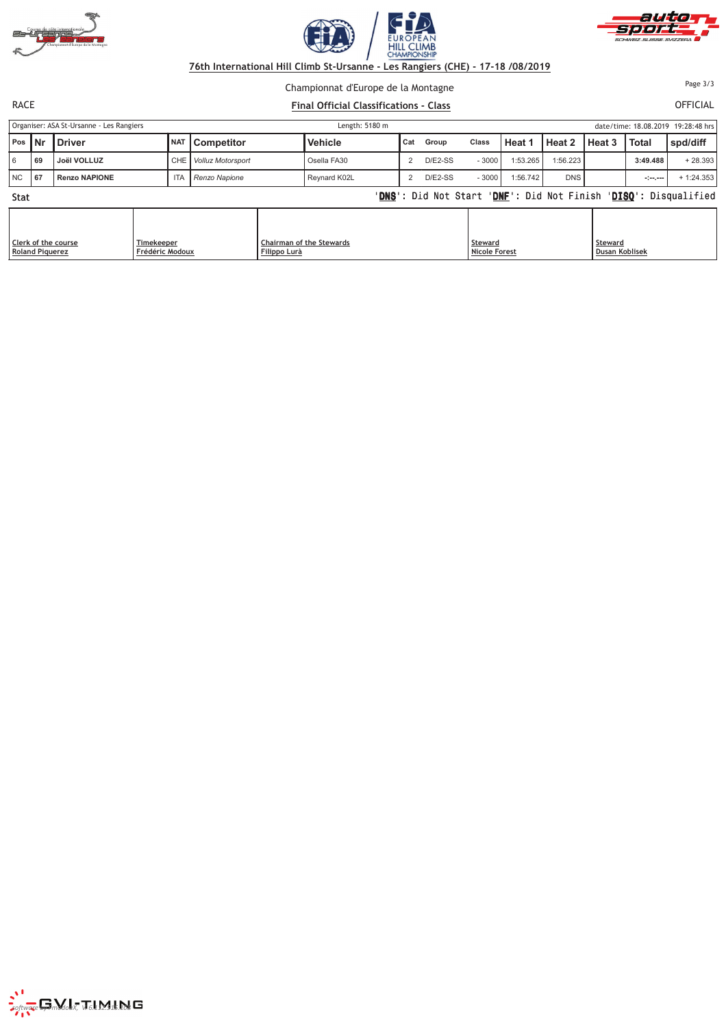**76th International Hill Climb St-Ursanne - Les Rangiers (CHE) - 17-18 /08/2019**

Championnat d'Europe de la Montagne

RACE

**Final Official Classifications - Class**

OFFICIAL

Organiser: ASA St-Ursanne - Les Rangiers | Length: 5180 m | date/time: 18.08.2019 19:28:48 hrs

| Pos | Nr | Driver | NAT | Competitor | Vehicle | Cat | Group | Class | Heat 1 | Heat 2 | Heat 3 | Total | spd/diff |
|---|---|---|---|---|---|---|---|---|---|---|---|---|---|
| 6 | 69 | **Joël VOLLUZ** | CHE | *Volluz Motorsport* | Osella FA30 | 2 | D/E2-SS | - 3000 | 1:53.265 | 1:56.223 | | **3:49.488** | + 28.393 |
| NC | 67 | **Renzo NAPIONE** | ITA | *Renzo Napione* | Reynard K02L | 2 | D/E2-SS | - 3000 | 1:56.742 | DNS | | -:--.--- | + 1:24.353 |

**Stat**

'**DNS**': Did Not Start '**DNF**': Did Not Finish '**DISQ**': Disqualified

| Clerk of the course | Timekeeper | Chairman of the Stewards | Steward | Steward |
|---|---|---|---|---|
| Roland Piquerez | Frédéric Modoux | Filippo Lurà | Nicole Forest | Dusan Koblisek |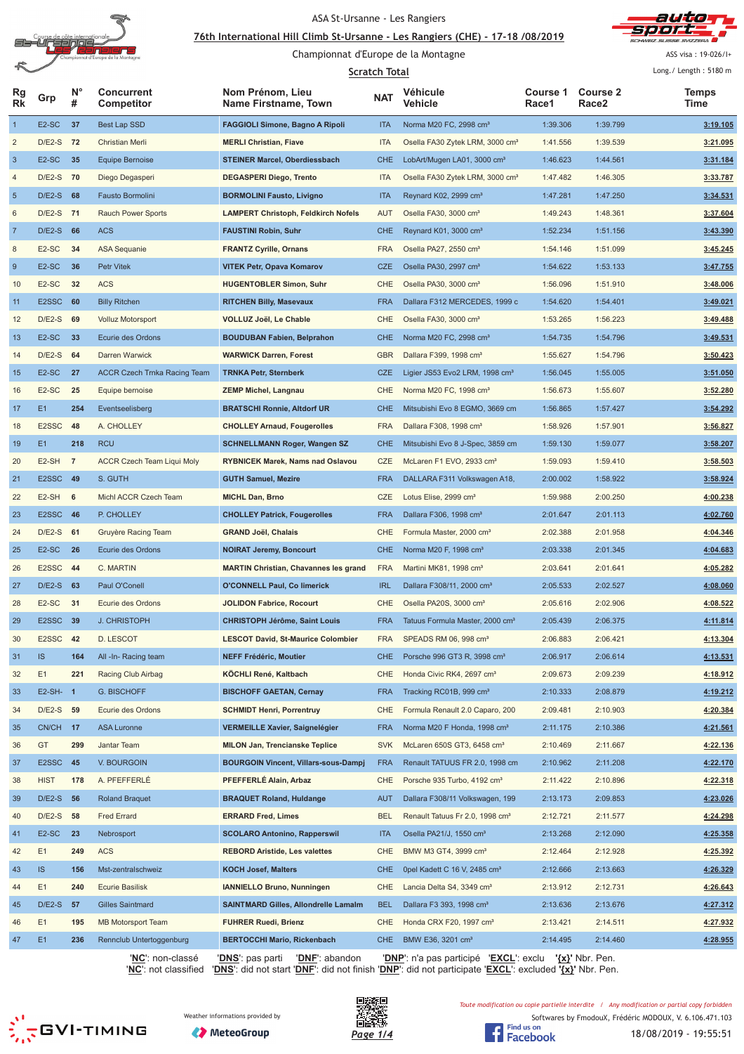ASA St-Ursanne - Les Rangiers

**76th International Hill Climb St-Ursanne - Les Rangiers (CHE) - 17-18 /08/2019**

Championnat d'Europe de la Montagne

**Scratch Total**

ASS visa : 19-026/I+

Long./ Length : 5180 m

| Rg Rk | Grp | N° # | Concurrent Competitor | Nom Prénom, Lieu Name Firstname, Town | NAT | Véhicule Vehicle | Course 1 Race1 | Course 2 Race2 | Temps Time |
|---|---|---|---|---|---|---|---|---|---|
| 1 | E2-SC | 37 | Best Lap SSD | **FAGGIOLI Simone, Bagno A Ripoli** | ITA | Norma M20 FC, 2998 cm³ | 1:39.306 | 1:39.799 | **3:19.105** |
| 2 | D/E2-S | 72 | Christian Merli | **MERLI Christian, Fiave** | ITA | Osella FA30 Zytek LRM, 3000 cm³ | 1:41.556 | 1:39.539 | **3:21.095** |
| 3 | E2-SC | 35 | Equipe Bernoise | **STEINER Marcel, Oberdiessbach** | CHE | LobArt/Mugen LA01, 3000 cm³ | 1:46.623 | 1:44.561 | **3:31.184** |
| 4 | D/E2-S | 70 | Diego Degasperi | **DEGASPERI Diego, Trento** | ITA | Osella FA30 Zytek LRM, 3000 cm³ | 1:47.482 | 1:46.305 | **3:33.787** |
| 5 | D/E2-S | 68 | Fausto Bormolini | **BORMOLINI Fausto, Livigno** | ITA | Reynard K02, 2999 cm³ | 1:47.281 | 1:47.250 | **3:34.531** |
| 6 | D/E2-S | 71 | Rauch Power Sports | **LAMPERT Christoph, Feldkirch Nofels** | AUT | Osella FA30, 3000 cm³ | 1:49.243 | 1:48.361 | **3:37.604** |
| 7 | D/E2-S | 66 | ACS | **FAUSTINI Robin, Suhr** | CHE | Reynard K01, 3000 cm³ | 1:52.234 | 1:51.156 | **3:43.390** |
| 8 | E2-SC | 34 | ASA Sequanie | **FRANTZ Cyrille, Ornans** | FRA | Osella PA27, 2550 cm³ | 1:54.146 | 1:51.099 | **3:45.245** |
| 9 | E2-SC | 36 | Petr Vitek | **VITEK Petr, Opava Komarov** | CZE | Osella PA30, 2997 cm³ | 1:54.622 | 1:53.133 | **3:47.755** |
| 10 | E2-SC | 32 | ACS | **HUGENTOBLER Simon, Suhr** | CHE | Osella PA30, 3000 cm³ | 1:56.096 | 1:51.910 | **3:48.006** |
| 11 | E2SSC | 60 | Billy Ritchen | **RITCHEN Billy, Masevaux** | FRA | Dallara F312 MERCEDES, 1999 c | 1:54.620 | 1:54.401 | **3:49.021** |
| 12 | D/E2-S | 69 | Volluz Motorsport | **VOLLUZ Joël, Le Chable** | CHE | Osella FA30, 3000 cm³ | 1:53.265 | 1:56.223 | **3:49.488** |
| 13 | E2-SC | 33 | Ecurie des Ordons | **BOUDUBAN Fabien, Belprahon** | CHE | Norma M20 FC, 2998 cm³ | 1:54.735 | 1:54.796 | **3:49.531** |
| 14 | D/E2-S | 64 | Darren Warwick | **WARWICK Darren, Forest** | GBR | Dallara F399, 1998 cm³ | 1:55.627 | 1:54.796 | **3:50.423** |
| 15 | E2-SC | 27 | ACCR Czech Trnka Racing Team | **TRNKA Petr, Sternberk** | CZE | Ligier JS53 Evo2 LRM, 1998 cm³ | 1:56.045 | 1:55.005 | **3:51.050** |
| 16 | E2-SC | 25 | Equipe bernoise | **ZEMP Michel, Langnau** | CHE | Norma M20 FC, 1998 cm³ | 1:56.673 | 1:55.607 | **3:52.280** |
| 17 | E1 | 254 | Eventseelisberg | **BRATSCHI Ronnie, Altdorf UR** | CHE | Mitsubishi Evo 8 EGMO, 3669 cm | 1:56.865 | 1:57.427 | **3:54.292** |
| 18 | E2SSC | 48 | A. CHOLLEY | **CHOLLEY Arnaud, Fougerolles** | FRA | Dallara F308, 1998 cm³ | 1:58.926 | 1:57.901 | **3:56.827** |
| 19 | E1 | 218 | RCU | **SCHNELLMANN Roger, Wangen SZ** | CHE | Mitsubishi Evo 8 J-Spec, 3859 cm | 1:59.130 | 1:59.077 | **3:58.207** |
| 20 | E2-SH | 7 | ACCR Czech Team Liqui Moly | **RYBNICEK Marek, Nams nad Oslavou** | CZE | McLaren F1 EVO, 2933 cm³ | 1:59.093 | 1:59.410 | **3:58.503** |
| 21 | E2SSC | 49 | S. GUTH | **GUTH Samuel, Mezire** | FRA | DALLARA F311 Volkswagen A18, | 2:00.002 | 1:58.922 | **3:58.924** |
| 22 | E2-SH | 6 | Michl ACCR Czech Team | **MICHL Dan, Brno** | CZE | Lotus Elise, 2999 cm³ | 1:59.988 | 2:00.250 | **4:00.238** |
| 23 | E2SSC | 46 | P. CHOLLEY | **CHOLLEY Patrick, Fougerolles** | FRA | Dallara F306, 1998 cm³ | 2:01.647 | 2:01.113 | **4:02.760** |
| 24 | D/E2-S | 61 | Gruyère Racing Team | **GRAND Joël, Chalais** | CHE | Formula Master, 2000 cm³ | 2:02.388 | 2:01.958 | **4:04.346** |
| 25 | E2-SC | 26 | Ecurie des Ordons | **NOIRAT Jeremy, Boncourt** | CHE | Norma M20 F, 1998 cm³ | 2:03.338 | 2:01.345 | **4:04.683** |
| 26 | E2SSC | 44 | C. MARTIN | **MARTIN Christian, Chavannes les grand** | FRA | Martini MK81, 1998 cm³ | 2:03.641 | 2:01.641 | **4:05.282** |
| 27 | D/E2-S | 63 | Paul O'Conell | **O'CONNELL Paul, Co limerick** | IRL | Dallara F308/11, 2000 cm³ | 2:05.533 | 2:02.527 | **4:08.060** |
| 28 | E2-SC | 31 | Ecurie des Ordons | **JOLIDON Fabrice, Rocourt** | CHE | Osella PA20S, 3000 cm³ | 2:05.616 | 2:02.906 | **4:08.522** |
| 29 | E2SSC | 39 | J. CHRISTOPH | **CHRISTOPH Jérôme, Saint Louis** | FRA | Tatuus Formula Master, 2000 cm³ | 2:05.439 | 2:06.375 | **4:11.814** |
| 30 | E2SSC | 42 | D. LESCOT | **LESCOT David, St-Maurice Colombier** | FRA | SPEADS RM 06, 998 cm³ | 2:06.883 | 2:06.421 | **4:13.304** |
| 31 | IS | 164 | All -In- Racing team | **NEFF Frédéric, Moutier** | CHE | Porsche 996 GT3 R, 3998 cm³ | 2:06.917 | 2:06.614 | **4:13.531** |
| 32 | E1 | 221 | Racing Club Airbag | **KÖCHLI René, Kaltbach** | CHE | Honda Civic RK4, 2697 cm³ | 2:09.673 | 2:09.239 | **4:18.912** |
| 33 | E2-SH- | 1 | G. BISCHOFF | **BISCHOFF GAETAN, Cernay** | FRA | Tracking RC01B, 999 cm³ | 2:10.333 | 2:08.879 | **4:19.212** |
| 34 | D/E2-S | 59 | Ecurie des Ordons | **SCHMIDT Henri, Porrentruy** | CHE | Formula Renault 2.0 Caparo, 200 | 2:09.481 | 2:10.903 | **4:20.384** |
| 35 | CN/CH | 17 | ASA Luronne | **VERMEILLE Xavier, Saignelégier** | FRA | Norma M20 F Honda, 1998 cm³ | 2:11.175 | 2:10.386 | **4:21.561** |
| 36 | GT | 299 | Jantar Team | **MILON Jan, Trencianske Teplice** | SVK | McLaren 650S GT3, 6458 cm³ | 2:10.469 | 2:11.667 | **4:22.136** |
| 37 | E2SSC | 45 | V. BOURGOIN | **BOURGOIN Vincent, Villars-sous-Dampj** | FRA | Renault TATUUS FR 2.0, 1998 cm | 2:10.962 | 2:11.208 | **4:22.170** |
| 38 | HIST | 178 | A. PFEFFERLÉ | **PFEFFERLÉ Alain, Arbaz** | CHE | Porsche 935 Turbo, 4192 cm³ | 2:11.422 | 2:10.896 | **4:22.318** |
| 39 | D/E2-S | 56 | Roland Braquet | **BRAQUET Roland, Huldange** | AUT | Dallara F308/11 Volkswagen, 199 | 2:13.173 | 2:09.853 | **4:23.026** |
| 40 | D/E2-S | 58 | Fred Errard | **ERRARD Fred, Limes** | BEL | Renault Tatuus Fr 2.0, 1998 cm³ | 2:12.721 | 2:11.577 | **4:24.298** |
| 41 | E2-SC | 23 | Nebrosport | **SCOLARO Antonino, Rapperswil** | ITA | Osella PA21/J, 1550 cm³ | 2:13.268 | 2:12.090 | **4:25.358** |
| 42 | E1 | 249 | ACS | **REBORD Aristide, Les valettes** | CHE | BMW M3 GT4, 3999 cm³ | 2:12.464 | 2:12.928 | **4:25.392** |
| 43 | IS | 156 | Mst-zentralschweiz | **KOCH Josef, Malters** | CHE | 0pel Kadett C 16 V, 2485 cm³ | 2:12.666 | 2:13.663 | **4:26.329** |
| 44 | E1 | 240 | Ecurie Basilisk | **IANNIELLO Bruno, Nunningen** | CHE | Lancia Delta S4, 3349 cm³ | 2:13.912 | 2:12.731 | **4:26.643** |
| 45 | D/E2-S | 57 | Gilles Saintmard | **SAINTMARD Gilles, Allondrelle Lamalm** | BEL | Dallara F3 393, 1998 cm³ | 2:13.636 | 2:13.676 | **4:27.312** |
| 46 | E1 | 195 | MB Motorsport Team | **FUHRER Ruedi, Brienz** | CHE | Honda CRX F20, 1997 cm³ | 2:13.421 | 2:14.511 | **4:27.932** |
| 47 | E1 | 236 | Rennclub Untertoggenburg | **BERTOCCHI Mario, Rickenbach** | CHE | BMW E36, 3201 cm³ | 2:14.495 | 2:14.460 | **4:28.955** |

'**NC**': non-classé '**DNS**': pas parti '**DNF**': abandon '**DNP**': n'a pas participé '**EXCL**': exclu '**{x}**' Nbr. Pen.
'**NC**': not classified '**DNS**': did not start '**DNF**': did not finish '**DNP**': did not participate '**EXCL**': excluded '**{x}**' Nbr. Pen.

Weather informations provided by MeteoGroup

*Toute modification ou copie partielle interdite / Any modification or partial copy forbidden*

Softwares by FmodouX, Frédéric MODOUX, V. 6.106.471.103

18/08/2019 - 19:55:51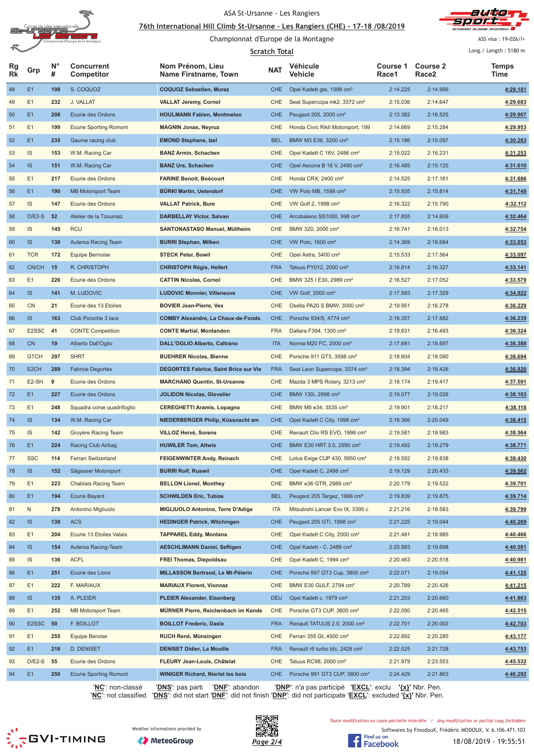ASA St-Ursanne - Les Rangiers

76th International Hill Climb St-Ursanne - Les Rangiers (CHE) - 17-18 /08/2019

Championnat d'Europe de la Montagne

Scratch Total

ASS visa : 19-026/I+

Long./ Length : 5180 m

| Rg Rk | Grp | N° # | Concurrent Competitor | Nom Prénom, Lieu Name Firstname, Town | NAT | Véhicule Vehicle | Course 1 Race1 | Course 2 Race2 | Temps Time |
|---|---|---|---|---|---|---|---|---|---|
| 48 | E1 | 198 | S. COQUOZ | COQUOZ Sebastien, Muraz | CHE | Opel Kadett gte, 1998 cm³ | 2:14.225 | 2:14.956 | 4:29.181 |
| 49 | E1 | 232 | J. VALLAT | VALLAT Jeremy, Cornol | CHE | Seat Supercopa mk2, 3372 cm³ | 2:15.036 | 2:14.647 | 4:29.683 |
| 50 | E1 | 208 | Ecurie des Ordons | HOULMANN Fabien, Montmelon | CHE | Peugeot 205, 2000 cm³ | 2:13.382 | 2:16.525 | 4:29.907 |
| 51 | E1 | 199 | Ecurie Sporting Romont | MAGNIN Jonas, Neyruz | CHE | Honda Civic Rikli Motorsport, 199 | 2:14.669 | 2:15.284 | 4:29.953 |
| 52 | E1 | 235 | Gaume racing club | EMOND Stephane, Izel | BEL | BMW M3 E36, 3200 cm³ | 2:15.186 | 2:15.097 | 4:30.283 |
| 53 | IS | 153 | W.M. Racing Car | BANZ Armin, Schachen | CHE | Opel Kadett C 16V, 2486 cm³ | 2:15.022 | 2:16.231 | 4:31.253 |
| 54 | IS | 151 | W.M. Racing Car | BANZ Urs, Schachen | CHE | Opel Ascona B 16 V, 2490 cm³ | 2:16.485 | 2:15.125 | 4:31.610 |
| 55 | E1 | 217 | Ecurie des Ordons | FARINE Benoit, Boécourt | CHE | Honda CRX, 2400 cm³ | 2:14.525 | 2:17.161 | 4:31.686 |
| 56 | E1 | 190 | MB Motorsport Team | BÜRKI Martin, Uetendorf | CHE | VW Polo MB, 1598 cm³ | 2:15.935 | 2:15.814 | 4:31.749 |
| 57 | IS | 147 | Ecurie des Ordons | VALLAT Patrick, Bure | CHE | VW Golf 2, 1998 cm³ | 2:16.322 | 2:15.790 | 4:32.112 |
| 58 | D/E2-S | 52 | Atelier de la Tzoumaz | DARBELLAY Victor, Salvan | CHE | Arcobaleno SS1000, 998 cm³ | 2:17.855 | 2:14.609 | 4:32.464 |
| 59 | IS | 145 | RCU | SANTONASTASO Manuel, Müllheim | CHE | BMW 320, 2000 cm³ | 2:16.741 | 2:16.013 | 4:32.754 |
| 60 | IS | 130 | Autersa Racing Team | BURRI Stephan, Milken | CHE | VW Polo, 1600 cm³ | 2:14.369 | 2:18.684 | 4:33.053 |
| 61 | TCR | 172 | Equipe Bernoise | STECK Peter, Bowil | CHE | Opel Astra, 3400 cm³ | 2:15.533 | 2:17.564 | 4:33.097 |
| 62 | CN/CH | 15 | R. CHRISTOPH | CHRISTOPH Régis, Hellert | FRA | Tatuus PY012, 2000 cm³ | 2:16.814 | 2:16.327 | 4:33.141 |
| 63 | E1 | 226 | Ecurie des Ordons | CATTIN Nicolas, Cornol | CHE | BMW 325 I E30, 2989 cm³ | 2:16.527 | 2:17.052 | 4:33.579 |
| 64 | IS | 141 | M. LUDOVIC | LUDOVIC Monnier, Villeneuve | CHE | VW Golf, 2000 cm³ | 2:17.593 | 2:17.329 | 4:34.922 |
| 65 | CN | 21 | Ecurie des 13 Etoiles | BOVIER Jean-Pierre, Vex | CHE | Osella PA20 S BMW, 3000 cm³ | 2:19.951 | 2:16.278 | 4:36.229 |
| 66 | IS | 163 | Club Porsche 3 lacs | COMBY Alexandre, La Chaux-de-Fonds | CHE | Porsche 934/5, 4774 cm³ | 2:18.357 | 2:17.882 | 4:36.239 |
| 67 | E2SSC | 41 | CONTE Competition | CONTE Martial, Montandon | FRA | Dallara F394, 1300 cm³ | 2:19.831 | 2:16.493 | 4:36.324 |
| 68 | CN | 19 | Alberto Dall'Oglio | DALL'OGLIO Alberto, Caltrano | ITA | Norma M20 FC, 2000 cm³ | 2:17.691 | 2:18.697 | 4:36.388 |
| 69 | GTCH | 297 | SHRT | BUEHRER Nicolas, Bienne | CHE | Porsche 911 GT3, 3598 cm³ | 2:18.604 | 2:18.090 | 4:36.694 |
| 70 | E2CH | 289 | Fabrice Degortes | DEGORTES Fabrice, Saint Brice sur Vie | FRA | Seat Leon Supercopa, 3374 cm³ | 2:18.394 | 2:18.426 | 4:36.820 |
| 71 | E2-SH | 9 | Ecurie des Ordons | MARCHAND Quentin, St-Ursanne | CHE | Mazda 3 MPS Rotary, 3213 cm³ | 2:18.174 | 2:19.417 | 4:37.591 |
| 72 | E1 | 227 | Ecurie des Ordons | JOLIDON Nicolas, Glovelier | CHE | BMW 130i, 2998 cm³ | 2:19.077 | 2:19.026 | 4:38.103 |
| 73 | E1 | 248 | Squadra corse quadrifoglio | CEREGHETTI Aramis, Lopagno | CHE | BMW M5 e34, 3535 cm³ | 2:19.901 | 2:18.217 | 4:38.118 |
| 74 | IS | 134 | W.M. Racing Car | NIEDERBERGER Philip, Küssnacht am | CHE | Opel Kadett C City, 1998 cm³ | 2:18.366 | 2:20.049 | 4:38.415 |
| 75 | IS | 142 | Gruyère Racing Team | VILLOZ Hervé, Sorens | CHE | Renault Clio RS EVO, 1998 cm³ | 2:19.581 | 2:18.983 | 4:38.564 |
| 76 | E1 | 224 | Racing Club Airbag | HUWILER Tom, Altwis | CHE | BMW E30 HRT 3.0, 2990 cm³ | 2:19.492 | 2:19.279 | 4:38.771 |
| 77 | SSC | 114 | Ferrari Switzerland | FEIGENWINTER Andy, Reinach | CHE | Lotus Exige CUP 430, 5950 cm³ | 2:19.592 | 2:19.838 | 4:39.430 |
| 78 | IS | 152 | Sägesser Motorsport | BURRI Rolf, Ruswil | CHE | Opel Kadett C, 2486 cm³ | 2:19.129 | 2:20.433 | 4:39.562 |
| 79 | E1 | 223 | Chablais Racing Team | BELLON Lionel, Monthey | CHE | BMW e36 GTR, 2989 cm³ | 2:20.179 | 2:19.522 | 4:39.701 |
| 80 | E1 | 194 | Ecurie Bayard | SCHWILDEN Eric, Tubize | BEL | Peugeot 205 Targez, 1996 cm³ | 2:19.839 | 2:19.875 | 4:39.714 |
| 81 | N | 278 | Antonino Migliuolo | MIGLIUOLO Antonino, Terre D'Adige | ITA | Mitsubishi Lancer Evo IX, 3395 c | 2:21.216 | 2:18.583 | 4:39.799 |
| 82 | IS | 138 | ACS | HEDINGER Patrick, Wilchingen | CHE | Peugeot 205 GTI, 1998 cm³ | 2:21.225 | 2:19.044 | 4:40.269 |
| 83 | E1 | 204 | Ecurie 13 Etoiles Valais | TAPPAREL Eddy, Montana | CHE | Opel Kadett C City, 2000 cm³ | 2:21.481 | 2:18.985 | 4:40.466 |
| 84 | IS | 154 | Autersa Racing-Team | AESCHLIMANN Daniel, Seftigen | CHE | Opel Kadett - C, 2486 cm³ | 2:20.883 | 2:19.698 | 4:40.581 |
| 85 | IS | 136 | ACFL | FREI Thomas, Diepoldsau | CHE | Opel Kadett C, 1994 cm³ | 2:20.463 | 2:20.518 | 4:40.981 |
| 86 | E1 | 251 | Ecurie des Lions | MILLASSON Bertrand, Le Mt-Pélerin | CHE | Porsche 997 GT3 Cup, 3800 cm³ | 2:22.071 | 2:19.054 | 4:41.125 |
| 87 | E1 | 222 | F. MARIAUX | MARIAUX Florent, Vionnaz | CHE | BMW E30 GULF, 2794 cm³ | 2:20.789 | 2:20.426 | 4:41.215 |
| 88 | IS | 135 | A. PLEIER | PLEIER Alexander, Eisenberg | DEU | Opel Kadett c, 1979 cm³ | 2:21.203 | 2:20.660 | 4:41.863 |
| 89 | E1 | 252 | MB Motorsport Team | MÜRNER Pierre, Reichenbach im Kande | CHE | Porsche GT3 CUP, 3800 cm³ | 2:22.050 | 2:20.465 | 4:42.515 |
| 90 | E2SSC | 50 | F. BOILLOT | BOILLOT Frederic, Dasle | FRA | Renault TATUUS 2.0, 2000 cm³ | 2:22.701 | 2:20.002 | 4:42.703 |
| 91 | E1 | 255 | Equipe Beroise | RUCH René, Münsingen | CHE | Ferrari 355 Gt, 4500 cm³ | 2:22.892 | 2:20.285 | 4:43.177 |
| 92 | E1 | 216 | D. DENISET | DENISET Didier, La Mouille | FRA | Renault r5 turbo tdc, 2428 cm³ | 2:22.025 | 2:21.728 | 4:43.753 |
| 93 | D/E2-S | 55 | Ecurie des Ordons | FLEURY Jean-Louis, Châtelat | CHE | Tatuus RC98, 2000 cm³ | 2:21.979 | 2:23.553 | 4:45.532 |
| 94 | E1 | 250 | Ecurie Sporting Romont | WINIGER Richard, Nierlet les bois | CHE | Porsche 991 GT3 CUP, 3800 cm³ | 2:24.429 | 2:21.863 | 4:46.292 |

'NC': non-classé 'DNS': pas parti 'DNF': abandon 'DNP': n'a pas participé 'EXCL': exclu '{x}' Nbr. Pen.
'NC': not classified 'DNS': did not start 'DNF': did not finish 'DNP': did not participate 'EXCL': excluded '{x}' Nbr. Pen.

Weather informations provided by MeteoGroup

Toute modification ou copie partielle interdite / Any modification or partial copy forbidden

Softwares by FmodouX, Frédéric MODOUX, V. 6.106.471.103

18/08/2019 - 19:55:51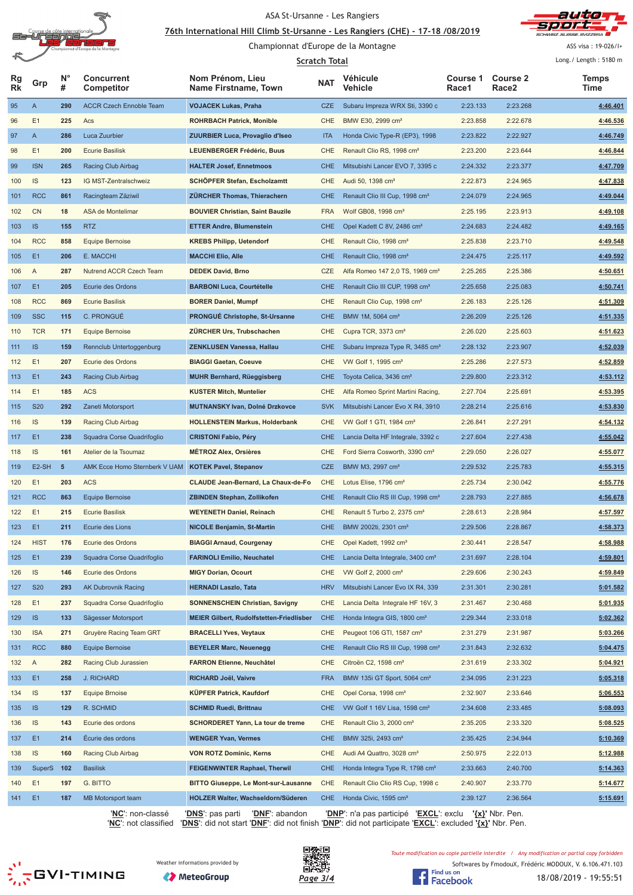ASA St-Ursanne - Les Rangiers

**76th International Hill Climb St-Ursanne - Les Rangiers (CHE) - 17-18 /08/2019**

Championnat d'Europe de la Montagne

**Scratch Total**

ASS visa : 19-026/I+

Long./ Length : 5180 m

| Rg Rk | Grp | N° # | Concurrent Competitor | Nom Prénom, Lieu Name Firstname, Town | NAT | Véhicule Vehicle | Course 1 Race1 | Course 2 Race2 | Temps Time |
|---|---|---|---|---|---|---|---|---|---|
| 95 | A | 290 | ACCR Czech Ennoble Team | **VOJACEK Lukas, Praha** | CZE | Subaru Impreza WRX Sti, 3390 c | 2:23.133 | 2:23.268 | 4:46.401 |
| 96 | E1 | 225 | Acs | **ROHRBACH Patrick, Monible** | CHE | BMW E30, 2999 cm³ | 2:23.858 | 2:22.678 | 4:46.536 |
| 97 | A | 286 | Luca Zuurbier | **ZUURBIER Luca, Provaglio d'Iseo** | ITA | Honda Civic Type-R (EP3), 1998 | 2:23.822 | 2:22.927 | 4:46.749 |
| 98 | E1 | 200 | Ecurie Basilisk | **LEUENBERGER Frédéric, Buus** | CHE | Renault Clio RS, 1998 cm³ | 2:23.200 | 2:23.644 | 4:46.844 |
| 99 | ISN | 265 | Racing Club Airbag | **HALTER Josef, Ennetmoos** | CHE | Mitsubishi Lancer EVO 7, 3395 c | 2:24.332 | 2:23.377 | 4:47.709 |
| 100 | IS | 123 | IG MST-Zentralschweiz | **SCHÖPFER Stefan, Escholzmatt** | CHE | Audi 50, 1398 cm³ | 2:22.873 | 2:24.965 | 4:47.838 |
| 101 | RCC | 861 | Racingteam Zäziwil | **ZÜRCHER Thomas, Thierachern** | CHE | Renault Clio III Cup, 1998 cm³ | 2:24.079 | 2:24.965 | 4:49.044 |
| 102 | CN | 18 | ASA de Montelimar | **BOUVIER Christian, Saint Bauzile** | FRA | Wolf GB08, 1998 cm³ | 2:25.195 | 2:23.913 | 4:49.108 |
| 103 | IS | 155 | RTZ | **ETTER Andre, Blumenstein** | CHE | Opel Kadett C 8V, 2486 cm³ | 2:24.683 | 2:24.482 | 4:49.165 |
| 104 | RCC | 858 | Equipe Bernoise | **KREBS Philipp, Uetendorf** | CHE | Renault Clio, 1998 cm³ | 2:25.838 | 2:23.710 | 4:49.548 |
| 105 | E1 | 206 | E. MACCHI | **MACCHI Elio, Alle** | CHE | Renault Clio, 1998 cm³ | 2:24.475 | 2:25.117 | 4:49.592 |
| 106 | A | 287 | Nutrend ACCR Czech Team | **DEDEK David, Brno** | CZE | Alfa Romeo 147 2,0 TS, 1969 cm³ | 2:25.265 | 2:25.386 | 4:50.651 |
| 107 | E1 | 205 | Ecurie des Ordons | **BARBONI Luca, Courtételle** | CHE | Renault Clio III CUP, 1998 cm³ | 2:25.658 | 2:25.083 | 4:50.741 |
| 108 | RCC | 869 | Ecurie Basilisk | **BORER Daniel, Mumpf** | CHE | Renault Clio Cup, 1998 cm³ | 2:26.183 | 2:25.126 | 4:51.309 |
| 109 | SSC | 115 | C. PRONGUÉ | **PRONGUÉ Christophe, St-Ursanne** | CHE | BMW 1M, 5064 cm³ | 2:26.209 | 2:25.126 | 4:51.335 |
| 110 | TCR | 171 | Equipe Bernoise | **ZÜRCHER Urs, Trubschachen** | CHE | Cupra TCR, 3373 cm³ | 2:26.020 | 2:25.603 | 4:51.623 |
| 111 | IS | 159 | Rennclub Untertoggenburg | **ZENKLUSEN Vanessa, Hallau** | CHE | Subaru Impreza Type R, 3485 cm³ | 2:28.132 | 2:23.907 | 4:52.039 |
| 112 | E1 | 207 | Ecurie des Ordons | **BIAGGI Gaetan, Coeuve** | CHE | VW Golf 1, 1995 cm³ | 2:25.286 | 2:27.573 | 4:52.859 |
| 113 | E1 | 243 | Racing Club Airbag | **MUHR Bernhard, Rüeggisberg** | CHE | Toyota Celica, 3436 cm³ | 2:29.800 | 2:23.312 | 4:53.112 |
| 114 | E1 | 185 | ACS | **KUSTER Mitch, Muntelier** | CHE | Alfa Romeo Sprint Martini Racing, | 2:27.704 | 2:25.691 | 4:53.395 |
| 115 | S20 | 292 | Zaneti Motorsport | **MUTNANSKY Ivan, Dolné Drzkovce** | SVK | Mitsubishi Lancer Evo X R4, 3910 | 2:28.214 | 2:25.616 | 4:53.830 |
| 116 | IS | 139 | Racing Club Airbag | **HOLLENSTEIN Markus, Holderbank** | CHE | VW Golf 1 GTI, 1984 cm³ | 2:26.841 | 2:27.291 | 4:54.132 |
| 117 | E1 | 238 | Squadra Corse Quadrifoglio | **CRISTONI Fabio, Péry** | CHE | Lancia Delta HF Integrale, 3392 c | 2:27.604 | 2:27.438 | 4:55.042 |
| 118 | IS | 161 | Atelier de la Tsoumaz | **MÉTROZ Alex, Orsières** | CHE | Ford Sierra Cosworth, 3390 cm³ | 2:29.050 | 2:26.027 | 4:55.077 |
| 119 | E2-SH | 5 | AMK Ecce Homo Sternberk V UAM | **KOTEK Pavel, Stepanov** | CZE | BMW M3, 2997 cm³ | 2:29.532 | 2:25.783 | 4:55.315 |
| 120 | E1 | 203 | ACS | **CLAUDE Jean-Bernard, La Chaux-de-Fo** | CHE | Lotus Elise, 1796 cm³ | 2:25.734 | 2:30.042 | 4:55.776 |
| 121 | RCC | 863 | Equipe Bernoise | **ZBINDEN Stephan, Zollikofen** | CHE | Renault Clio RS III Cup, 1998 cm³ | 2:28.793 | 2:27.885 | 4:56.678 |
| 122 | E1 | 215 | Ecurie Basilisk | **WEYENETH Daniel, Reinach** | CHE | Renault 5 Turbo 2, 2375 cm³ | 2:28.613 | 2:28.984 | 4:57.597 |
| 123 | E1 | 211 | Ecurie des Lions | **NICOLE Benjamin, St-Martin** | CHE | BMW 2002ti, 2301 cm³ | 2:29.506 | 2:28.867 | 4:58.373 |
| 124 | HIST | 176 | Ecurie des Ordons | **BIAGGI Arnaud, Courgenay** | CHE | Opel Kadett, 1992 cm³ | 2:30.441 | 2:28.547 | 4:58.988 |
| 125 | E1 | 239 | Squadra Corse Quadrifoglio | **FARINOLI Emilio, Neuchatel** | CHE | Lancia Delta Integrale, 3400 cm³ | 2:31.697 | 2:28.104 | 4:59.801 |
| 126 | IS | 146 | Ecurie des Ordons | **MIGY Dorian, Ocourt** | CHE | VW Golf 2, 2000 cm³ | 2:29.606 | 2:30.243 | 4:59.849 |
| 127 | S20 | 293 | AK Dubrovnik Racing | **HERNADI Laszlo, Tata** | HRV | Mitsubishi Lancer Evo IX R4, 339 | 2:31.301 | 2:30.281 | 5:01.582 |
| 128 | E1 | 237 | Squadra Corse Quadrifoglio | **SONNENSCHEIN Christian, Savigny** | CHE | Lancia Delta Integrale HF 16V, 3 | 2:31.467 | 2:30.468 | 5:01.935 |
| 129 | IS | 133 | Sägesser Motorsport | **MEIER Gilbert, Rudolfstetten-Friedlisber** | CHE | Honda Integra GIS, 1800 cm³ | 2:29.344 | 2:33.018 | 5:02.362 |
| 130 | ISA | 271 | Gruyère Racing Team GRT | **BRACELLI Yves, Veytaux** | CHE | Peugeot 106 GTI, 1587 cm³ | 2:31.279 | 2:31.987 | 5:03.266 |
| 131 | RCC | 880 | Equipe Bernoise | **BEYELER Marc, Neuenegg** | CHE | Renault Clio RS III Cup, 1998 cm³ | 2:31.843 | 2:32.632 | 5:04.475 |
| 132 | A | 282 | Racing Club Jurassien | **FARRON Etienne, Neuchâtel** | CHE | Citroën C2, 1598 cm³ | 2:31.619 | 2:33.302 | 5:04.921 |
| 133 | E1 | 258 | J. RICHARD | **RICHARD Joël, Vaivre** | FRA | BMW 135i GT Sport, 5064 cm³ | 2:34.095 | 2:31.223 | 5:05.318 |
| 134 | IS | 137 | Equipe Brnoise | **KÜPFER Patrick, Kaufdorf** | CHE | Opel Corsa, 1998 cm³ | 2:32.907 | 2:33.646 | 5:06.553 |
| 135 | IS | 129 | R. SCHMID | **SCHMID Ruedi, Brittnau** | CHE | VW Golf 1 16V Lisa, 1598 cm³ | 2:34.608 | 2:33.485 | 5:08.093 |
| 136 | IS | 143 | Ecurie des ordons | **SCHORDERET Yann, La tour de treme** | CHE | Renault Clio 3, 2000 cm³ | 2:35.205 | 2:33.320 | 5:08.525 |
| 137 | E1 | 214 | Écurie des ordons | **WENGER Yvan, Vermes** | CHE | BMW 325i, 2493 cm³ | 2:35.425 | 2:34.944 | 5:10.369 |
| 138 | IS | 160 | Racing Club Airbag | **VON ROTZ Dominic, Kerns** | CHE | Audi A4 Quattro, 3028 cm³ | 2:50.975 | 2:22.013 | 5:12.988 |
| 139 | SuperS | 102 | Basilisk | **FEIGENWINTER Raphael, Therwil** | CHE | Honda Integra Type R, 1798 cm³ | 2:33.663 | 2:40.700 | 5:14.363 |
| 140 | E1 | 197 | G. BITTO | **BITTO Giuseppe, Le Mont-sur-Lausanne** | CHE | Renault Clio Clio RS Cup, 1998 c | 2:40.907 | 2:33.770 | 5:14.677 |
| 141 | E1 | 187 | MB Motorsport team | **HOLZER Walter, Wachseldorn/Süderen** | CHE | Honda Civic, 1595 cm³ | 2:39.127 | 2:36.564 | 5:15.691 |

'**NC**': non-classé '**DNS**': pas parti '**DNF**': abandon '**DNP**': n'a pas participé '**EXCL**': exclu '**{x}**' Nbr. Pen.
'**NC**': not classified '**DNS**': did not start '**DNF**': did not finish '**DNP**': did not participate '**EXCL**': excluded '**{x}**' Nbr. Pen.

Weather informations provided by MeteoGroup

Toute modification ou copie partielle interdite / Any modification or partial copy forbidden

Softwares by FmodouX, Frédéric MODOUX, V. 6.106.471.103

18/08/2019 - 19:55:51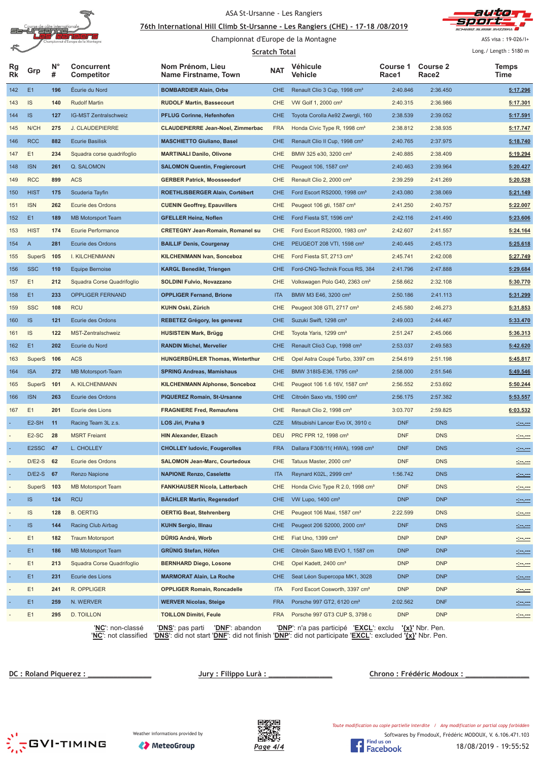ASA St-Ursanne - Les Rangiers

76th International Hill Climb St-Ursanne - Les Rangiers (CHE) - 17-18 /08/2019

Championnat d'Europe de la Montagne

ASS visa : 19-026/I+

**Scratch Total**

Long./ Length : 5180 m

| Rg Rk | Grp | N° # | Concurrent Competitor | Nom Prénom, Lieu Name Firstname, Town | NAT | Véhicule Vehicle | Course 1 Race1 | Course 2 Race2 | Temps Time |
|---|---|---|---|---|---|---|---|---|---|
| 142 | E1 | 196 | Écurie du Nord | **BOMBARDIER Alain, Orbe** | CHE | Renault Clio 3 Cup, 1998 cm³ | 2:40.846 | 2:36.450 | 5:17.296 |
| 143 | IS | 140 | Rudolf Martin | **RUDOLF Martin, Bassecourt** | CHE | VW Golf 1, 2000 cm³ | 2:40.315 | 2:36.986 | 5:17.301 |
| 144 | IS | 127 | IG-MST Zentralschweiz | **PFLUG Corinne, Hefenhofen** | CHE | Toyota Corolla Ae92 Zwergli, 160 | 2:38.539 | 2:39.052 | 5:17.591 |
| 145 | N/CH | 275 | J. CLAUDEPIERRE | **CLAUDEPIERRE Jean-Noel, Zimmerbac** | FRA | Honda Civic Type R, 1998 cm³ | 2:38.812 | 2:38.935 | 5:17.747 |
| 146 | RCC | 882 | Ecurie Basilisk | **MASCHIETTO Giuliano, Basel** | CHE | Renault Clio II Cup, 1998 cm³ | 2:40.765 | 2:37.975 | 5:18.740 |
| 147 | E1 | 234 | Squadra corse quadrifoglio | **MARTINALI Danilo, Olivone** | CHE | BMW 325 e30, 3200 cm³ | 2:40.885 | 2:38.409 | 5:19.294 |
| 148 | ISN | 261 | Q. SALOMON | **SALOMON Quentin, Fregiercourt** | CHE | Peugeot 106, 1587 cm³ | 2:40.463 | 2:39.964 | 5:20.427 |
| 149 | RCC | 899 | ACS | **GERBER Patrick, Moosseedorf** | CHE | Renault Clio 2, 2000 cm³ | 2:39.259 | 2:41.269 | 5:20.528 |
| 150 | HIST | 175 | Scuderia Tayfin | **ROETHLISBERGER Alain, Cortébert** | CHE | Ford Escort RS2000, 1998 cm³ | 2:43.080 | 2:38.069 | 5:21.149 |
| 151 | ISN | 262 | Ecurie des Ordons | **CUENIN Geoffrey, Epauvillers** | CHE | Peugeot 106 gti, 1587 cm³ | 2:41.250 | 2:40.757 | 5:22.007 |
| 152 | E1 | 189 | MB Motorsport Team | **GFELLER Heinz, Noflen** | CHE | Ford Fiesta ST, 1596 cm³ | 2:42.116 | 2:41.490 | 5:23.606 |
| 153 | HIST | 174 | Ecurie Performance | **CRETEGNY Jean-Romain, Romanel su** | CHE | Ford Escort RS2000, 1983 cm³ | 2:42.607 | 2:41.557 | 5:24.164 |
| 154 | A | 281 | Ecurie des Ordons | **BAILLIF Denis, Courgenay** | CHE | PEUGEOT 208 VTI, 1598 cm³ | 2:40.445 | 2:45.173 | 5:25.618 |
| 155 | SuperS | 105 | I. KILCHENMANN | **KILCHENMANN Ivan, Sonceboz** | CHE | Ford Fiesta ST, 2713 cm³ | 2:45.741 | 2:42.008 | 5:27.749 |
| 156 | SSC | 110 | Equipe Bernoise | **KARGL Benedikt, Triengen** | CHE | Ford-CNG-Technik Focus RS, 384 | 2:41.796 | 2:47.888 | 5:29.684 |
| 157 | E1 | 212 | Squadra Corse Quadrifoglio | **SOLDINI Fulvio, Novazzano** | CHE | Volkswagen Polo G40, 2363 cm³ | 2:58.662 | 2:32.108 | 5:30.770 |
| 158 | E1 | 233 | OPPLIGER FERNAND | **OPPLIGER Fernand, Brione** | ITA | BMW M3 E46, 3200 cm³ | 2:50.186 | 2:41.113 | 5:31.299 |
| 159 | SSC | 108 | RCU | **KUHN Oski, Zürich** | CHE | Peugeot 308 GTI, 2717 cm³ | 2:45.580 | 2:46.273 | 5:31.853 |
| 160 | IS | 121 | Ecurie des Ordons | **REBETEZ Grégory, les genevez** | CHE | Suzuki Swift, 1298 cm³ | 2:49.003 | 2:44.467 | 5:33.470 |
| 161 | IS | 122 | MST-Zentralschweiz | **HUSISTEIN Mark, Brügg** | CHE | Toyota Yaris, 1299 cm³ | 2:51.247 | 2:45.066 | 5:36.313 |
| 162 | E1 | 202 | Ecurie du Nord | **RANDIN Michel, Mervelier** | CHE | Renault Clio3 Cup, 1998 cm³ | 2:53.037 | 2:49.583 | 5:42.620 |
| 163 | SuperS | 106 | ACS | **HUNGERBÜHLER Thomas, Winterthur** | CHE | Opel Astra Coupé Turbo, 3397 cm | 2:54.619 | 2:51.198 | 5:45.817 |
| 164 | ISA | 272 | MB Motorsport-Team | **SPRING Andreas, Mamishaus** | CHE | BMW 318IS-E36, 1795 cm³ | 2:58.000 | 2:51.546 | 5:49.546 |
| 165 | SuperS | 101 | A. KILCHENMANN | **KILCHENMANN Alphonse, Sonceboz** | CHE | Peugeot 106 1.6 16V, 1587 cm³ | 2:56.552 | 2:53.692 | 5:50.244 |
| 166 | ISN | 263 | Ecurie des Ordons | **PIQUEREZ Romain, St-Ursanne** | CHE | Citroën Saxo vts, 1590 cm³ | 2:56.175 | 2:57.382 | 5:53.557 |
| 167 | E1 | 201 | Ecurie des Lions | **FRAGNIERE Fred, Remaufens** | CHE | Renault Clio 2, 1998 cm³ | 3:03.707 | 2:59.825 | 6:03.532 |
| - | E2-SH | 11 | Racing Team 3L z.s. | **LOS Jiri, Praha 9** | CZE | Mitsubishi Lancer Evo IX, 3910 c | DNF | DNS | -:--.--- |
| - | E2-SC | 28 | MSRT Freiamt | **HIN Alexander, Elzach** | DEU | PRC FPR 12, 1998 cm³ | DNF | DNS | -:--.--- |
| - | E2SSC | 47 | L. CHOLLEY | **CHOLLEY ludovic, Fougerolles** | FRA | Dallara F308/11( HWA), 1998 cm³ | DNF | DNS | -:--.--- |
| - | D/E2-S | 62 | Ecurie des Ordons | **SALOMON Jean-Marc, Courtedoux** | CHE | Tatuus Master, 2000 cm³ | DNF | DNS | -:--.--- |
| - | D/E2-S | 67 | Renzo Napione | **NAPIONE Renzo, Caselette** | ITA | Reynard K02L, 2999 cm³ | 1:56.742 | DNS | -:--.--- |
| - | SuperS | 103 | MB Motorsport Team | **FANKHAUSER Nicola, Latterbach** | CHE | Honda Civic Type R 2.0, 1998 cm³ | DNF | DNS | -:--.--- |
| - | IS | 124 | RCU | **BÄCHLER Martin, Regensdorf** | CHE | VW Lupo, 1400 cm³ | DNP | DNP | -:--.--- |
| - | IS | 128 | B. OERTIG | **OERTIG Beat, Stehrenberg** | CHE | Peugeot 106 Maxi, 1587 cm³ | 2:22.599 | DNS | -:--.--- |
| - | IS | 144 | Racing Club Airbag | **KUHN Sergio, Illnau** | CHE | Peugeot 206 S2000, 2000 cm³ | DNF | DNS | -:--.--- |
| - | E1 | 182 | Traum Motorsport | **DÜRIG André, Worb** | CHE | Fiat Uno, 1399 cm³ | DNP | DNP | -:--.--- |
| - | E1 | 186 | MB Motorsport Team | **GRÜNIG Stefan, Höfen** | CHE | Citroën Saxo MB EVO 1, 1587 cm | DNP | DNP | -:--.--- |
| - | E1 | 213 | Squadra Corse Quadrifoglio | **BERNHARD Diego, Losone** | CHE | Opel Kadett, 2400 cm³ | DNP | DNP | -:--.--- |
| - | E1 | 231 | Ecurie des Lions | **MARMORAT Alain, La Roche** | CHE | Seat Léon Supercopa MK1, 3028 | DNP | DNP | -:--.--- |
| - | E1 | 241 | R. OPPLIGER | **OPPLIGER Romain, Roncadelle** | ITA | Ford Escort Cosworth, 3397 cm³ | DNP | DNP | -:--.--- |
| - | E1 | 259 | N. WERVER | **WERVER Nicolas, Steige** | FRA | Porsche 997 GT2, 6120 cm³ | 2:02.562 | DNF | -:--.--- |
| - | E1 | 295 | D. TOILLON | **TOILLON Dimitri, Feule** | FRA | Porsche 997 GT3 CUP S, 3798 c | DNP | DNP | -:--.--- |

'NC': non-classé 'DNS': pas parti 'DNF': abandon 'DNP': n'a pas participé 'EXCL': exclu '{x}' Nbr. Pen.
'NC': not classified 'DNS': did not start 'DNF': did not finish 'DNP': did not participate 'EXCL': excluded '{x}' Nbr. Pen.

DC : Roland Piquerez : ________________   Jury : Filippo Lurà : ________________   Chrono : Frédéric Modoux : ________________

Weather informations provided by MeteoGroup

*Toute modification ou copie partielle interdite / Any modification or partial copy forbidden*

Softwares by FmodouX, Frédéric MODOUX, V. 6.106.471.103

18/08/2019 - 19:55:52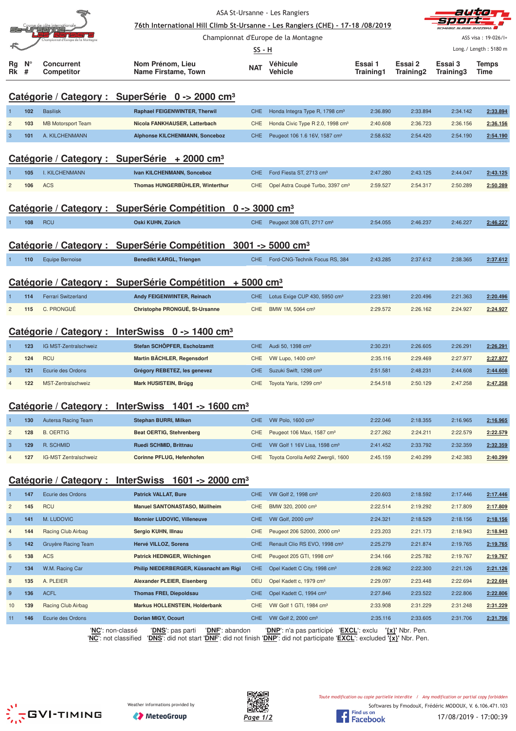ASA St-Ursanne - Les Rangiers

76th International Hill Climb St-Ursanne - Les Rangiers (CHE) - 17-18 /08/2019

Championnat d'Europe de la Montagne

SS - H

ASS visa : 19-026/I+

Long./ Length : 5180 m

## Catégorie / Category : SuperSérie 0 -> 2000 cm³

| Rg Rk | N° # | Concurrent Competitor | Nom Prénom, Lieu Name Firstame, Town | NAT | Véhicule Vehicle | Essai 1 Training1 | Essai 2 Training2 | Essai 3 Training3 | Temps Time |
|---|---|---|---|---|---|---|---|---|---|
| 1 | 102 | Basilisk | **Raphael FEIGENWINTER, Therwil** | CHE | Honda Integra Type R, 1798 cm³ | 2:36.890 | 2:33.894 | 2:34.142 | **2:33.894** |
| 2 | 103 | MB Motorsport Team | **Nicola FANKHAUSER, Latterbach** | CHE | Honda Civic Type R 2.0, 1998 cm³ | 2:40.608 | 2:36.723 | 2:36.156 | **2:36.156** |
| 3 | 101 | A. KILCHENMANN | **Alphonse KILCHENMANN, Sonceboz** | CHE | Peugeot 106 1.6 16V, 1587 cm³ | 2:58.632 | 2:54.420 | 2:54.190 | **2:54.190** |

## Catégorie / Category : SuperSérie + 2000 cm³

| Rg Rk | N° # | Concurrent Competitor | Nom Prénom, Lieu Name Firstame, Town | NAT | Véhicule Vehicle | Essai 1 Training1 | Essai 2 Training2 | Essai 3 Training3 | Temps Time |
|---|---|---|---|---|---|---|---|---|---|
| 1 | 105 | I. KILCHENMANN | **Ivan KILCHENMANN, Sonceboz** | CHE | Ford Fiesta ST, 2713 cm³ | 2:47.280 | 2:43.125 | 2:44.047 | **2:43.125** |
| 2 | 106 | ACS | **Thomas HUNGERBÜHLER, Winterthur** | CHE | Opel Astra Coupé Turbo, 3397 cm³ | 2:59.527 | 2:54.317 | 2:50.289 | **2:50.289** |

## Catégorie / Category : SuperSérie Compétition 0 -> 3000 cm³

| Rg Rk | N° # | Concurrent Competitor | Nom Prénom, Lieu Name Firstame, Town | NAT | Véhicule Vehicle | Essai 1 Training1 | Essai 2 Training2 | Essai 3 Training3 | Temps Time |
|---|---|---|---|---|---|---|---|---|---|
| 1 | 108 | RCU | **Oski KUHN, Zürich** | CHE | Peugeot 308 GTI, 2717 cm³ | 2:54.055 | 2:46.237 | 2:46.227 | **2:46.227** |

## Catégorie / Category : SuperSérie Compétition 3001 -> 5000 cm³

| Rg Rk | N° # | Concurrent Competitor | Nom Prénom, Lieu Name Firstame, Town | NAT | Véhicule Vehicle | Essai 1 Training1 | Essai 2 Training2 | Essai 3 Training3 | Temps Time |
|---|---|---|---|---|---|---|---|---|---|
| 1 | 110 | Equipe Bernoise | **Benedikt KARGL, Triengen** | CHE | Ford-CNG-Technik Focus RS, 384 | 2:43.285 | 2:37.612 | 2:38.365 | **2:37.612** |

## Catégorie / Category : SuperSérie Compétition + 5000 cm³

| Rg Rk | N° # | Concurrent Competitor | Nom Prénom, Lieu Name Firstame, Town | NAT | Véhicule Vehicle | Essai 1 Training1 | Essai 2 Training2 | Essai 3 Training3 | Temps Time |
|---|---|---|---|---|---|---|---|---|---|
| 1 | 114 | Ferrari Switzerland | **Andy FEIGENWINTER, Reinach** | CHE | Lotus Exige CUP 430, 5950 cm³ | 2:23.981 | 2:20.496 | 2:21.363 | **2:20.496** |
| 2 | 115 | C. PRONGUÉ | **Christophe PRONGUÉ, St-Ursanne** | CHE | BMW 1M, 5064 cm³ | 2:29.572 | 2:26.162 | 2:24.927 | **2:24.927** |

## Catégorie / Category : InterSwiss 0 -> 1400 cm³

| Rg Rk | N° # | Concurrent Competitor | Nom Prénom, Lieu Name Firstame, Town | NAT | Véhicule Vehicle | Essai 1 Training1 | Essai 2 Training2 | Essai 3 Training3 | Temps Time |
|---|---|---|---|---|---|---|---|---|---|
| 1 | 123 | IG MST-Zentralschweiz | **Stefan SCHÖPFER, Escholzamtt** | CHE | Audi 50, 1398 cm³ | 2:30.231 | 2:26.605 | 2:26.291 | **2:26.291** |
| 2 | 124 | RCU | **Martin BÄCHLER, Regensdorf** | CHE | VW Lupo, 1400 cm³ | 2:35.116 | 2:29.469 | 2:27.977 | **2:27.977** |
| 3 | 121 | Ecurie des Ordons | **Grégory REBETEZ, les genevez** | CHE | Suzuki Swift, 1298 cm³ | 2:51.581 | 2:48.231 | 2:44.608 | **2:44.608** |
| 4 | 122 | MST-Zentralschweiz | **Mark HUSISTEIN, Brügg** | CHE | Toyota Yaris, 1299 cm³ | 2:54.518 | 2:50.129 | 2:47.258 | **2:47.258** |

## Catégorie / Category : InterSwiss 1401 -> 1600 cm³

| Rg Rk | N° # | Concurrent Competitor | Nom Prénom, Lieu Name Firstame, Town | NAT | Véhicule Vehicle | Essai 1 Training1 | Essai 2 Training2 | Essai 3 Training3 | Temps Time |
|---|---|---|---|---|---|---|---|---|---|
| 1 | 130 | Autersa Racing Team | **Stephan BURRI, Milken** | CHE | VW Polo, 1600 cm³ | 2:22.046 | 2:18.355 | 2:16.965 | **2:16.965** |
| 2 | 128 | B. OERTIG | **Beat OERTIG, Stehrenberg** | CHE | Peugeot 106 Maxi, 1587 cm³ | 2:27.262 | 2:24.211 | 2:22.579 | **2:22.579** |
| 3 | 129 | R. SCHMID | **Ruedi SCHMID, Brittnau** | CHE | VW Golf 1 16V Lisa, 1598 cm³ | 2:41.452 | 2:33.792 | 2:32.359 | **2:32.359** |
| 4 | 127 | IG-MST Zentralschweiz | **Corinne PFLUG, Hefenhofen** | CHE | Toyota Corolla Ae92 Zwergli, 1600 | 2:45.159 | 2:40.299 | 2:42.383 | **2:40.299** |

## Catégorie / Category : InterSwiss 1601 -> 2000 cm³

| Rg Rk | N° # | Concurrent Competitor | Nom Prénom, Lieu Name Firstame, Town | NAT | Véhicule Vehicle | Essai 1 Training1 | Essai 2 Training2 | Essai 3 Training3 | Temps Time |
|---|---|---|---|---|---|---|---|---|---|
| 1 | 147 | Ecurie des Ordons | **Patrick VALLAT, Bure** | CHE | VW Golf 2, 1998 cm³ | 2:20.603 | 2:18.592 | 2:17.446 | **2:17.446** |
| 2 | 145 | RCU | **Manuel SANTONASTASO, Müllheim** | CHE | BMW 320, 2000 cm³ | 2:22.514 | 2:19.292 | 2:17.809 | **2:17.809** |
| 3 | 141 | M. LUDOVIC | **Monnier LUDOVIC, Villeneuve** | CHE | VW Golf, 2000 cm³ | 2:24.321 | 2:18.529 | 2:18.156 | **2:18.156** |
| 4 | 144 | Racing Club Airbag | **Sergio KUHN, Illnau** | CHE | Peugeot 206 S2000, 2000 cm³ | 2:23.203 | 2:21.173 | 2:18.943 | **2:18.943** |
| 5 | 142 | Gruyère Racing Team | **Hervé VILLOZ, Sorens** | CHE | Renault Clio RS EVO, 1998 cm³ | 2:25.279 | 2:21.874 | 2:19.765 | **2:19.765** |
| 6 | 138 | ACS | **Patrick HEDINGER, Wilchingen** | CHE | Peugeot 205 GTI, 1998 cm³ | 2:34.166 | 2:25.782 | 2:19.767 | **2:19.767** |
| 7 | 134 | W.M. Racing Car | **Philip NIEDERBERGER, Küssnacht am Rigi** | CHE | Opel Kadett C City, 1998 cm³ | 2:28.962 | 2:22.300 | 2:21.126 | **2:21.126** |
| 8 | 135 | A. PLEIER | **Alexander PLEIER, Eisenberg** | DEU | Opel Kadett c, 1979 cm³ | 2:29.097 | 2:23.448 | 2:22.694 | **2:22.694** |
| 9 | 136 | ACFL | **Thomas FREI, Diepoldsau** | CHE | Opel Kadett C, 1994 cm³ | 2:27.846 | 2:23.522 | 2:22.806 | **2:22.806** |
| 10 | 139 | Racing Club Airbag | **Markus HOLLENSTEIN, Holderbank** | CHE | VW Golf 1 GTI, 1984 cm³ | 2:33.908 | 2:31.229 | 2:31.248 | **2:31.229** |
| 11 | 146 | Ecurie des Ordons | **Dorian MIGY, Ocourt** | CHE | VW Golf 2, 2000 cm³ | 2:35.116 | 2:33.605 | 2:31.706 | **2:31.706** |

'**NC**': non-classé '**DNS**': pas parti '**DNF**': abandon '**DNP**': n'a pas participé '**EXCL**': exclu '**{x}**' Nbr. Pen.
'**NC**': not classified '**DNS**': did not start '**DNF**': did not finish '**DNP**': did not participate '**EXCL**': excluded '**{x}**' Nbr. Pen.

Weather informations provided by MeteoGroup

Toute modification ou copie partielle interdite / Any modification or partial copy forbidden

Softwares by FmodouX, Frédéric MODOUX, V. 6.106.471.103

17/08/2019 - 17:00:39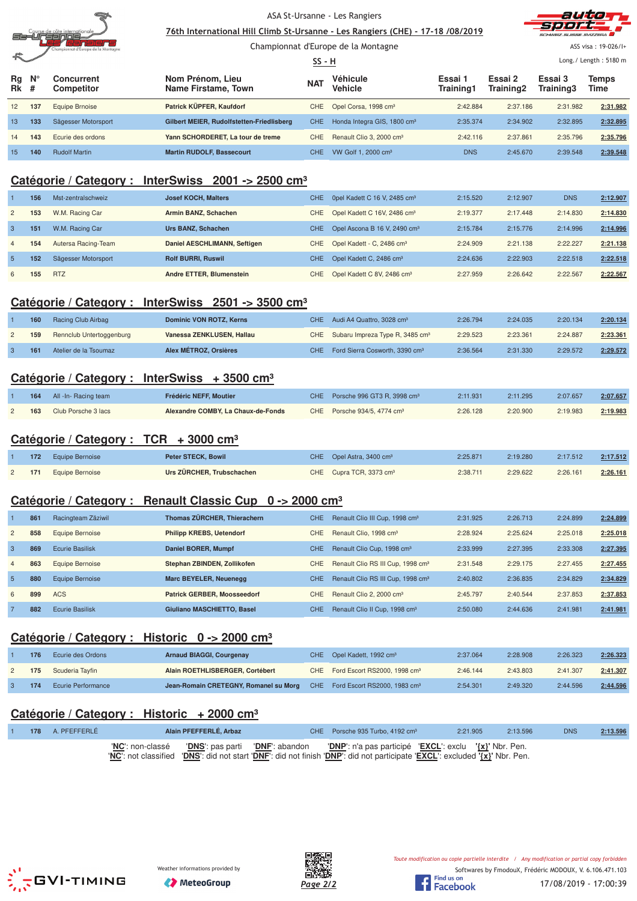ASA St-Ursanne - Les Rangiers

76th International Hill Climb St-Ursanne - Les Rangiers (CHE) - 17-18 /08/2019

Championnat d'Europe de la Montagne

SS - H

ASS visa : 19-026/I+

Long./ Length : 5180 m

| Rg Rk | N° # | Concurrent Competitor | Nom Prénom, Lieu Name Firstame, Town | NAT | Véhicule Vehicle | Essai 1 Training1 | Essai 2 Training2 | Essai 3 Training3 | Temps Time |
|---|---|---|---|---|---|---|---|---|---|
| 12 | 137 | Equipe Brnoise | **Patrick KÜPFER, Kaufdorf** | CHE | Opel Corsa, 1998 cm³ | 2:42.884 | 2:37.186 | 2:31.982 | **2:31.982** |
| 13 | 133 | Sägesser Motorsport | **Gilbert MEIER, Rudolfstetten-Friedlisberg** | CHE | Honda Integra GIS, 1800 cm³ | 2:35.374 | 2:34.902 | 2:32.895 | **2:32.895** |
| 14 | 143 | Ecurie des ordons | **Yann SCHORDERET, La tour de treme** | CHE | Renault Clio 3, 2000 cm³ | 2:42.116 | 2:37.861 | 2:35.796 | **2:35.796** |
| 15 | 140 | Rudolf Martin | **Martin RUDOLF, Bassecourt** | CHE | VW Golf 1, 2000 cm³ | DNS | 2:45.670 | 2:39.548 | **2:39.548** |

## Catégorie / Category : InterSwiss 2001 -> 2500 cm³

| Rg | N° | Concurrent | Nom Prénom, Lieu | NAT | Véhicule | Essai 1 | Essai 2 | Essai 3 | Temps |
|---|---|---|---|---|---|---|---|---|---|
| 1 | 156 | Mst-zentralschweiz | **Josef KOCH, Malters** | CHE | Opel Kadett C 16 V, 2485 cm³ | 2:15.520 | 2:12.907 | DNS | **2:12.907** |
| 2 | 153 | W.M. Racing Car | **Armin BANZ, Schachen** | CHE | Opel Kadett C 16V, 2486 cm³ | 2:19.377 | 2:17.448 | 2:14.830 | **2:14.830** |
| 3 | 151 | W.M. Racing Car | **Urs BANZ, Schachen** | CHE | Opel Ascona B 16 V, 2490 cm³ | 2:15.784 | 2:15.776 | 2:14.996 | **2:14.996** |
| 4 | 154 | Autersa Racing-Team | **Daniel AESCHLIMANN, Seftigen** | CHE | Opel Kadett - C, 2486 cm³ | 2:24.909 | 2:21.138 | 2:22.227 | **2:21.138** |
| 5 | 152 | Sägesser Motorsport | **Rolf BURRI, Ruswil** | CHE | Opel Kadett C, 2486 cm³ | 2:24.636 | 2:22.903 | 2:22.518 | **2:22.518** |
| 6 | 155 | RTZ | **Andre ETTER, Blumenstein** | CHE | Opel Kadett C 8V, 2486 cm³ | 2:27.959 | 2:26.642 | 2:22.567 | **2:22.567** |

## Catégorie / Category : InterSwiss 2501 -> 3500 cm³

| Rg | N° | Concurrent | Nom Prénom, Lieu | NAT | Véhicule | Essai 1 | Essai 2 | Essai 3 | Temps |
|---|---|---|---|---|---|---|---|---|---|
| 1 | 160 | Racing Club Airbag | **Dominic VON ROTZ, Kerns** | CHE | Audi A4 Quattro, 3028 cm³ | 2:26.794 | 2:24.035 | 2:20.134 | **2:20.134** |
| 2 | 159 | Rennclub Untertoggenburg | **Vanessa ZENKLUSEN, Hallau** | CHE | Subaru Impreza Type R, 3485 cm³ | 2:29.523 | 2:23.361 | 2:24.887 | **2:23.361** |
| 3 | 161 | Atelier de la Tsoumaz | **Alex MÉTROZ, Orsières** | CHE | Ford Sierra Cosworth, 3390 cm³ | 2:36.564 | 2:31.330 | 2:29.572 | **2:29.572** |

## Catégorie / Category : InterSwiss + 3500 cm³

| Rg | N° | Concurrent | Nom Prénom, Lieu | NAT | Véhicule | Essai 1 | Essai 2 | Essai 3 | Temps |
|---|---|---|---|---|---|---|---|---|---|
| 1 | 164 | All -In- Racing team | **Frédéric NEFF, Moutier** | CHE | Porsche 996 GT3 R, 3998 cm³ | 2:11.931 | 2:11.295 | 2:07.657 | **2:07.657** |
| 2 | 163 | Club Porsche 3 lacs | **Alexandre COMBY, La Chaux-de-Fonds** | CHE | Porsche 934/5, 4774 cm³ | 2:26.128 | 2:20.900 | 2:19.983 | **2:19.983** |

## Catégorie / Category : TCR + 3000 cm³

| Rg | N° | Concurrent | Nom Prénom, Lieu | NAT | Véhicule | Essai 1 | Essai 2 | Essai 3 | Temps |
|---|---|---|---|---|---|---|---|---|---|
| 1 | 172 | Equipe Bernoise | **Peter STECK, Bowil** | CHE | Opel Astra, 3400 cm³ | 2:25.871 | 2:19.280 | 2:17.512 | **2:17.512** |
| 2 | 171 | Equipe Bernoise | **Urs ZÜRCHER, Trubschachen** | CHE | Cupra TCR, 3373 cm³ | 2:38.711 | 2:29.622 | 2:26.161 | **2:26.161** |

## Catégorie / Category : Renault Classic Cup 0 -> 2000 cm³

| Rg | N° | Concurrent | Nom Prénom, Lieu | NAT | Véhicule | Essai 1 | Essai 2 | Essai 3 | Temps |
|---|---|---|---|---|---|---|---|---|---|
| 1 | 861 | Racingteam Zäziwil | **Thomas ZÜRCHER, Thierachern** | CHE | Renault Clio III Cup, 1998 cm³ | 2:31.925 | 2:26.713 | 2:24.899 | **2:24.899** |
| 2 | 858 | Equipe Bernoise | **Philipp KREBS, Uetendorf** | CHE | Renault Clio, 1998 cm³ | 2:28.924 | 2:25.624 | 2:25.018 | **2:25.018** |
| 3 | 869 | Ecurie Basilisk | **Daniel BORER, Mumpf** | CHE | Renault Clio Cup, 1998 cm³ | 2:33.999 | 2:27.395 | 2:33.308 | **2:27.395** |
| 4 | 863 | Equipe Bernoise | **Stephan ZBINDEN, Zollikofen** | CHE | Renault Clio RS III Cup, 1998 cm³ | 2:31.548 | 2:29.175 | 2:27.455 | **2:27.455** |
| 5 | 880 | Equipe Bernoise | **Marc BEYELER, Neuenegg** | CHE | Renault Clio RS III Cup, 1998 cm³ | 2:40.802 | 2:36.835 | 2:34.829 | **2:34.829** |
| 6 | 899 | ACS | **Patrick GERBER, Moosseedorf** | CHE | Renault Clio 2, 2000 cm³ | 2:45.797 | 2:40.544 | 2:37.853 | **2:37.853** |
| 7 | 882 | Ecurie Basilisk | **Giuliano MASCHIETTO, Basel** | CHE | Renault Clio II Cup, 1998 cm³ | 2:50.080 | 2:44.636 | 2:41.981 | **2:41.981** |

## Catégorie / Category : Historic 0 -> 2000 cm³

| Rg | N° | Concurrent | Nom Prénom, Lieu | NAT | Véhicule | Essai 1 | Essai 2 | Essai 3 | Temps |
|---|---|---|---|---|---|---|---|---|---|
| 1 | 176 | Ecurie des Ordons | **Arnaud BIAGGI, Courgenay** | CHE | Opel Kadett, 1992 cm³ | 2:37.064 | 2:28.908 | 2:26.323 | **2:26.323** |
| 2 | 175 | Scuderia Tayfin | **Alain ROETHLISBERGER, Cortébert** | CHE | Ford Escort RS2000, 1998 cm³ | 2:46.144 | 2:43.803 | 2:41.307 | **2:41.307** |
| 3 | 174 | Ecurie Performance | **Jean-Romain CRETEGNY, Romanel su Morg** | CHE | Ford Escort RS2000, 1983 cm³ | 2:54.301 | 2:49.320 | 2:44.596 | **2:44.596** |

## Catégorie / Category : Historic + 2000 cm³

| Rg | N° | Concurrent | Nom Prénom, Lieu | NAT | Véhicule | Essai 1 | Essai 2 | Essai 3 | Temps |
|---|---|---|---|---|---|---|---|---|---|
| 1 | 178 | A. PFEFFERLÉ | **Alain PFEFFERLÉ, Arbaz** | CHE | Porsche 935 Turbo, 4192 cm³ | 2:21.905 | 2:13.596 | DNS | **2:13.596** |

'**NC**': non-classé '**DNS**': pas parti '**DNF**': abandon '**DNP**': n'a pas participé '**EXCL**': exclu '**{x}**' Nbr. Pen.
'**NC**': not classified '**DNS**': did not start '**DNF**': did not finish '**DNP**': did not participate '**EXCL**': excluded '**{x}**' Nbr. Pen.

Weather informations provided by MeteoGroup

*Toute modification ou copie partielle interdite / Any modification or partial copy forbidden*

Softwares by FmodouX, Frédéric MODOUX, V. 6.106.471.103

17/08/2019 - 17:00:39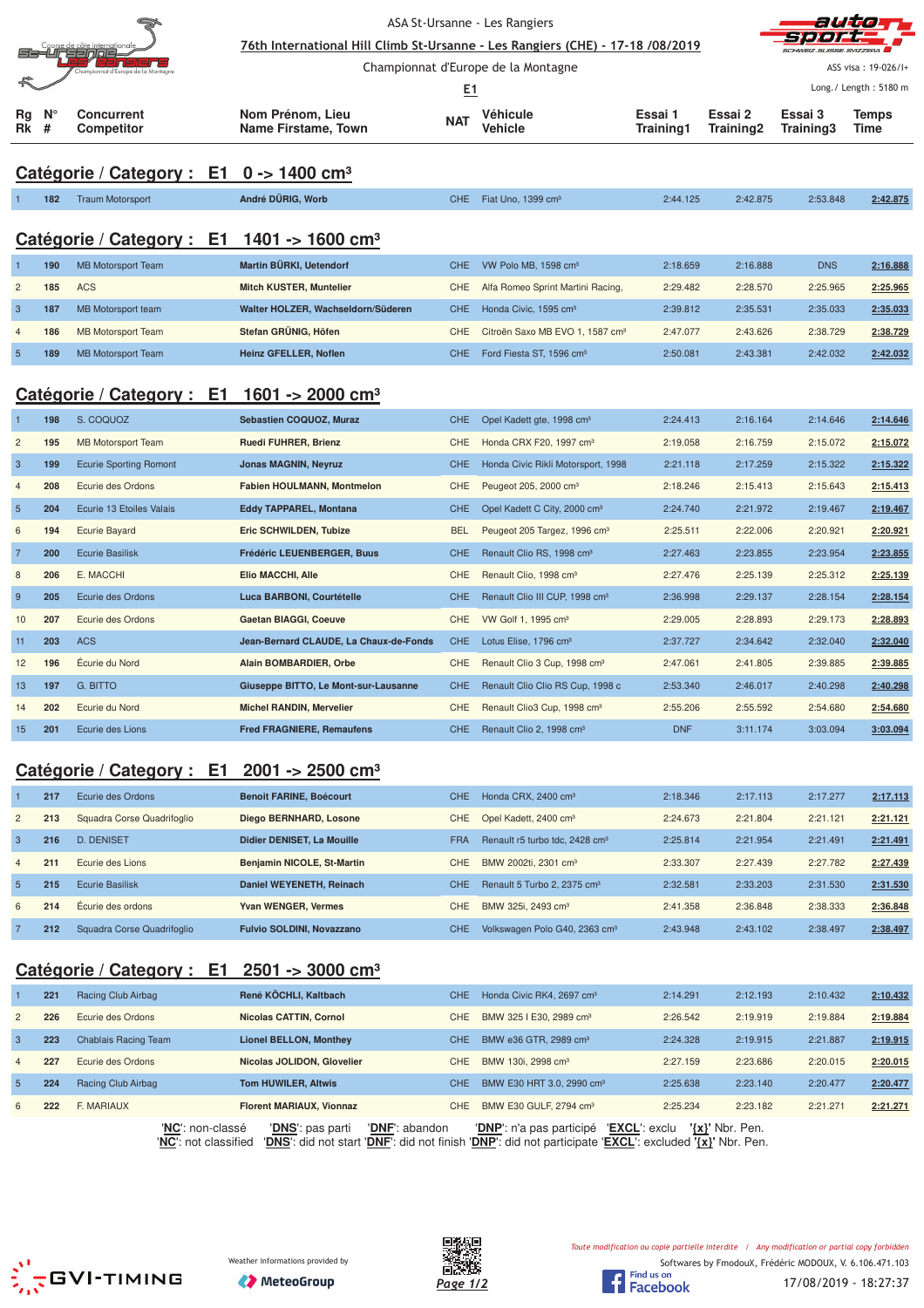ASA St-Ursanne - Les Rangiers

76th International Hill Climb St-Ursanne - Les Rangiers (CHE) - 17-18 /08/2019

Championnat d'Europe de la Montagne

E1

ASS visa : 19-026/I+

Long./ Length : 5180 m

## Catégorie / Category : E1 0 -> 1400 cm³

| Rg Rk | N° # | Concurrent Competitor | Nom Prénom, Lieu Name Firstame, Town | NAT | Véhicule Vehicle | Essai 1 Training1 | Essai 2 Training2 | Essai 3 Training3 | Temps Time |
|---|---|---|---|---|---|---|---|---|---|
| 1 | 182 | Traum Motorsport | André DÜRIG, Worb | CHE | Fiat Uno, 1399 cm³ | 2:44.125 | 2:42.875 | 2:53.848 | 2:42.875 |

## Catégorie / Category : E1 1401 -> 1600 cm³

| Rg Rk | N° # | Concurrent Competitor | Nom Prénom, Lieu Name Firstame, Town | NAT | Véhicule Vehicle | Essai 1 Training1 | Essai 2 Training2 | Essai 3 Training3 | Temps Time |
|---|---|---|---|---|---|---|---|---|---|
| 1 | 190 | MB Motorsport Team | Martin BÜRKI, Uetendorf | CHE | VW Polo MB, 1598 cm³ | 2:18.659 | 2:16.888 | DNS | 2:16.888 |
| 2 | 185 | ACS | Mitch KUSTER, Muntelier | CHE | Alfa Romeo Sprint Martini Racing, | 2:29.482 | 2:28.570 | 2:25.965 | 2:25.965 |
| 3 | 187 | MB Motorsport team | Walter HOLZER, Wachseldorn/Süderen | CHE | Honda Civic, 1595 cm³ | 2:39.812 | 2:35.531 | 2:35.033 | 2:35.033 |
| 4 | 186 | MB Motorsport Team | Stefan GRÜNIG, Höfen | CHE | Citroën Saxo MB EVO 1, 1587 cm³ | 2:47.077 | 2:43.626 | 2:38.729 | 2:38.729 |
| 5 | 189 | MB Motorsport Team | Heinz GFELLER, Noflen | CHE | Ford Fiesta ST, 1596 cm³ | 2:50.081 | 2:43.381 | 2:42.032 | 2:42.032 |

## Catégorie / Category : E1 1601 -> 2000 cm³

| Rg Rk | N° # | Concurrent Competitor | Nom Prénom, Lieu Name Firstame, Town | NAT | Véhicule Vehicle | Essai 1 Training1 | Essai 2 Training2 | Essai 3 Training3 | Temps Time |
|---|---|---|---|---|---|---|---|---|---|
| 1 | 198 | S. COQUOZ | Sebastien COQUOZ, Muraz | CHE | Opel Kadett gte, 1998 cm³ | 2:24.413 | 2:16.164 | 2:14.646 | 2:14.646 |
| 2 | 195 | MB Motorsport Team | Ruedi FUHRER, Brienz | CHE | Honda CRX F20, 1997 cm³ | 2:19.058 | 2:16.759 | 2:15.072 | 2:15.072 |
| 3 | 199 | Ecurie Sporting Romont | Jonas MAGNIN, Neyruz | CHE | Honda Civic Rikli Motorsport, 1998 | 2:21.118 | 2:17.259 | 2:15.322 | 2:15.322 |
| 4 | 208 | Ecurie des Ordons | Fabien HOULMANN, Montmelon | CHE | Peugeot 205, 2000 cm³ | 2:18.246 | 2:15.413 | 2:15.643 | 2:15.413 |
| 5 | 204 | Ecurie 13 Etoiles Valais | Eddy TAPPAREL, Montana | CHE | Opel Kadett C City, 2000 cm³ | 2:24.740 | 2:21.972 | 2:19.467 | 2:19.467 |
| 6 | 194 | Ecurie Bayard | Eric SCHWILDEN, Tubize | BEL | Peugeot 205 Targez, 1996 cm³ | 2:25.511 | 2:22.006 | 2:20.921 | 2:20.921 |
| 7 | 200 | Ecurie Basilisk | Frédéric LEUENBERGER, Buus | CHE | Renault Clio RS, 1998 cm³ | 2:27.463 | 2:23.855 | 2:23.954 | 2:23.855 |
| 8 | 206 | E. MACCHI | Elio MACCHI, Alle | CHE | Renault Clio, 1998 cm³ | 2:27.476 | 2:25.139 | 2:25.312 | 2:25.139 |
| 9 | 205 | Ecurie des Ordons | Luca BARBONI, Courtételle | CHE | Renault Clio III CUP, 1998 cm³ | 2:36.998 | 2:29.137 | 2:28.154 | 2:28.154 |
| 10 | 207 | Ecurie des Ordons | Gaetan BIAGGI, Coeuve | CHE | VW Golf 1, 1995 cm³ | 2:29.005 | 2:28.893 | 2:29.173 | 2:28.893 |
| 11 | 203 | ACS | Jean-Bernard CLAUDE, La Chaux-de-Fonds | CHE | Lotus Elise, 1796 cm³ | 2:37.727 | 2:34.642 | 2:32.040 | 2:32.040 |
| 12 | 196 | Écurie du Nord | Alain BOMBARDIER, Orbe | CHE | Renault Clio 3 Cup, 1998 cm³ | 2:47.061 | 2:41.805 | 2:39.885 | 2:39.885 |
| 13 | 197 | G. BITTO | Giuseppe BITTO, Le Mont-sur-Lausanne | CHE | Renault Clio Clio RS Cup, 1998 c | 2:53.340 | 2:46.017 | 2:40.298 | 2:40.298 |
| 14 | 202 | Ecurie du Nord | Michel RANDIN, Mervelier | CHE | Renault Clio3 Cup, 1998 cm³ | 2:55.206 | 2:55.592 | 2:54.680 | 2:54.680 |
| 15 | 201 | Ecurie des Lions | Fred FRAGNIERE, Remaufens | CHE | Renault Clio 2, 1998 cm³ | DNF | 3:11.174 | 3:03.094 | 3:03.094 |

## Catégorie / Category : E1 2001 -> 2500 cm³

| Rg Rk | N° # | Concurrent Competitor | Nom Prénom, Lieu Name Firstame, Town | NAT | Véhicule Vehicle | Essai 1 Training1 | Essai 2 Training2 | Essai 3 Training3 | Temps Time |
|---|---|---|---|---|---|---|---|---|---|
| 1 | 217 | Ecurie des Ordons | Benoit FARINE, Boécourt | CHE | Honda CRX, 2400 cm³ | 2:18.346 | 2:17.113 | 2:17.277 | 2:17.113 |
| 2 | 213 | Squadra Corse Quadrifoglio | Diego BERNHARD, Losone | CHE | Opel Kadett, 2400 cm³ | 2:24.673 | 2:21.804 | 2:21.121 | 2:21.121 |
| 3 | 216 | D. DENISET | Didier DENISET, La Mouille | FRA | Renault r5 turbo tdc, 2428 cm³ | 2:25.814 | 2:21.954 | 2:21.491 | 2:21.491 |
| 4 | 211 | Ecurie des Lions | Benjamin NICOLE, St-Martin | CHE | BMW 2002ti, 2301 cm³ | 2:33.307 | 2:27.439 | 2:27.782 | 2:27.439 |
| 5 | 215 | Ecurie Basilisk | Daniel WEYENETH, Reinach | CHE | Renault 5 Turbo 2, 2375 cm³ | 2:32.581 | 2:33.203 | 2:31.530 | 2:31.530 |
| 6 | 214 | Écurie des ordons | Yvan WENGER, Vermes | CHE | BMW 325i, 2493 cm³ | 2:41.358 | 2:36.848 | 2:38.333 | 2:36.848 |
| 7 | 212 | Squadra Corse Quadrifoglio | Fulvio SOLDINI, Novazzano | CHE | Volkswagen Polo G40, 2363 cm³ | 2:43.948 | 2:43.102 | 2:38.497 | 2:38.497 |

## Catégorie / Category : E1 2501 -> 3000 cm³

| Rg Rk | N° # | Concurrent Competitor | Nom Prénom, Lieu Name Firstame, Town | NAT | Véhicule Vehicle | Essai 1 Training1 | Essai 2 Training2 | Essai 3 Training3 | Temps Time |
|---|---|---|---|---|---|---|---|---|---|
| 1 | 221 | Racing Club Airbag | René KÖCHLI, Kaltbach | CHE | Honda Civic RK4, 2697 cm³ | 2:14.291 | 2:12.193 | 2:10.432 | 2:10.432 |
| 2 | 226 | Ecurie des Ordons | Nicolas CATTIN, Cornol | CHE | BMW 325 I E30, 2989 cm³ | 2:26.542 | 2:19.919 | 2:19.884 | 2:19.884 |
| 3 | 223 | Chablais Racing Team | Lionel BELLON, Monthey | CHE | BMW e36 GTR, 2989 cm³ | 2:24.328 | 2:19.915 | 2:21.887 | 2:19.915 |
| 4 | 227 | Ecurie des Ordons | Nicolas JOLIDON, Glovelier | CHE | BMW 130i, 2998 cm³ | 2:27.159 | 2:23.686 | 2:20.015 | 2:20.015 |
| 5 | 224 | Racing Club Airbag | Tom HUWILER, Altwis | CHE | BMW E30 HRT 3.0, 2990 cm³ | 2:25.638 | 2:23.140 | 2:20.477 | 2:20.477 |
| 6 | 222 | F. MARIAUX | Florent MARIAUX, Vionnaz | CHE | BMW E30 GULF, 2794 cm³ | 2:25.234 | 2:23.182 | 2:21.271 | 2:21.271 |

'NC': non-classé 'DNS': pas parti 'DNF': abandon 'DNP': n'a pas participé 'EXCL': exclu '{x}' Nbr. Pen.
'NC': not classified 'DNS': did not start 'DNF': did not finish 'DNP': did not participate 'EXCL': excluded '{x}' Nbr. Pen.

Weather informations provided by MeteoGroup

Toute modification ou copie partielle interdite / Any modification or partial copy forbidden

Softwares by FmodouX, Frédéric MODOUX, V. 6.106.471.103

17/08/2019 - 18:27:37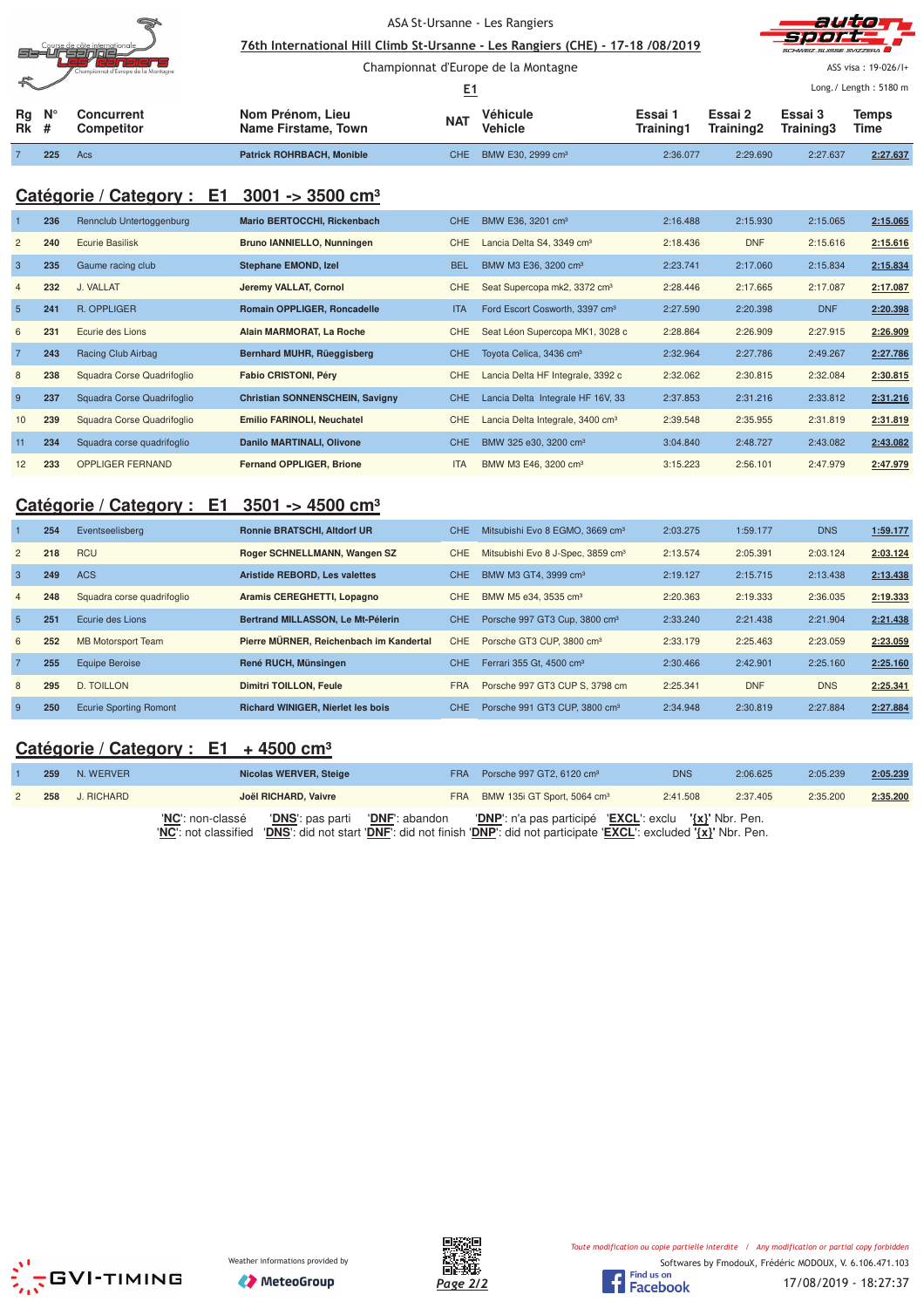ASA St-Ursanne - Les Rangiers

76th International Hill Climb St-Ursanne - Les Rangiers (CHE) - 17-18 /08/2019

Championnat d'Europe de la Montagne

E1

ASS visa : 19-026/I+

Long./ Length : 5180 m

| Rg Rk | N° # | Concurrent Competitor | Nom Prénom, Lieu Name Firstame, Town | NAT | Véhicule Vehicle | Essai 1 Training1 | Essai 2 Training2 | Essai 3 Training3 | Temps Time |
|---|---|---|---|---|---|---|---|---|---|
| 7 | 225 | Acs | Patrick ROHRBACH, Monible | CHE | BMW E30, 2999 cm³ | 2:36.077 | 2:29.690 | 2:27.637 | 2:27.637 |

## Catégorie / Category : E1 3001 -> 3500 cm³

| Rg Rk | N° # | Concurrent Competitor | Nom Prénom, Lieu Name Firstame, Town | NAT | Véhicule Vehicle | Essai 1 Training1 | Essai 2 Training2 | Essai 3 Training3 | Temps Time |
|---|---|---|---|---|---|---|---|---|---|
| 1 | 236 | Rennclub Untertoggenburg | Mario BERTOCCHI, Rickenbach | CHE | BMW E36, 3201 cm³ | 2:16.488 | 2:15.930 | 2:15.065 | 2:15.065 |
| 2 | 240 | Ecurie Basilisk | Bruno IANNIELLO, Nunningen | CHE | Lancia Delta S4, 3349 cm³ | 2:18.436 | DNF | 2:15.616 | 2:15.616 |
| 3 | 235 | Gaume racing club | Stephane EMOND, Izel | BEL | BMW M3 E36, 3200 cm³ | 2:23.741 | 2:17.060 | 2:15.834 | 2:15.834 |
| 4 | 232 | J. VALLAT | Jeremy VALLAT, Cornol | CHE | Seat Supercopa mk2, 3372 cm³ | 2:28.446 | 2:17.665 | 2:17.087 | 2:17.087 |
| 5 | 241 | R. OPPLIGER | Romain OPPLIGER, Roncadelle | ITA | Ford Escort Cosworth, 3397 cm³ | 2:27.590 | 2:20.398 | DNF | 2:20.398 |
| 6 | 231 | Ecurie des Lions | Alain MARMORAT, La Roche | CHE | Seat Léon Supercopa MK1, 3028 c | 2:28.864 | 2:26.909 | 2:27.915 | 2:26.909 |
| 7 | 243 | Racing Club Airbag | Bernhard MUHR, Rüeggisberg | CHE | Toyota Celica, 3436 cm³ | 2:32.964 | 2:27.786 | 2:49.267 | 2:27.786 |
| 8 | 238 | Squadra Corse Quadrifoglio | Fabio CRISTONI, Péry | CHE | Lancia Delta HF Integrale, 3392 c | 2:32.062 | 2:30.815 | 2:32.084 | 2:30.815 |
| 9 | 237 | Squadra Corse Quadrifoglio | Christian SONNENSCHEIN, Savigny | CHE | Lancia Delta Integrale HF 16V, 33 | 2:37.853 | 2:31.216 | 2:33.812 | 2:31.216 |
| 10 | 239 | Squadra Corse Quadrifoglio | Emilio FARINOLI, Neuchatel | CHE | Lancia Delta Integrale, 3400 cm³ | 2:39.548 | 2:35.955 | 2:31.819 | 2:31.819 |
| 11 | 234 | Squadra corse quadrifoglio | Danilo MARTINALI, Olivone | CHE | BMW 325 e30, 3200 cm³ | 3:04.840 | 2:48.727 | 2:43.082 | 2:43.082 |
| 12 | 233 | OPPLIGER FERNAND | Fernand OPPLIGER, Brione | ITA | BMW M3 E46, 3200 cm³ | 3:15.223 | 2:56.101 | 2:47.979 | 2:47.979 |

## Catégorie / Category : E1 3501 -> 4500 cm³

| Rg Rk | N° # | Concurrent Competitor | Nom Prénom, Lieu Name Firstame, Town | NAT | Véhicule Vehicle | Essai 1 Training1 | Essai 2 Training2 | Essai 3 Training3 | Temps Time |
|---|---|---|---|---|---|---|---|---|---|
| 1 | 254 | Eventseelisberg | Ronnie BRATSCHI, Altdorf UR | CHE | Mitsubishi Evo 8 EGMO, 3669 cm³ | 2:03.275 | 1:59.177 | DNS | 1:59.177 |
| 2 | 218 | RCU | Roger SCHNELLMANN, Wangen SZ | CHE | Mitsubishi Evo 8 J-Spec, 3859 cm³ | 2:13.574 | 2:05.391 | 2:03.124 | 2:03.124 |
| 3 | 249 | ACS | Aristide REBORD, Les valettes | CHE | BMW M3 GT4, 3999 cm³ | 2:19.127 | 2:15.715 | 2:13.438 | 2:13.438 |
| 4 | 248 | Squadra corse quadrifoglio | Aramis CEREGHETTI, Lopagno | CHE | BMW M5 e34, 3535 cm³ | 2:20.363 | 2:19.333 | 2:36.035 | 2:19.333 |
| 5 | 251 | Ecurie des Lions | Bertrand MILLASSON, Le Mt-Pélerin | CHE | Porsche 997 GT3 Cup, 3800 cm³ | 2:33.240 | 2:21.438 | 2:21.904 | 2:21.438 |
| 6 | 252 | MB Motorsport Team | Pierre MÜRNER, Reichenbach im Kandertal | CHE | Porsche GT3 CUP, 3800 cm³ | 2:33.179 | 2:25.463 | 2:23.059 | 2:23.059 |
| 7 | 255 | Equipe Beroise | René RUCH, Münsingen | CHE | Ferrari 355 Gt, 4500 cm³ | 2:30.466 | 2:42.901 | 2:25.160 | 2:25.160 |
| 8 | 295 | D. TOILLON | Dimitri TOILLON, Feule | FRA | Porsche 997 GT3 CUP S, 3798 cm | 2:25.341 | DNF | DNS | 2:25.341 |
| 9 | 250 | Ecurie Sporting Romont | Richard WINIGER, Nierlet les bois | CHE | Porsche 991 GT3 CUP, 3800 cm³ | 2:34.948 | 2:30.819 | 2:27.884 | 2:27.884 |

## Catégorie / Category : E1 + 4500 cm³

| Rg Rk | N° # | Concurrent Competitor | Nom Prénom, Lieu Name Firstame, Town | NAT | Véhicule Vehicle | Essai 1 Training1 | Essai 2 Training2 | Essai 3 Training3 | Temps Time |
|---|---|---|---|---|---|---|---|---|---|
| 1 | 259 | N. WERVER | Nicolas WERVER, Steige | FRA | Porsche 997 GT2, 6120 cm³ | DNS | 2:06.625 | 2:05.239 | 2:05.239 |
| 2 | 258 | J. RICHARD | Joël RICHARD, Vaivre | FRA | BMW 135i GT Sport, 5064 cm³ | 2:41.508 | 2:37.405 | 2:35.200 | 2:35.200 |

'NC': non-classé 'DNS': pas parti 'DNF': abandon 'DNP': n'a pas participé 'EXCL': exclu '{x}' Nbr. Pen.
'NC': not classified 'DNS': did not start 'DNF': did not finish 'DNP': did not participate 'EXCL': excluded '{x}' Nbr. Pen.

Weather informations provided by MeteoGroup

*Toute modification ou copie partielle interdite / Any modification or partial copy forbidden*

Softwares by FmodouX, Frédéric MODOUX, V. 6.106.471.103

17/08/2019 - 18:27:37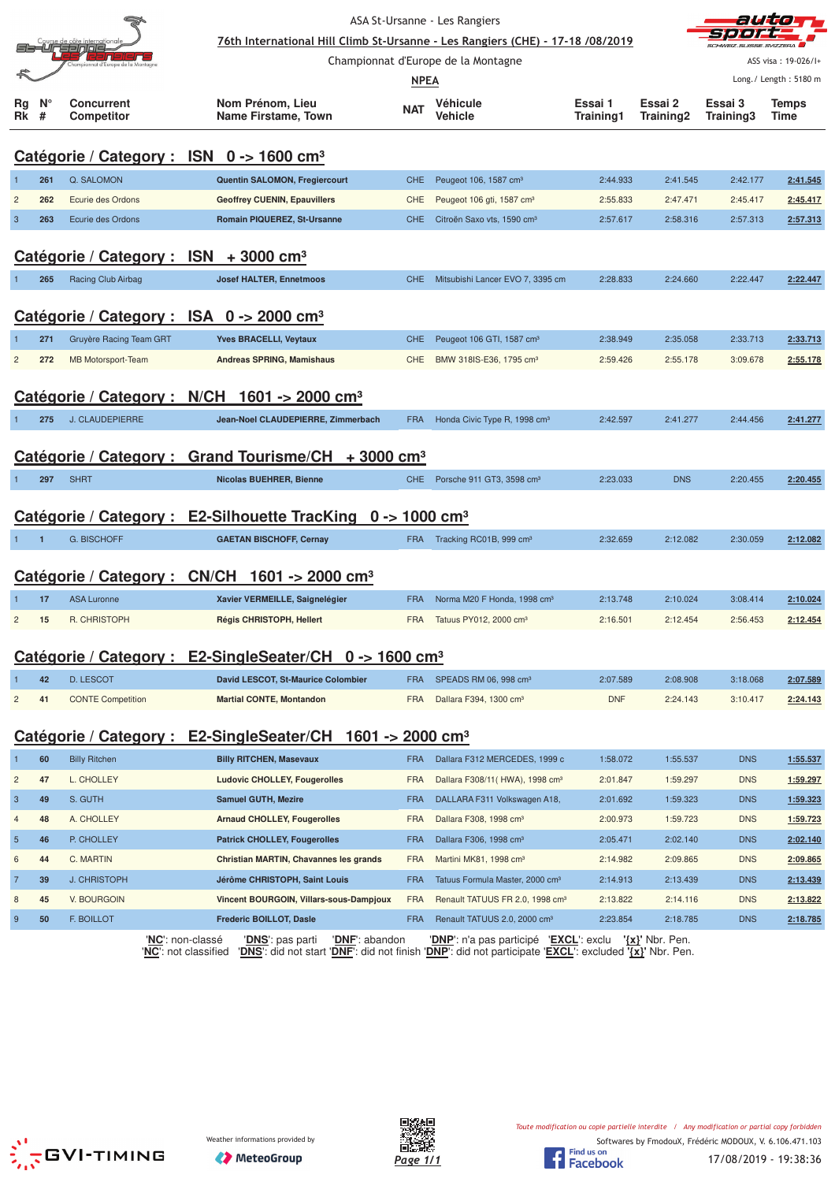ASA St-Ursanne - Les Rangiers

**76th International Hill Climb St-Ursanne - Les Rangiers (CHE) - 17-18 /08/2019**

Championnat d'Europe de la Montagne

**NPEA**

ASS visa : 19-026/I+

Long./ Length : 5180 m

## Catégorie / Category : ISN 0 -> 1600 cm³

| Rg Rk | N° # | Concurrent Competitor | Nom Prénom, Lieu Name Firstame, Town | NAT | Véhicule Vehicle | Essai 1 Training1 | Essai 2 Training2 | Essai 3 Training3 | Temps Time |
|---|---|---|---|---|---|---|---|---|---|
| 1 | 261 | Q. SALOMON | Quentin SALOMON, Fregiercourt | CHE | Peugeot 106, 1587 cm³ | 2:44.933 | 2:41.545 | 2:42.177 | 2:41.545 |
| 2 | 262 | Ecurie des Ordons | Geoffrey CUENIN, Epauvillers | CHE | Peugeot 106 gti, 1587 cm³ | 2:55.833 | 2:47.471 | 2:45.417 | 2:45.417 |
| 3 | 263 | Ecurie des Ordons | Romain PIQUEREZ, St-Ursanne | CHE | Citroën Saxo vts, 1590 cm³ | 2:57.617 | 2:58.316 | 2:57.313 | 2:57.313 |

## Catégorie / Category : ISN + 3000 cm³

| Rg Rk | N° # | Concurrent Competitor | Nom Prénom, Lieu Name Firstame, Town | NAT | Véhicule Vehicle | Essai 1 Training1 | Essai 2 Training2 | Essai 3 Training3 | Temps Time |
|---|---|---|---|---|---|---|---|---|---|
| 1 | 265 | Racing Club Airbag | Josef HALTER, Ennetmoos | CHE | Mitsubishi Lancer EVO 7, 3395 cm | 2:28.833 | 2:24.660 | 2:22.447 | 2:22.447 |

## Catégorie / Category : ISA 0 -> 2000 cm³

| Rg Rk | N° # | Concurrent Competitor | Nom Prénom, Lieu Name Firstame, Town | NAT | Véhicule Vehicle | Essai 1 Training1 | Essai 2 Training2 | Essai 3 Training3 | Temps Time |
|---|---|---|---|---|---|---|---|---|---|
| 1 | 271 | Gruyère Racing Team GRT | Yves BRACELLI, Veytaux | CHE | Peugeot 106 GTI, 1587 cm³ | 2:38.949 | 2:35.058 | 2:33.713 | 2:33.713 |
| 2 | 272 | MB Motorsport-Team | Andreas SPRING, Mamishaus | CHE | BMW 318IS-E36, 1795 cm³ | 2:59.426 | 2:55.178 | 3:09.678 | 2:55.178 |

## Catégorie / Category : N/CH 1601 -> 2000 cm³

| Rg Rk | N° # | Concurrent Competitor | Nom Prénom, Lieu Name Firstame, Town | NAT | Véhicule Vehicle | Essai 1 Training1 | Essai 2 Training2 | Essai 3 Training3 | Temps Time |
|---|---|---|---|---|---|---|---|---|---|
| 1 | 275 | J. CLAUDEPIERRE | Jean-Noel CLAUDEPIERRE, Zimmerbach | FRA | Honda Civic Type R, 1998 cm³ | 2:42.597 | 2:41.277 | 2:44.456 | 2:41.277 |

## Catégorie / Category : Grand Tourisme/CH + 3000 cm³

| Rg Rk | N° # | Concurrent Competitor | Nom Prénom, Lieu Name Firstame, Town | NAT | Véhicule Vehicle | Essai 1 Training1 | Essai 2 Training2 | Essai 3 Training3 | Temps Time |
|---|---|---|---|---|---|---|---|---|---|
| 1 | 297 | SHRT | Nicolas BUEHRER, Bienne | CHE | Porsche 911 GT3, 3598 cm³ | 2:23.033 | DNS | 2:20.455 | 2:20.455 |

## Catégorie / Category : E2-Silhouette TracKing 0 -> 1000 cm³

| Rg Rk | N° # | Concurrent Competitor | Nom Prénom, Lieu Name Firstame, Town | NAT | Véhicule Vehicle | Essai 1 Training1 | Essai 2 Training2 | Essai 3 Training3 | Temps Time |
|---|---|---|---|---|---|---|---|---|---|
| 1 | 1 | G. BISCHOFF | GAETAN BISCHOFF, Cernay | FRA | Tracking RC01B, 999 cm³ | 2:32.659 | 2:12.082 | 2:30.059 | 2:12.082 |

## Catégorie / Category : CN/CH 1601 -> 2000 cm³

| Rg Rk | N° # | Concurrent Competitor | Nom Prénom, Lieu Name Firstame, Town | NAT | Véhicule Vehicle | Essai 1 Training1 | Essai 2 Training2 | Essai 3 Training3 | Temps Time |
|---|---|---|---|---|---|---|---|---|---|
| 1 | 17 | ASA Luronne | Xavier VERMEILLE, Saignelégier | FRA | Norma M20 F Honda, 1998 cm³ | 2:13.748 | 2:10.024 | 3:08.414 | 2:10.024 |
| 2 | 15 | R. CHRISTOPH | Régis CHRISTOPH, Hellert | FRA | Tatuus PY012, 2000 cm³ | 2:16.501 | 2:12.454 | 2:56.453 | 2:12.454 |

## Catégorie / Category : E2-SingleSeater/CH 0 -> 1600 cm³

| Rg Rk | N° # | Concurrent Competitor | Nom Prénom, Lieu Name Firstame, Town | NAT | Véhicule Vehicle | Essai 1 Training1 | Essai 2 Training2 | Essai 3 Training3 | Temps Time |
|---|---|---|---|---|---|---|---|---|---|
| 1 | 42 | D. LESCOT | David LESCOT, St-Maurice Colombier | FRA | SPEADS RM 06, 998 cm³ | 2:07.589 | 2:08.908 | 3:18.068 | 2:07.589 |
| 2 | 41 | CONTE Competition | Martial CONTE, Montandon | FRA | Dallara F394, 1300 cm³ | DNF | 2:24.143 | 3:10.417 | 2:24.143 |

## Catégorie / Category : E2-SingleSeater/CH 1601 -> 2000 cm³

| Rg Rk | N° # | Concurrent Competitor | Nom Prénom, Lieu Name Firstame, Town | NAT | Véhicule Vehicle | Essai 1 Training1 | Essai 2 Training2 | Essai 3 Training3 | Temps Time |
|---|---|---|---|---|---|---|---|---|---|
| 1 | 60 | Billy Ritchen | Billy RITCHEN, Masevaux | FRA | Dallara F312 MERCEDES, 1999 c | 1:58.072 | 1:55.537 | DNS | 1:55.537 |
| 2 | 47 | L. CHOLLEY | Ludovic CHOLLEY, Fougerolles | FRA | Dallara F308/11( HWA), 1998 cm³ | 2:01.847 | 1:59.297 | DNS | 1:59.297 |
| 3 | 49 | S. GUTH | Samuel GUTH, Mezire | FRA | DALLARA F311 Volkswagen A18, | 2:01.692 | 1:59.323 | DNS | 1:59.323 |
| 4 | 48 | A. CHOLLEY | Arnaud CHOLLEY, Fougerolles | FRA | Dallara F308, 1998 cm³ | 2:00.973 | 1:59.723 | DNS | 1:59.723 |
| 5 | 46 | P. CHOLLEY | Patrick CHOLLEY, Fougerolles | FRA | Dallara F306, 1998 cm³ | 2:05.471 | 2:02.140 | DNS | 2:02.140 |
| 6 | 44 | C. MARTIN | Christian MARTIN, Chavannes les grands | FRA | Martini MK81, 1998 cm³ | 2:14.982 | 2:09.865 | DNS | 2:09.865 |
| 7 | 39 | J. CHRISTOPH | Jérôme CHRISTOPH, Saint Louis | FRA | Tatuus Formula Master, 2000 cm³ | 2:14.913 | 2:13.439 | DNS | 2:13.439 |
| 8 | 45 | V. BOURGOIN | Vincent BOURGOIN, Villars-sous-Dampjoux | FRA | Renault TATUUS FR 2.0, 1998 cm³ | 2:13.822 | 2:14.116 | DNS | 2:13.822 |
| 9 | 50 | F. BOILLOT | Frederic BOILLOT, Dasle | FRA | Renault TATUUS 2.0, 2000 cm³ | 2:23.854 | 2:18.785 | DNS | 2:18.785 |

'**NC**': non-classé '**DNS**': pas parti '**DNF**': abandon '**DNP**': n'a pas participé '**EXCL**': exclu '**{x}**' Nbr. Pen.
'**NC**': not classified '**DNS**': did not start '**DNF**': did not finish '**DNP**': did not participate '**EXCL**': excluded '**{x}**' Nbr. Pen.

Weather informations provided by MeteoGroup

*Toute modification ou copie partielle interdite / Any modification or partial copy forbidden*

Softwares by FmodouX, Frédéric MODOUX, V. 6.106.471.103

17/08/2019 - 19:38:36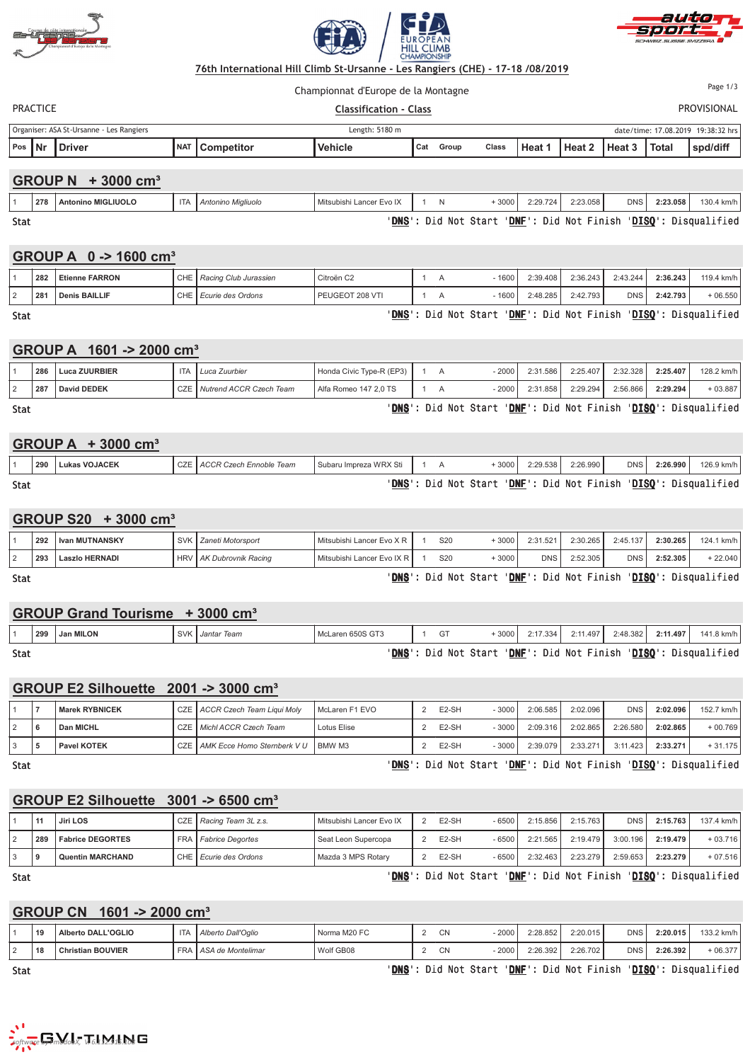76th International Hill Climb St-Ursanne - Les Rangiers (CHE) - 17-18 /08/2019

Championnat d'Europe de la Montagne

PRACTICE

Classification - Class

PROVISIONAL

Organiser: ASA St-Ursanne - Les Rangiers | Length: 5180 m | date/time: 17.08.2019 19:38:32 hrs

## GROUP N + 3000 cm³

| Pos | Nr | Driver | NAT | Competitor | Vehicle | Cat | Group | Class | Heat 1 | Heat 2 | Heat 3 | Total | spd/diff |
|---|---|---|---|---|---|---|---|---|---|---|---|---|---|
| 1 | 278 | Antonino MIGLIUOLO | ITA | *Antonino Migliuolo* | Mitsubishi Lancer Evo IX | 1 | N | + 3000 | 2:29.724 | 2:23.058 | DNS | **2:23.058** | 130.4 km/h |

Stat 'DNS': Did Not Start 'DNF': Did Not Finish 'DISQ': Disqualified

## GROUP A 0 -> 1600 cm³

| Pos | Nr | Driver | NAT | Competitor | Vehicle | Cat | Group | Class | Heat 1 | Heat 2 | Heat 3 | Total | spd/diff |
|---|---|---|---|---|---|---|---|---|---|---|---|---|---|
| 1 | 282 | Etienne FARRON | CHE | *Racing Club Jurassien* | Citroën C2 | 1 | A | - 1600 | 2:39.408 | 2:36.243 | 2:43.244 | **2:36.243** | 119.4 km/h |
| 2 | 281 | Denis BAILLIF | CHE | *Ecurie des Ordons* | PEUGEOT 208 VTI | 1 | A | - 1600 | 2:48.285 | 2:42.793 | DNS | **2:42.793** | + 06.550 |

Stat 'DNS': Did Not Start 'DNF': Did Not Finish 'DISQ': Disqualified

## GROUP A 1601 -> 2000 cm³

| Pos | Nr | Driver | NAT | Competitor | Vehicle | Cat | Group | Class | Heat 1 | Heat 2 | Heat 3 | Total | spd/diff |
|---|---|---|---|---|---|---|---|---|---|---|---|---|---|
| 1 | 286 | Luca ZUURBIER | ITA | *Luca Zuurbier* | Honda Civic Type-R (EP3) | 1 | A | - 2000 | 2:31.586 | 2:25.407 | 2:32.328 | **2:25.407** | 128.2 km/h |
| 2 | 287 | David DEDEK | CZE | *Nutrend ACCR Czech Team* | Alfa Romeo 147 2,0 TS | 1 | A | - 2000 | 2:31.858 | 2:29.294 | 2:56.866 | **2:29.294** | + 03.887 |

Stat 'DNS': Did Not Start 'DNF': Did Not Finish 'DISQ': Disqualified

## GROUP A + 3000 cm³

| Pos | Nr | Driver | NAT | Competitor | Vehicle | Cat | Group | Class | Heat 1 | Heat 2 | Heat 3 | Total | spd/diff |
|---|---|---|---|---|---|---|---|---|---|---|---|---|---|
| 1 | 290 | Lukas VOJACEK | CZE | *ACCR Czech Ennoble Team* | Subaru Impreza WRX Sti | 1 | A | + 3000 | 2:29.538 | 2:26.990 | DNS | **2:26.990** | 126.9 km/h |

Stat 'DNS': Did Not Start 'DNF': Did Not Finish 'DISQ': Disqualified

## GROUP S20 + 3000 cm³

| Pos | Nr | Driver | NAT | Competitor | Vehicle | Cat | Group | Class | Heat 1 | Heat 2 | Heat 3 | Total | spd/diff |
|---|---|---|---|---|---|---|---|---|---|---|---|---|---|
| 1 | 292 | Ivan MUTNANSKY | SVK | *Zaneti Motorsport* | Mitsubishi Lancer Evo X R | 1 | S20 | + 3000 | 2:31.521 | 2:30.265 | 2:45.137 | **2:30.265** | 124.1 km/h |
| 2 | 293 | Laszlo HERNADI | HRV | *AK Dubrovnik Racing* | Mitsubishi Lancer Evo IX R | 1 | S20 | + 3000 | DNS | 2:52.305 | DNS | **2:52.305** | + 22.040 |

Stat 'DNS': Did Not Start 'DNF': Did Not Finish 'DISQ': Disqualified

## GROUP Grand Tourisme + 3000 cm³

| Pos | Nr | Driver | NAT | Competitor | Vehicle | Cat | Group | Class | Heat 1 | Heat 2 | Heat 3 | Total | spd/diff |
|---|---|---|---|---|---|---|---|---|---|---|---|---|---|
| 1 | 299 | Jan MILON | SVK | *Jantar Team* | McLaren 650S GT3 | 1 | GT | + 3000 | 2:17.334 | 2:11.497 | 2:48.382 | **2:11.497** | 141.8 km/h |

Stat 'DNS': Did Not Start 'DNF': Did Not Finish 'DISQ': Disqualified

## GROUP E2 Silhouette 2001 -> 3000 cm³

| Pos | Nr | Driver | NAT | Competitor | Vehicle | Cat | Group | Class | Heat 1 | Heat 2 | Heat 3 | Total | spd/diff |
|---|---|---|---|---|---|---|---|---|---|---|---|---|---|
| 1 | 7 | Marek RYBNICEK | CZE | *ACCR Czech Team Liqui Moly* | McLaren F1 EVO | 2 | E2-SH | - 3000 | 2:06.585 | 2:02.096 | DNS | **2:02.096** | 152.7 km/h |
| 2 | 6 | Dan MICHL | CZE | *Michl ACCR Czech Team* | Lotus Elise | 2 | E2-SH | - 3000 | 2:09.316 | 2:02.865 | 2:26.580 | **2:02.865** | + 00.769 |
| 3 | 5 | Pavel KOTEK | CZE | *AMK Ecce Homo Sternberk V U* | BMW M3 | 2 | E2-SH | - 3000 | 2:39.079 | 2:33.271 | 3:11.423 | **2:33.271** | + 31.175 |

Stat 'DNS': Did Not Start 'DNF': Did Not Finish 'DISQ': Disqualified

## GROUP E2 Silhouette 3001 -> 6500 cm³

| Pos | Nr | Driver | NAT | Competitor | Vehicle | Cat | Group | Class | Heat 1 | Heat 2 | Heat 3 | Total | spd/diff |
|---|---|---|---|---|---|---|---|---|---|---|---|---|---|
| 1 | 11 | Jiri LOS | CZE | *Racing Team 3L z.s.* | Mitsubishi Lancer Evo IX | 2 | E2-SH | - 6500 | 2:15.856 | 2:15.763 | DNS | **2:15.763** | 137.4 km/h |
| 2 | 289 | Fabrice DEGORTES | FRA | *Fabrice Degortes* | Seat Leon Supercopa | 2 | E2-SH | - 6500 | 2:21.565 | 2:19.479 | 3:00.196 | **2:19.479** | + 03.716 |
| 3 | 9 | Quentin MARCHAND | CHE | *Ecurie des Ordons* | Mazda 3 MPS Rotary | 2 | E2-SH | - 6500 | 2:32.463 | 2:23.279 | 2:59.653 | **2:23.279** | + 07.516 |

Stat 'DNS': Did Not Start 'DNF': Did Not Finish 'DISQ': Disqualified

## GROUP CN 1601 -> 2000 cm³

| Pos | Nr | Driver | NAT | Competitor | Vehicle | Cat | Group | Class | Heat 1 | Heat 2 | Heat 3 | Total | spd/diff |
|---|---|---|---|---|---|---|---|---|---|---|---|---|---|
| 1 | 19 | Alberto DALL'OGLIO | ITA | *Alberto Dall'Oglio* | Norma M20 FC | 2 | CN | - 2000 | 2:28.852 | 2:20.015 | DNS | **2:20.015** | 133.2 km/h |
| 2 | 18 | Christian BOUVIER | FRA | *ASA de Montelimar* | Wolf GB08 | 2 | CN | - 2000 | 2:26.392 | 2:26.702 | DNS | **2:26.392** | + 06.377 |

Stat 'DNS': Did Not Start 'DNF': Did Not Finish 'DISQ': Disqualified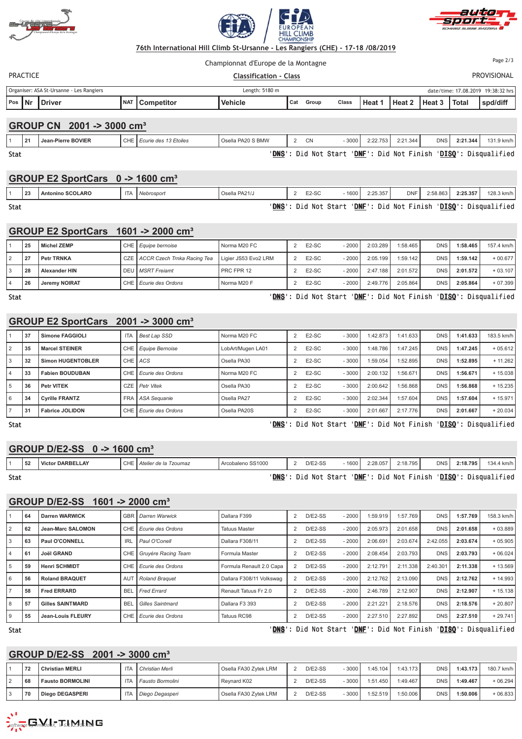76th International Hill Climb St-Ursanne - Les Rangiers (CHE) - 17-18 /08/2019

Championnat d'Europe de la Montagne

PRACTICE

Classification - Class

PROVISIONAL

Organiser: ASA St-Ursanne - Les Rangiers | Length: 5180 m | date/time: 17.08.2019 19:38:32 hrs

## GROUP CN 2001 -> 3000 cm³

| Pos | Nr | Driver | NAT | Competitor | Vehicle | Cat | Group | Class | Heat 1 | Heat 2 | Heat 3 | Total | spd/diff |
|---|---|---|---|---|---|---|---|---|---|---|---|---|---|
| 1 | 21 | Jean-Pierre BOVIER | CHE | Ecurie des 13 Etoiles | Osella PA20 S BMW | 2 | CN | - 3000 | 2:22.753 | 2:21.344 | DNS | 2:21.344 | 131.9 km/h |

Stat 'DNS': Did Not Start 'DNF': Did Not Finish 'DISQ': Disqualified

## GROUP E2 SportCars 0 -> 1600 cm³

| Pos | Nr | Driver | NAT | Competitor | Vehicle | Cat | Group | Class | Heat 1 | Heat 2 | Heat 3 | Total | spd/diff |
|---|---|---|---|---|---|---|---|---|---|---|---|---|---|
| 1 | 23 | Antonino SCOLARO | ITA | Nebrosport | Osella PA21/J | 2 | E2-SC | - 1600 | 2:25.357 | DNF | 2:58.863 | 2:25.357 | 128.3 km/h |

Stat 'DNS': Did Not Start 'DNF': Did Not Finish 'DISQ': Disqualified

## GROUP E2 SportCars 1601 -> 2000 cm³

| Pos | Nr | Driver | NAT | Competitor | Vehicle | Cat | Group | Class | Heat 1 | Heat 2 | Heat 3 | Total | spd/diff |
|---|---|---|---|---|---|---|---|---|---|---|---|---|---|
| 1 | 25 | Michel ZEMP | CHE | Equipe bernoise | Norma M20 FC | 2 | E2-SC | - 2000 | 2:03.289 | 1:58.465 | DNS | 1:58.465 | 157.4 km/h |
| 2 | 27 | Petr TRNKA | CZE | ACCR Czech Trnka Racing Tea | Ligier JS53 Evo2 LRM | 2 | E2-SC | - 2000 | 2:05.199 | 1:59.142 | DNS | 1:59.142 | + 00.677 |
| 3 | 28 | Alexander HIN | DEU | MSRT Freiamt | PRC FPR 12 | 2 | E2-SC | - 2000 | 2:47.188 | 2:01.572 | DNS | 2:01.572 | + 03.107 |
| 4 | 26 | Jeremy NOIRAT | CHE | Ecurie des Ordons | Norma M20 F | 2 | E2-SC | - 2000 | 2:49.776 | 2:05.864 | DNS | 2:05.864 | + 07.399 |

Stat 'DNS': Did Not Start 'DNF': Did Not Finish 'DISQ': Disqualified

## GROUP E2 SportCars 2001 -> 3000 cm³

| Pos | Nr | Driver | NAT | Competitor | Vehicle | Cat | Group | Class | Heat 1 | Heat 2 | Heat 3 | Total | spd/diff |
|---|---|---|---|---|---|---|---|---|---|---|---|---|---|
| 1 | 37 | Simone FAGGIOLI | ITA | Best Lap SSD | Norma M20 FC | 2 | E2-SC | - 3000 | 1:42.873 | 1:41.633 | DNS | 1:41.633 | 183.5 km/h |
| 2 | 35 | Marcel STEINER | CHE | Equipe Bernoise | LobArt/Mugen LA01 | 2 | E2-SC | - 3000 | 1:48.786 | 1:47.245 | DNS | 1:47.245 | + 05.612 |
| 3 | 32 | Simon HUGENTOBLER | CHE | ACS | Osella PA30 | 2 | E2-SC | - 3000 | 1:59.054 | 1:52.895 | DNS | 1:52.895 | + 11.262 |
| 4 | 33 | Fabien BOUDUBAN | CHE | Ecurie des Ordons | Norma M20 FC | 2 | E2-SC | - 3000 | 2:00.132 | 1:56.671 | DNS | 1:56.671 | + 15.038 |
| 5 | 36 | Petr VITEK | CZE | Petr Vitek | Osella PA30 | 2 | E2-SC | - 3000 | 2:00.642 | 1:56.868 | DNS | 1:56.868 | + 15.235 |
| 6 | 34 | Cyrille FRANTZ | FRA | ASA Sequanie | Osella PA27 | 2 | E2-SC | - 3000 | 2:02.344 | 1:57.604 | DNS | 1:57.604 | + 15.971 |
| 7 | 31 | Fabrice JOLIDON | CHE | Ecurie des Ordons | Osella PA20S | 2 | E2-SC | - 3000 | 2:01.667 | 2:17.776 | DNS | 2:01.667 | + 20.034 |

Stat 'DNS': Did Not Start 'DNF': Did Not Finish 'DISQ': Disqualified

## GROUP D/E2-SS 0 -> 1600 cm³

| Pos | Nr | Driver | NAT | Competitor | Vehicle | Cat | Group | Class | Heat 1 | Heat 2 | Heat 3 | Total | spd/diff |
|---|---|---|---|---|---|---|---|---|---|---|---|---|---|
| 1 | 52 | Victor DARBELLAY | CHE | Atelier de la Tzoumaz | Arcobaleno SS1000 | 2 | D/E2-SS | - 1600 | 2:28.057 | 2:18.795 | DNS | 2:18.795 | 134.4 km/h |

Stat 'DNS': Did Not Start 'DNF': Did Not Finish 'DISQ': Disqualified

## GROUP D/E2-SS 1601 -> 2000 cm³

| Pos | Nr | Driver | NAT | Competitor | Vehicle | Cat | Group | Class | Heat 1 | Heat 2 | Heat 3 | Total | spd/diff |
|---|---|---|---|---|---|---|---|---|---|---|---|---|---|
| 1 | 64 | Darren WARWICK | GBR | Darren Warwick | Dallara F399 | 2 | D/E2-SS | - 2000 | 1:59.919 | 1:57.769 | DNS | 1:57.769 | 158.3 km/h |
| 2 | 62 | Jean-Marc SALOMON | CHE | Ecurie des Ordons | Tatuus Master | 2 | D/E2-SS | - 2000 | 2:05.973 | 2:01.658 | DNS | 2:01.658 | + 03.889 |
| 3 | 63 | Paul O'CONNELL | IRL | Paul O'Conell | Dallara F308/11 | 2 | D/E2-SS | - 2000 | 2:06.691 | 2:03.674 | 2:42.055 | 2:03.674 | + 05.905 |
| 4 | 61 | Joël GRAND | CHE | Gruyère Racing Team | Formula Master | 2 | D/E2-SS | - 2000 | 2:08.454 | 2:03.793 | DNS | 2:03.793 | + 06.024 |
| 5 | 59 | Henri SCHMIDT | CHE | Ecurie des Ordons | Formula Renault 2.0 Capa | 2 | D/E2-SS | - 2000 | 2:12.791 | 2:11.338 | 2:40.301 | 2:11.338 | + 13.569 |
| 6 | 56 | Roland BRAQUET | AUT | Roland Braquet | Dallara F308/11 Volkswag | 2 | D/E2-SS | - 2000 | 2:12.762 | 2:13.090 | DNS | 2:12.762 | + 14.993 |
| 7 | 58 | Fred ERRARD | BEL | Fred Errard | Renault Tatuus Fr 2.0 | 2 | D/E2-SS | - 2000 | 2:46.789 | 2:12.907 | DNS | 2:12.907 | + 15.138 |
| 8 | 57 | Gilles SAINTMARD | BEL | Gilles Saintmard | Dallara F3 393 | 2 | D/E2-SS | - 2000 | 2:21.221 | 2:18.576 | DNS | 2:18.576 | + 20.807 |
| 9 | 55 | Jean-Louis FLEURY | CHE | Ecurie des Ordons | Tatuus RC98 | 2 | D/E2-SS | - 2000 | 2:27.510 | 2:27.892 | DNS | 2:27.510 | + 29.741 |

Stat 'DNS': Did Not Start 'DNF': Did Not Finish 'DISQ': Disqualified

## GROUP D/E2-SS 2001 -> 3000 cm³

| Pos | Nr | Driver | NAT | Competitor | Vehicle | Cat | Group | Class | Heat 1 | Heat 2 | Heat 3 | Total | spd/diff |
|---|---|---|---|---|---|---|---|---|---|---|---|---|---|
| 1 | 72 | Christian MERLI | ITA | Christian Merli | Osella FA30 Zytek LRM | 2 | D/E2-SS | - 3000 | 1:45.104 | 1:43.173 | DNS | 1:43.173 | 180.7 km/h |
| 2 | 68 | Fausto BORMOLINI | ITA | Fausto Bormolini | Reynard K02 | 2 | D/E2-SS | - 3000 | 1:51.450 | 1:49.467 | DNS | 1:49.467 | + 06.294 |
| 3 | 70 | Diego DEGASPERI | ITA | Diego Degasperi | Osella FA30 Zytek LRM | 2 | D/E2-SS | - 3000 | 1:52.519 | 1:50.006 | DNS | 1:50.006 | + 06.833 |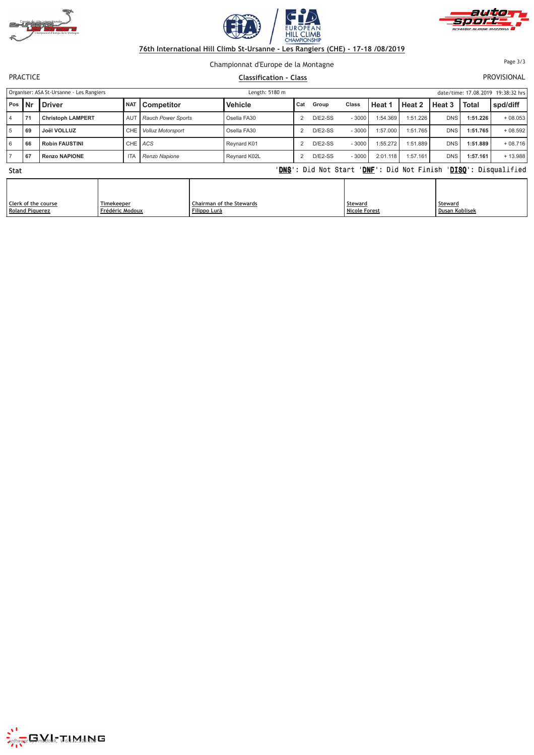## 76th International Hill Climb St-Ursanne - Les Rangiers (CHE) - 17-18 /08/2019

Championnat d'Europe de la Montagne

PRACTICE

**Classification - Class**

PROVISIONAL

Organiser: ASA St-Ursanne - Les Rangiers | Length: 5180 m | date/time: 17.08.2019 19:38:32 hrs

| Pos | Nr | Driver | NAT | Competitor | Vehicle | Cat | Group | Class | Heat 1 | Heat 2 | Heat 3 | Total | spd/diff |
|---|---|---|---|---|---|---|---|---|---|---|---|---|---|
| 4 | 71 | **Christoph LAMPERT** | AUT | *Rauch Power Sports* | Osella FA30 | 2 | D/E2-SS | - 3000 | 1:54.369 | 1:51.226 | DNS | **1:51.226** | + 08.053 |
| 5 | 69 | **Joël VOLLUZ** | CHE | *Volluz Motorsport* | Osella FA30 | 2 | D/E2-SS | - 3000 | 1:57.000 | 1:51.765 | DNS | **1:51.765** | + 08.592 |
| 6 | 66 | **Robin FAUSTINI** | CHE | *ACS* | Reynard K01 | 2 | D/E2-SS | - 3000 | 1:55.272 | 1:51.889 | DNS | **1:51.889** | + 08.716 |
| 7 | 67 | **Renzo NAPIONE** | ITA | *Renzo Napione* | Reynard K02L | 2 | D/E2-SS | - 3000 | 2:01.118 | 1:57.161 | DNS | **1:57.161** | + 13.988 |

Stat

'DNS': Did Not Start 'DNF': Did Not Finish 'DISQ': Disqualified

| Clerk of the course | Timekeeper | Chairman of the Stewards | Steward | Steward |
|---|---|---|---|---|
| Roland Piquerez | Frédéric Modoux | Filippo Lurà | Nicole Forest | Dusan Koblisek |